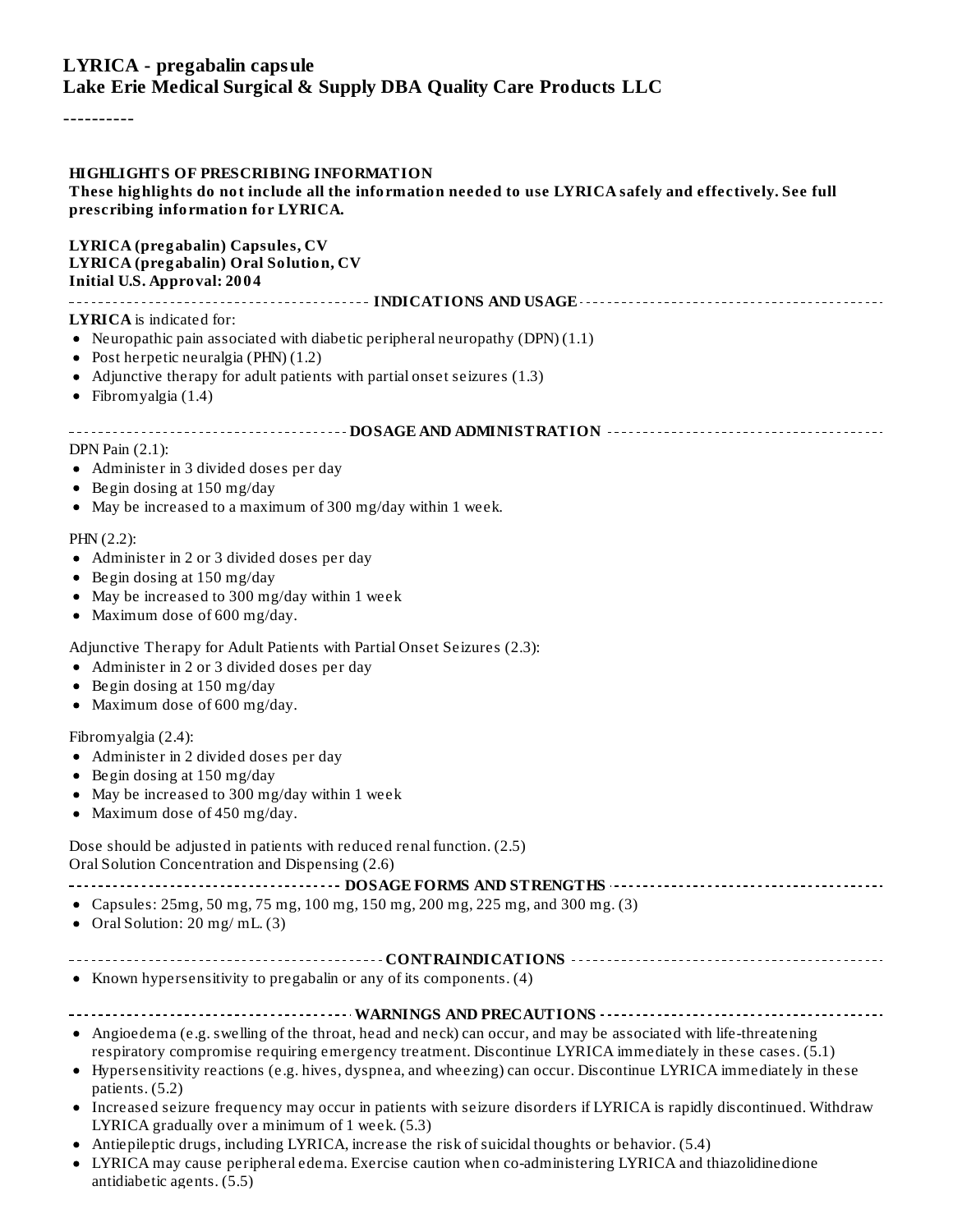# LYRICA - pregabalin capsule

**Lake Erie Medical Surgical & Supply DBA Quality Care Products LLC**

----------

## HIGHLIGHTS OF PRESCRIBING INFORMATION

**These highlights do not include all the information needed to use LYRICA safely and effectively. See full prescribing information for LYRICA.**

**LYRICA (pregabalin) Capsules, CV**
**LYRICA (pregabalin) Oral Solution, CV**
**Initial U.S. Approval: 2004**

### INDICATIONS AND USAGE

**LYRICA** is indicated for:

- Neuropathic pain associated with diabetic peripheral neuropathy (DPN) (1.1)
- Post herpetic neuralgia (PHN) (1.2)
- Adjunctive therapy for adult patients with partial onset seizures (1.3)
- Fibromyalgia (1.4)

### DOSAGE AND ADMINISTRATION

DPN Pain (2.1):

- Administer in 3 divided doses per day
- Begin dosing at 150 mg/day
- May be increased to a maximum of 300 mg/day within 1 week.

PHN (2.2):

- Administer in 2 or 3 divided doses per day
- Begin dosing at 150 mg/day
- May be increased to 300 mg/day within 1 week
- Maximum dose of 600 mg/day.

Adjunctive Therapy for Adult Patients with Partial Onset Seizures (2.3):

- Administer in 2 or 3 divided doses per day
- Begin dosing at 150 mg/day
- Maximum dose of 600 mg/day.

Fibromyalgia (2.4):

- Administer in 2 divided doses per day
- Begin dosing at 150 mg/day
- May be increased to 300 mg/day within 1 week
- Maximum dose of 450 mg/day.

Dose should be adjusted in patients with reduced renal function. (2.5)
Oral Solution Concentration and Dispensing (2.6)

### DOSAGE FORMS AND STRENGTHS

- Capsules: 25mg, 50 mg, 75 mg, 100 mg, 150 mg, 200 mg, 225 mg, and 300 mg. (3)
- Oral Solution: 20 mg/ mL. (3)

### CONTRAINDICATIONS

- Known hypersensitivity to pregabalin or any of its components. (4)

### WARNINGS AND PRECAUTIONS

- Angioedema (e.g. swelling of the throat, head and neck) can occur, and may be associated with life-threatening respiratory compromise requiring emergency treatment. Discontinue LYRICA immediately in these cases. (5.1)
- Hypersensitivity reactions (e.g. hives, dyspnea, and wheezing) can occur. Discontinue LYRICA immediately in these patients. (5.2)
- Increased seizure frequency may occur in patients with seizure disorders if LYRICA is rapidly discontinued. Withdraw LYRICA gradually over a minimum of 1 week. (5.3)
- Antiepileptic drugs, including LYRICA, increase the risk of suicidal thoughts or behavior. (5.4)
- LYRICA may cause peripheral edema. Exercise caution when co-administering LYRICA and thiazolidinedione antidiabetic agents. (5.5)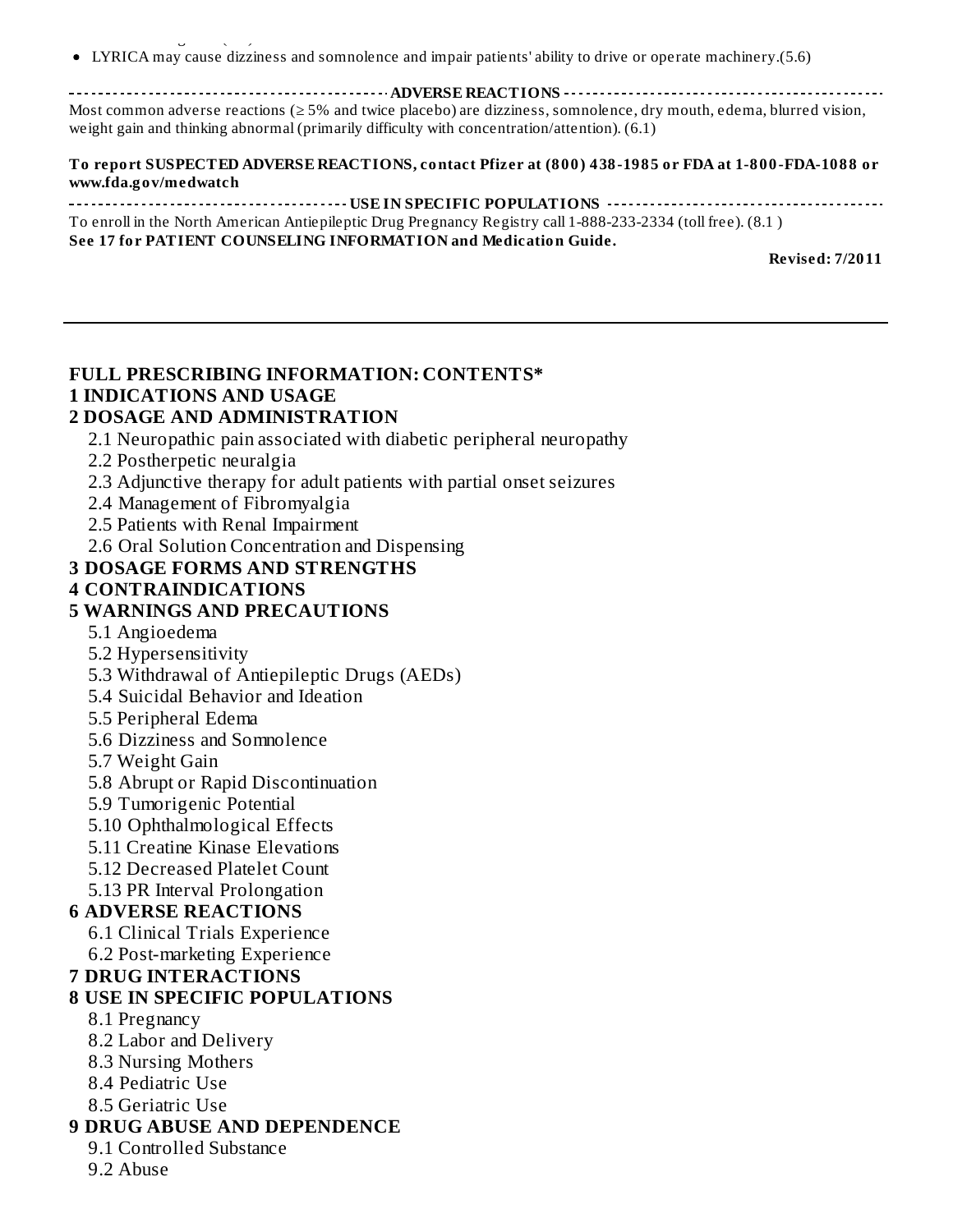- LYRICA may cause dizziness and somnolence and impair patients' ability to drive or operate machinery.(5.6)

**ADVERSE REACTIONS**

Most common adverse reactions (≥ 5% and twice placebo) are dizziness, somnolence, dry mouth, edema, blurred vision, weight gain and thinking abnormal (primarily difficulty with concentration/attention). (6.1)

**To report SUSPECTED ADVERSE REACTIONS, contact Pfizer at (800) 438-1985 or FDA at 1-800-FDA-1088 or www.fda.gov/medwatch**

**USE IN SPECIFIC POPULATIONS**

To enroll in the North American Antiepileptic Drug Pregnancy Registry call 1-888-233-2334 (toll free). (8.1 )

**See 17 for PATIENT COUNSELING INFORMATION and Medication Guide.**

**Revised: 7/2011**

---

**FULL PRESCRIBING INFORMATION: CONTENTS***

**1 INDICATIONS AND USAGE**

**2 DOSAGE AND ADMINISTRATION**

- 2.1 Neuropathic pain associated with diabetic peripheral neuropathy
- 2.2 Postherpetic neuralgia
- 2.3 Adjunctive therapy for adult patients with partial onset seizures
- 2.4 Management of Fibromyalgia
- 2.5 Patients with Renal Impairment
- 2.6 Oral Solution Concentration and Dispensing

**3 DOSAGE FORMS AND STRENGTHS**

**4 CONTRAINDICATIONS**

**5 WARNINGS AND PRECAUTIONS**

- 5.1 Angioedema
- 5.2 Hypersensitivity
- 5.3 Withdrawal of Antiepileptic Drugs (AEDs)
- 5.4 Suicidal Behavior and Ideation
- 5.5 Peripheral Edema
- 5.6 Dizziness and Somnolence
- 5.7 Weight Gain
- 5.8 Abrupt or Rapid Discontinuation
- 5.9 Tumorigenic Potential
- 5.10 Ophthalmological Effects
- 5.11 Creatine Kinase Elevations
- 5.12 Decreased Platelet Count
- 5.13 PR Interval Prolongation

**6 ADVERSE REACTIONS**

- 6.1 Clinical Trials Experience
- 6.2 Post-marketing Experience

**7 DRUG INTERACTIONS**

**8 USE IN SPECIFIC POPULATIONS**

- 8.1 Pregnancy
- 8.2 Labor and Delivery
- 8.3 Nursing Mothers
- 8.4 Pediatric Use
- 8.5 Geriatric Use

**9 DRUG ABUSE AND DEPENDENCE**

- 9.1 Controlled Substance
- 9.2 Abuse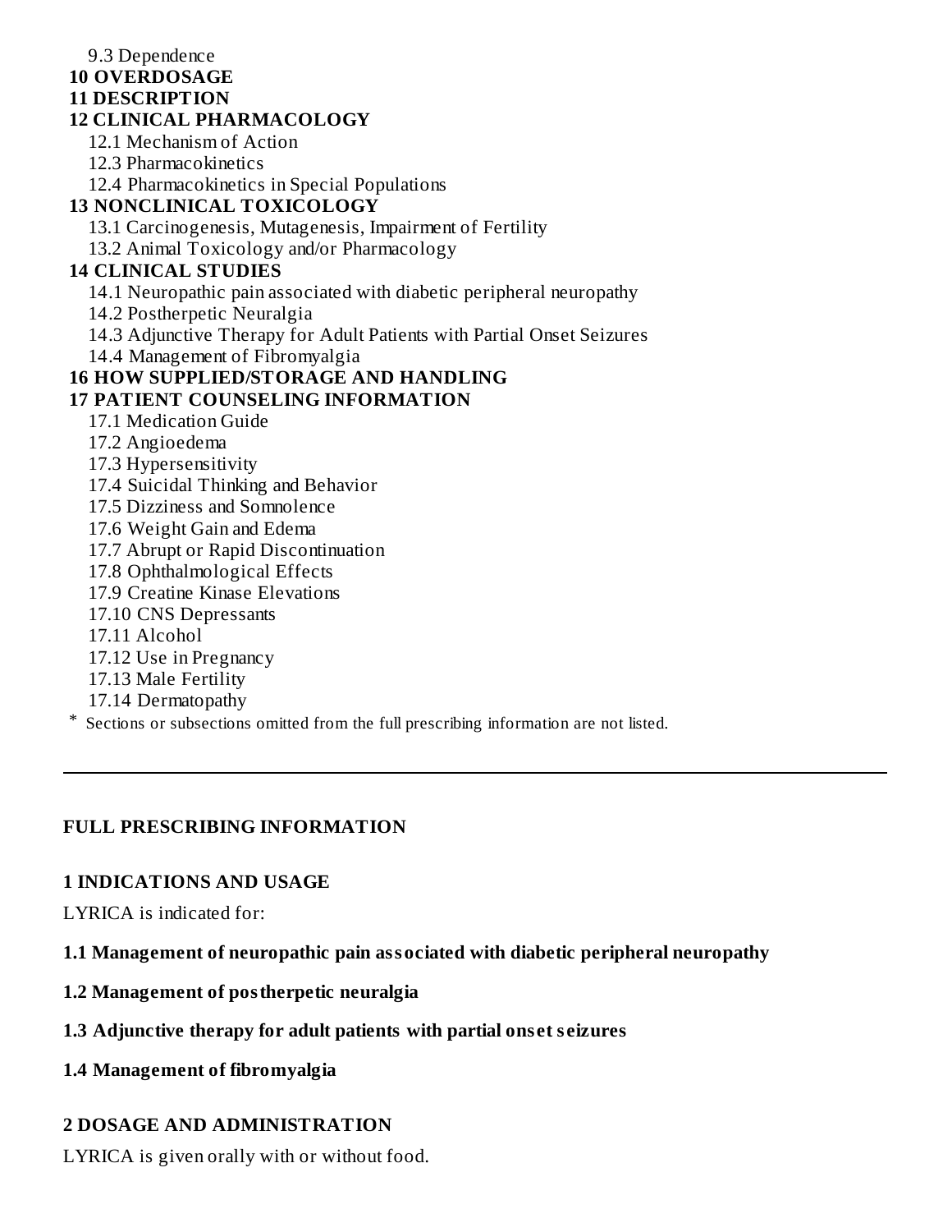9.3 Dependence

**10 OVERDOSAGE**

**11 DESCRIPTION**

**12 CLINICAL PHARMACOLOGY**

12.1 Mechanism of Action

12.3 Pharmacokinetics

12.4 Pharmacokinetics in Special Populations

**13 NONCLINICAL TOXICOLOGY**

13.1 Carcinogenesis, Mutagenesis, Impairment of Fertility

13.2 Animal Toxicology and/or Pharmacology

**14 CLINICAL STUDIES**

14.1 Neuropathic pain associated with diabetic peripheral neuropathy

14.2 Postherpetic Neuralgia

14.3 Adjunctive Therapy for Adult Patients with Partial Onset Seizures

14.4 Management of Fibromyalgia

**16 HOW SUPPLIED/STORAGE AND HANDLING**

**17 PATIENT COUNSELING INFORMATION**

17.1 Medication Guide

17.2 Angioedema

17.3 Hypersensitivity

17.4 Suicidal Thinking and Behavior

17.5 Dizziness and Somnolence

17.6 Weight Gain and Edema

17.7 Abrupt or Rapid Discontinuation

17.8 Ophthalmological Effects

17.9 Creatine Kinase Elevations

17.10 CNS Depressants

17.11 Alcohol

17.12 Use in Pregnancy

17.13 Male Fertility

17.14 Dermatopathy

* Sections or subsections omitted from the full prescribing information are not listed.

---

## FULL PRESCRIBING INFORMATION

## 1 INDICATIONS AND USAGE

LYRICA is indicated for:

### 1.1 Management of neuropathic pain associated with diabetic peripheral neuropathy

### 1.2 Management of postherpetic neuralgia

### 1.3 Adjunctive therapy for adult patients with partial onset seizures

### 1.4 Management of fibromyalgia

## 2 DOSAGE AND ADMINISTRATION

LYRICA is given orally with or without food.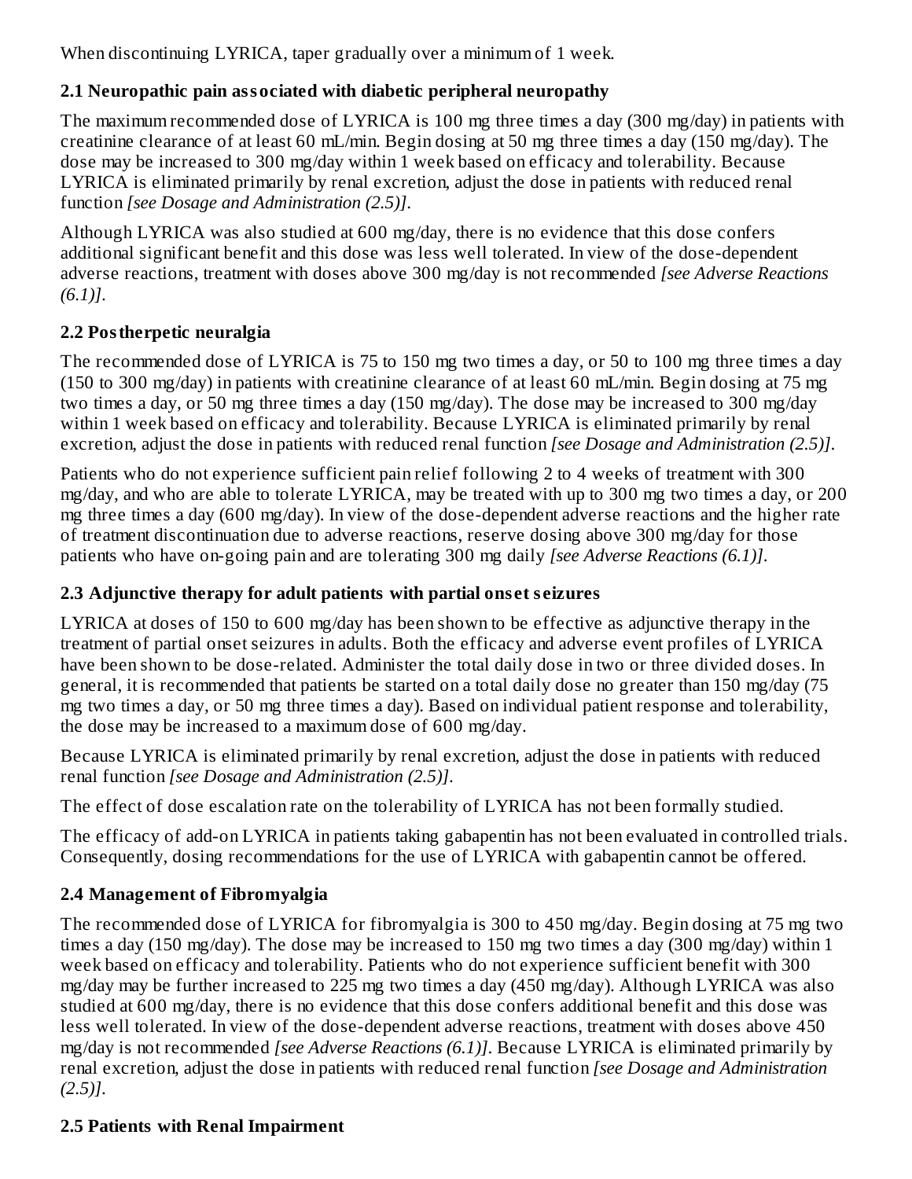When discontinuing LYRICA, taper gradually over a minimum of 1 week.

### 2.1 Neuropathic pain associated with diabetic peripheral neuropathy

The maximum recommended dose of LYRICA is 100 mg three times a day (300 mg/day) in patients with creatinine clearance of at least 60 mL/min. Begin dosing at 50 mg three times a day (150 mg/day). The dose may be increased to 300 mg/day within 1 week based on efficacy and tolerability. Because LYRICA is eliminated primarily by renal excretion, adjust the dose in patients with reduced renal function *[see Dosage and Administration (2.5)]*.

Although LYRICA was also studied at 600 mg/day, there is no evidence that this dose confers additional significant benefit and this dose was less well tolerated. In view of the dose-dependent adverse reactions, treatment with doses above 300 mg/day is not recommended *[see Adverse Reactions (6.1)]*.

### 2.2 Postherpetic neuralgia

The recommended dose of LYRICA is 75 to 150 mg two times a day, or 50 to 100 mg three times a day (150 to 300 mg/day) in patients with creatinine clearance of at least 60 mL/min. Begin dosing at 75 mg two times a day, or 50 mg three times a day (150 mg/day). The dose may be increased to 300 mg/day within 1 week based on efficacy and tolerability. Because LYRICA is eliminated primarily by renal excretion, adjust the dose in patients with reduced renal function *[see Dosage and Administration (2.5)]*.

Patients who do not experience sufficient pain relief following 2 to 4 weeks of treatment with 300 mg/day, and who are able to tolerate LYRICA, may be treated with up to 300 mg two times a day, or 200 mg three times a day (600 mg/day). In view of the dose-dependent adverse reactions and the higher rate of treatment discontinuation due to adverse reactions, reserve dosing above 300 mg/day for those patients who have on-going pain and are tolerating 300 mg daily *[see Adverse Reactions (6.1)]*.

### 2.3 Adjunctive therapy for adult patients with partial onset seizures

LYRICA at doses of 150 to 600 mg/day has been shown to be effective as adjunctive therapy in the treatment of partial onset seizures in adults. Both the efficacy and adverse event profiles of LYRICA have been shown to be dose-related. Administer the total daily dose in two or three divided doses. In general, it is recommended that patients be started on a total daily dose no greater than 150 mg/day (75 mg two times a day, or 50 mg three times a day). Based on individual patient response and tolerability, the dose may be increased to a maximum dose of 600 mg/day.

Because LYRICA is eliminated primarily by renal excretion, adjust the dose in patients with reduced renal function *[see Dosage and Administration (2.5)]*.

The effect of dose escalation rate on the tolerability of LYRICA has not been formally studied.

The efficacy of add-on LYRICA in patients taking gabapentin has not been evaluated in controlled trials. Consequently, dosing recommendations for the use of LYRICA with gabapentin cannot be offered.

### 2.4 Management of Fibromyalgia

The recommended dose of LYRICA for fibromyalgia is 300 to 450 mg/day. Begin dosing at 75 mg two times a day (150 mg/day). The dose may be increased to 150 mg two times a day (300 mg/day) within 1 week based on efficacy and tolerability. Patients who do not experience sufficient benefit with 300 mg/day may be further increased to 225 mg two times a day (450 mg/day). Although LYRICA was also studied at 600 mg/day, there is no evidence that this dose confers additional benefit and this dose was less well tolerated. In view of the dose-dependent adverse reactions, treatment with doses above 450 mg/day is not recommended *[see Adverse Reactions (6.1)]*. Because LYRICA is eliminated primarily by renal excretion, adjust the dose in patients with reduced renal function *[see Dosage and Administration (2.5)]*.

### 2.5 Patients with Renal Impairment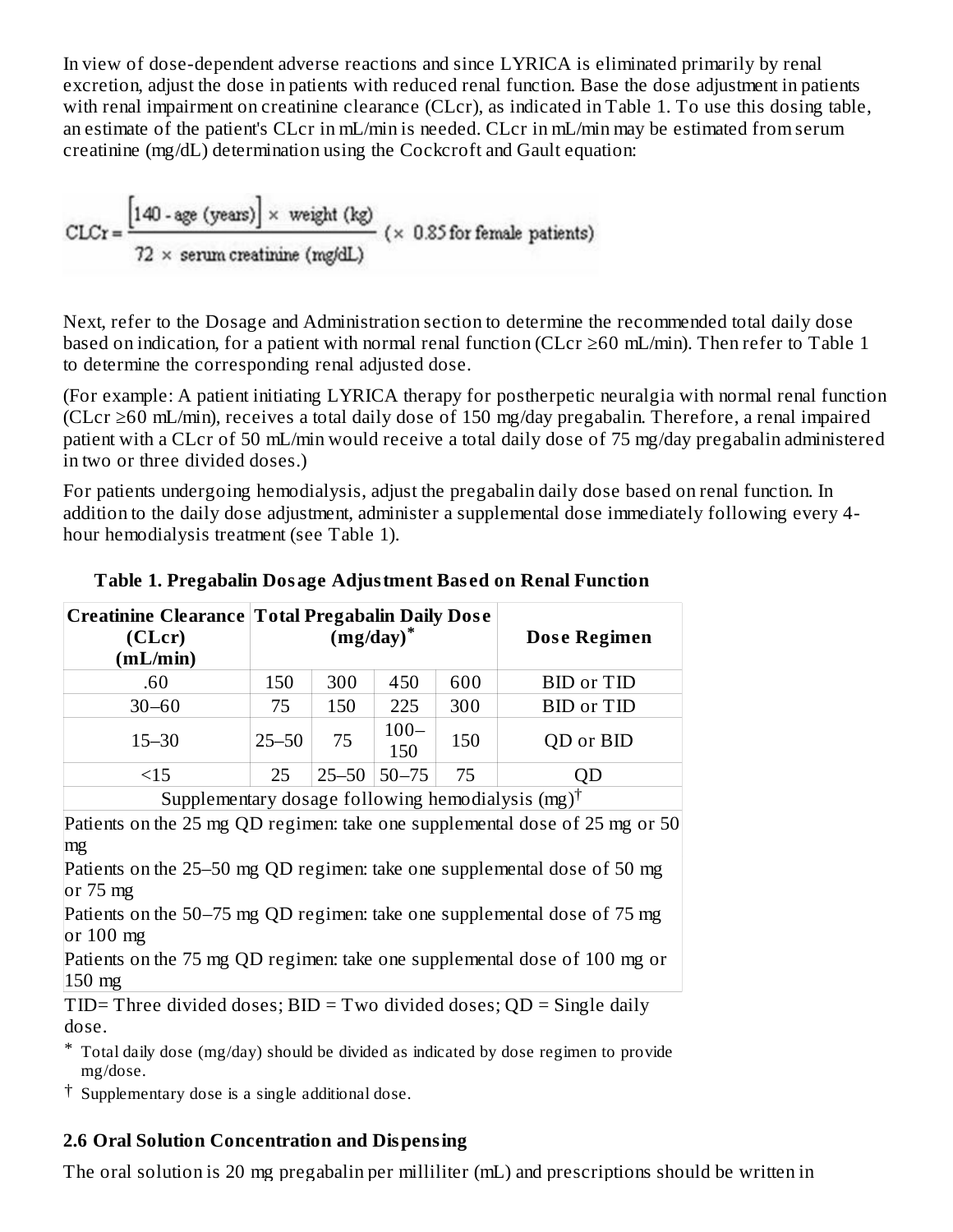In view of dose-dependent adverse reactions and since LYRICA is eliminated primarily by renal excretion, adjust the dose in patients with reduced renal function. Base the dose adjustment in patients with renal impairment on creatinine clearance (CLcr), as indicated in Table 1. To use this dosing table, an estimate of the patient's CLcr in mL/min is needed. CLcr in mL/min may be estimated from serum creatinine (mg/dL) determination using the Cockcroft and Gault equation:

$$CLCr = \frac{[140 - \text{age (years)}] \times \text{weight (kg)}}{72 \times \text{serum creatinine (mg/dL)}} \ (\times\ 0.85 \text{ for female patients})$$

Next, refer to the Dosage and Administration section to determine the recommended total daily dose based on indication, for a patient with normal renal function (CLcr ≥60 mL/min). Then refer to Table 1 to determine the corresponding renal adjusted dose.

(For example: A patient initiating LYRICA therapy for postherpetic neuralgia with normal renal function (CLcr ≥60 mL/min), receives a total daily dose of 150 mg/day pregabalin. Therefore, a renal impaired patient with a CLcr of 50 mL/min would receive a total daily dose of 75 mg/day pregabalin administered in two or three divided doses.)

For patients undergoing hemodialysis, adjust the pregabalin daily dose based on renal function. In addition to the daily dose adjustment, administer a supplemental dose immediately following every 4-hour hemodialysis treatment (see Table 1).

**Table 1. Pregabalin Dosage Adjustment Based on Renal Function**

| Creatinine Clearance (CLcr) (mL/min) | Total Pregabalin Daily Dose (mg/day)* | | | | Dose Regimen |
|---|---|---|---|---|---|
| .60 | 150 | 300 | 450 | 600 | BID or TID |
| 30–60 | 75 | 150 | 225 | 300 | BID or TID |
| 15–30 | 25–50 | 75 | 100–150 | 150 | QD or BID |
| <15 | 25 | 25–50 | 50–75 | 75 | QD |
| Supplementary dosage following hemodialysis (mg)† | | | | | |
| Patients on the 25 mg QD regimen: take one supplemental dose of 25 mg or 50 mg | | | | | |
| Patients on the 25–50 mg QD regimen: take one supplemental dose of 50 mg or 75 mg | | | | | |
| Patients on the 50–75 mg QD regimen: take one supplemental dose of 75 mg or 100 mg | | | | | |
| Patients on the 75 mg QD regimen: take one supplemental dose of 100 mg or 150 mg | | | | | |

TID= Three divided doses; BID = Two divided doses; QD = Single daily dose.

* Total daily dose (mg/day) should be divided as indicated by dose regimen to provide mg/dose.

† Supplementary dose is a single additional dose.

### 2.6 Oral Solution Concentration and Dispensing

The oral solution is 20 mg pregabalin per milliliter (mL) and prescriptions should be written in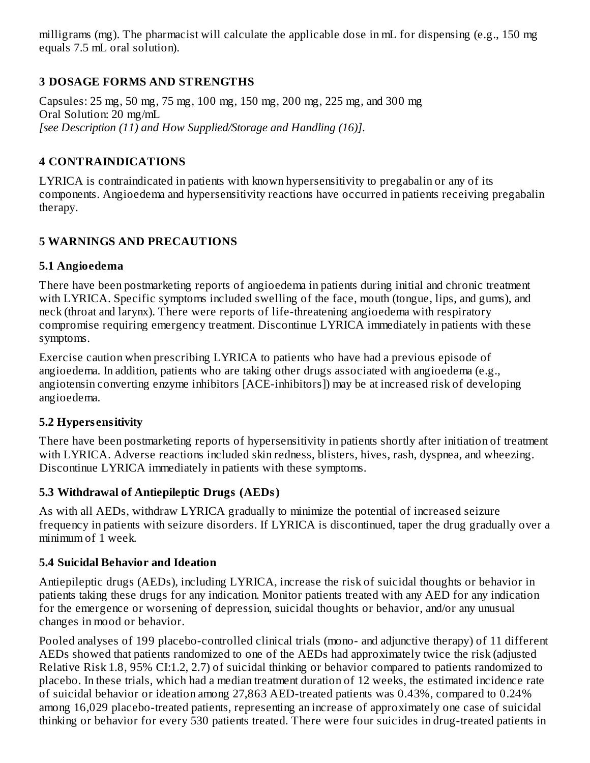milligrams (mg). The pharmacist will calculate the applicable dose in mL for dispensing (e.g., 150 mg equals 7.5 mL oral solution).

## 3 DOSAGE FORMS AND STRENGTHS

Capsules: 25 mg, 50 mg, 75 mg, 100 mg, 150 mg, 200 mg, 225 mg, and 300 mg
Oral Solution: 20 mg/mL
*[see Description (11) and How Supplied/Storage and Handling (16)].*

## 4 CONTRAINDICATIONS

LYRICA is contraindicated in patients with known hypersensitivity to pregabalin or any of its components. Angioedema and hypersensitivity reactions have occurred in patients receiving pregabalin therapy.

## 5 WARNINGS AND PRECAUTIONS

### 5.1 Angioedema

There have been postmarketing reports of angioedema in patients during initial and chronic treatment with LYRICA. Specific symptoms included swelling of the face, mouth (tongue, lips, and gums), and neck (throat and larynx). There were reports of life-threatening angioedema with respiratory compromise requiring emergency treatment. Discontinue LYRICA immediately in patients with these symptoms.

Exercise caution when prescribing LYRICA to patients who have had a previous episode of angioedema. In addition, patients who are taking other drugs associated with angioedema (e.g., angiotensin converting enzyme inhibitors [ACE-inhibitors]) may be at increased risk of developing angioedema.

### 5.2 Hypersensitivity

There have been postmarketing reports of hypersensitivity in patients shortly after initiation of treatment with LYRICA. Adverse reactions included skin redness, blisters, hives, rash, dyspnea, and wheezing. Discontinue LYRICA immediately in patients with these symptoms.

### 5.3 Withdrawal of Antiepileptic Drugs (AEDs)

As with all AEDs, withdraw LYRICA gradually to minimize the potential of increased seizure frequency in patients with seizure disorders. If LYRICA is discontinued, taper the drug gradually over a minimum of 1 week.

### 5.4 Suicidal Behavior and Ideation

Antiepileptic drugs (AEDs), including LYRICA, increase the risk of suicidal thoughts or behavior in patients taking these drugs for any indication. Monitor patients treated with any AED for any indication for the emergence or worsening of depression, suicidal thoughts or behavior, and/or any unusual changes in mood or behavior.

Pooled analyses of 199 placebo-controlled clinical trials (mono- and adjunctive therapy) of 11 different AEDs showed that patients randomized to one of the AEDs had approximately twice the risk (adjusted Relative Risk 1.8, 95% CI:1.2, 2.7) of suicidal thinking or behavior compared to patients randomized to placebo. In these trials, which had a median treatment duration of 12 weeks, the estimated incidence rate of suicidal behavior or ideation among 27,863 AED-treated patients was 0.43%, compared to 0.24% among 16,029 placebo-treated patients, representing an increase of approximately one case of suicidal thinking or behavior for every 530 patients treated. There were four suicides in drug-treated patients in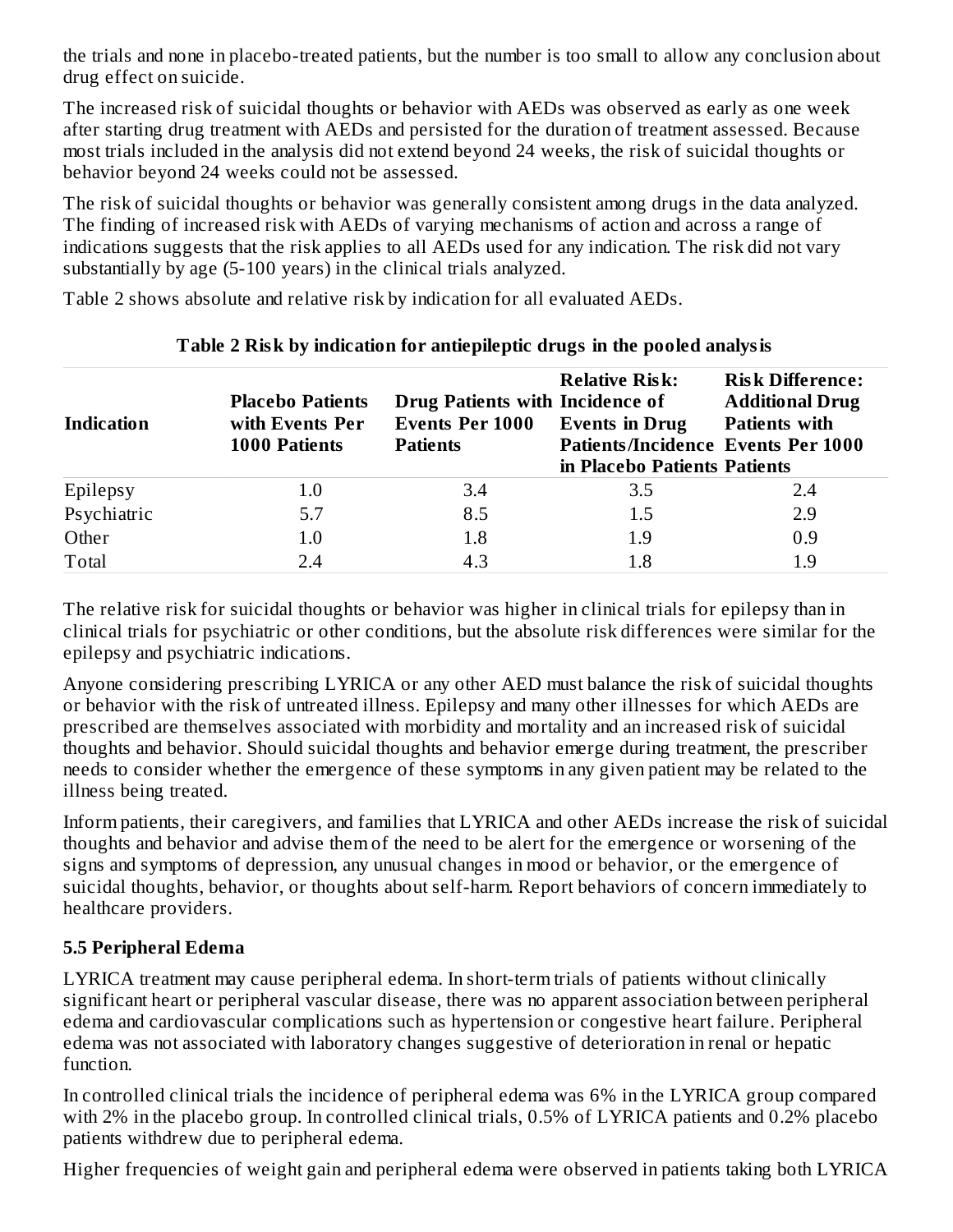the trials and none in placebo-treated patients, but the number is too small to allow any conclusion about drug effect on suicide.

The increased risk of suicidal thoughts or behavior with AEDs was observed as early as one week after starting drug treatment with AEDs and persisted for the duration of treatment assessed. Because most trials included in the analysis did not extend beyond 24 weeks, the risk of suicidal thoughts or behavior beyond 24 weeks could not be assessed.

The risk of suicidal thoughts or behavior was generally consistent among drugs in the data analyzed. The finding of increased risk with AEDs of varying mechanisms of action and across a range of indications suggests that the risk applies to all AEDs used for any indication. The risk did not vary substantially by age (5-100 years) in the clinical trials analyzed.

Table 2 shows absolute and relative risk by indication for all evaluated AEDs.

**Table 2 Risk by indication for antiepileptic drugs in the pooled analysis**

| Indication | Placebo Patients with Events Per 1000 Patients | Drug Patients with Events Per 1000 Patients | Relative Risk: Incidence of Events in Drug Patients/Incidence in Placebo Patients | Risk Difference: Additional Drug Patients with Events Per 1000 Patients |
|---|---|---|---|---|
| Epilepsy | 1.0 | 3.4 | 3.5 | 2.4 |
| Psychiatric | 5.7 | 8.5 | 1.5 | 2.9 |
| Other | 1.0 | 1.8 | 1.9 | 0.9 |
| Total | 2.4 | 4.3 | 1.8 | 1.9 |

The relative risk for suicidal thoughts or behavior was higher in clinical trials for epilepsy than in clinical trials for psychiatric or other conditions, but the absolute risk differences were similar for the epilepsy and psychiatric indications.

Anyone considering prescribing LYRICA or any other AED must balance the risk of suicidal thoughts or behavior with the risk of untreated illness. Epilepsy and many other illnesses for which AEDs are prescribed are themselves associated with morbidity and mortality and an increased risk of suicidal thoughts and behavior. Should suicidal thoughts and behavior emerge during treatment, the prescriber needs to consider whether the emergence of these symptoms in any given patient may be related to the illness being treated.

Inform patients, their caregivers, and families that LYRICA and other AEDs increase the risk of suicidal thoughts and behavior and advise them of the need to be alert for the emergence or worsening of the signs and symptoms of depression, any unusual changes in mood or behavior, or the emergence of suicidal thoughts, behavior, or thoughts about self-harm. Report behaviors of concern immediately to healthcare providers.

### 5.5 Peripheral Edema

LYRICA treatment may cause peripheral edema. In short-term trials of patients without clinically significant heart or peripheral vascular disease, there was no apparent association between peripheral edema and cardiovascular complications such as hypertension or congestive heart failure. Peripheral edema was not associated with laboratory changes suggestive of deterioration in renal or hepatic function.

In controlled clinical trials the incidence of peripheral edema was 6% in the LYRICA group compared with 2% in the placebo group. In controlled clinical trials, 0.5% of LYRICA patients and 0.2% placebo patients withdrew due to peripheral edema.

Higher frequencies of weight gain and peripheral edema were observed in patients taking both LYRICA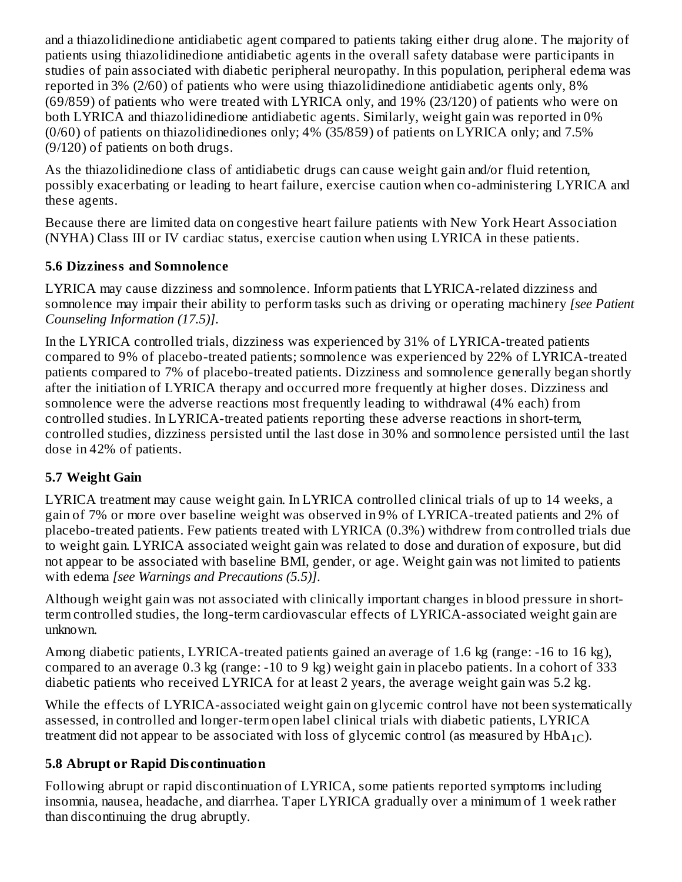and a thiazolidinedione antidiabetic agent compared to patients taking either drug alone. The majority of patients using thiazolidinedione antidiabetic agents in the overall safety database were participants in studies of pain associated with diabetic peripheral neuropathy. In this population, peripheral edema was reported in 3% (2/60) of patients who were using thiazolidinedione antidiabetic agents only, 8% (69/859) of patients who were treated with LYRICA only, and 19% (23/120) of patients who were on both LYRICA and thiazolidinedione antidiabetic agents. Similarly, weight gain was reported in 0% (0/60) of patients on thiazolidinediones only; 4% (35/859) of patients on LYRICA only; and 7.5% (9/120) of patients on both drugs.

As the thiazolidinedione class of antidiabetic drugs can cause weight gain and/or fluid retention, possibly exacerbating or leading to heart failure, exercise caution when co-administering LYRICA and these agents.

Because there are limited data on congestive heart failure patients with New York Heart Association (NYHA) Class III or IV cardiac status, exercise caution when using LYRICA in these patients.

### 5.6 Dizziness and Somnolence

LYRICA may cause dizziness and somnolence. Inform patients that LYRICA-related dizziness and somnolence may impair their ability to perform tasks such as driving or operating machinery *[see Patient Counseling Information (17.5)]*.

In the LYRICA controlled trials, dizziness was experienced by 31% of LYRICA-treated patients compared to 9% of placebo-treated patients; somnolence was experienced by 22% of LYRICA-treated patients compared to 7% of placebo-treated patients. Dizziness and somnolence generally began shortly after the initiation of LYRICA therapy and occurred more frequently at higher doses. Dizziness and somnolence were the adverse reactions most frequently leading to withdrawal (4% each) from controlled studies. In LYRICA-treated patients reporting these adverse reactions in short-term, controlled studies, dizziness persisted until the last dose in 30% and somnolence persisted until the last dose in 42% of patients.

### 5.7 Weight Gain

LYRICA treatment may cause weight gain. In LYRICA controlled clinical trials of up to 14 weeks, a gain of 7% or more over baseline weight was observed in 9% of LYRICA-treated patients and 2% of placebo-treated patients. Few patients treated with LYRICA (0.3%) withdrew from controlled trials due to weight gain. LYRICA associated weight gain was related to dose and duration of exposure, but did not appear to be associated with baseline BMI, gender, or age. Weight gain was not limited to patients with edema *[see Warnings and Precautions (5.5)]*.

Although weight gain was not associated with clinically important changes in blood pressure in short-term controlled studies, the long-term cardiovascular effects of LYRICA-associated weight gain are unknown.

Among diabetic patients, LYRICA-treated patients gained an average of 1.6 kg (range: -16 to 16 kg), compared to an average 0.3 kg (range: -10 to 9 kg) weight gain in placebo patients. In a cohort of 333 diabetic patients who received LYRICA for at least 2 years, the average weight gain was 5.2 kg.

While the effects of LYRICA-associated weight gain on glycemic control have not been systematically assessed, in controlled and longer-term open label clinical trials with diabetic patients, LYRICA treatment did not appear to be associated with loss of glycemic control (as measured by $HbA_{1C}$).

### 5.8 Abrupt or Rapid Discontinuation

Following abrupt or rapid discontinuation of LYRICA, some patients reported symptoms including insomnia, nausea, headache, and diarrhea. Taper LYRICA gradually over a minimum of 1 week rather than discontinuing the drug abruptly.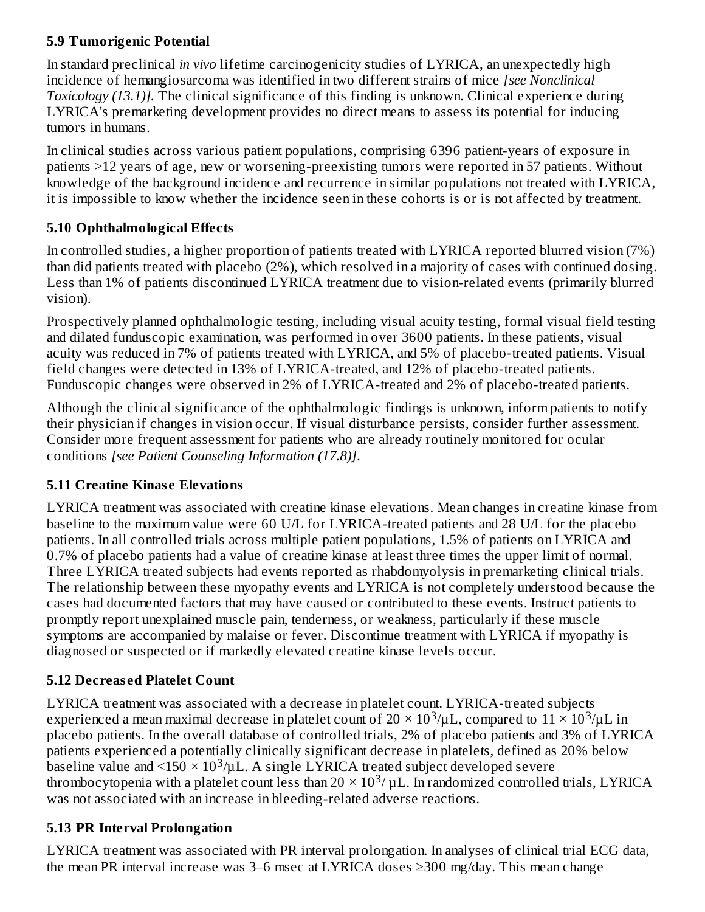### 5.9 Tumorigenic Potential

In standard preclinical *in vivo* lifetime carcinogenicity studies of LYRICA, an unexpectedly high incidence of hemangiosarcoma was identified in two different strains of mice *[see Nonclinical Toxicology (13.1)]*. The clinical significance of this finding is unknown. Clinical experience during LYRICA's premarketing development provides no direct means to assess its potential for inducing tumors in humans.

In clinical studies across various patient populations, comprising 6396 patient-years of exposure in patients >12 years of age, new or worsening-preexisting tumors were reported in 57 patients. Without knowledge of the background incidence and recurrence in similar populations not treated with LYRICA, it is impossible to know whether the incidence seen in these cohorts is or is not affected by treatment.

### 5.10 Ophthalmological Effects

In controlled studies, a higher proportion of patients treated with LYRICA reported blurred vision (7%) than did patients treated with placebo (2%), which resolved in a majority of cases with continued dosing. Less than 1% of patients discontinued LYRICA treatment due to vision-related events (primarily blurred vision).

Prospectively planned ophthalmologic testing, including visual acuity testing, formal visual field testing and dilated funduscopic examination, was performed in over 3600 patients. In these patients, visual acuity was reduced in 7% of patients treated with LYRICA, and 5% of placebo-treated patients. Visual field changes were detected in 13% of LYRICA-treated, and 12% of placebo-treated patients. Funduscopic changes were observed in 2% of LYRICA-treated and 2% of placebo-treated patients.

Although the clinical significance of the ophthalmologic findings is unknown, inform patients to notify their physician if changes in vision occur. If visual disturbance persists, consider further assessment. Consider more frequent assessment for patients who are already routinely monitored for ocular conditions *[see Patient Counseling Information (17.8)]*.

### 5.11 Creatine Kinase Elevations

LYRICA treatment was associated with creatine kinase elevations. Mean changes in creatine kinase from baseline to the maximum value were 60 U/L for LYRICA-treated patients and 28 U/L for the placebo patients. In all controlled trials across multiple patient populations, 1.5% of patients on LYRICA and 0.7% of placebo patients had a value of creatine kinase at least three times the upper limit of normal. Three LYRICA treated subjects had events reported as rhabdomyolysis in premarketing clinical trials. The relationship between these myopathy events and LYRICA is not completely understood because the cases had documented factors that may have caused or contributed to these events. Instruct patients to promptly report unexplained muscle pain, tenderness, or weakness, particularly if these muscle symptoms are accompanied by malaise or fever. Discontinue treatment with LYRICA if myopathy is diagnosed or suspected or if markedly elevated creatine kinase levels occur.

### 5.12 Decreased Platelet Count

LYRICA treatment was associated with a decrease in platelet count. LYRICA-treated subjects experienced a mean maximal decrease in platelet count of $20 \times 10^3/\mu L$, compared to $11 \times 10^3/\mu L$ in placebo patients. In the overall database of controlled trials, 2% of placebo patients and 3% of LYRICA patients experienced a potentially clinically significant decrease in platelets, defined as 20% below baseline value and $<150 \times 10^3/\mu L$. A single LYRICA treated subject developed severe thrombocytopenia with a platelet count less than $20 \times 10^3/\mu L$. In randomized controlled trials, LYRICA was not associated with an increase in bleeding-related adverse reactions.

### 5.13 PR Interval Prolongation

LYRICA treatment was associated with PR interval prolongation. In analyses of clinical trial ECG data, the mean PR interval increase was 3–6 msec at LYRICA doses ≥300 mg/day. This mean change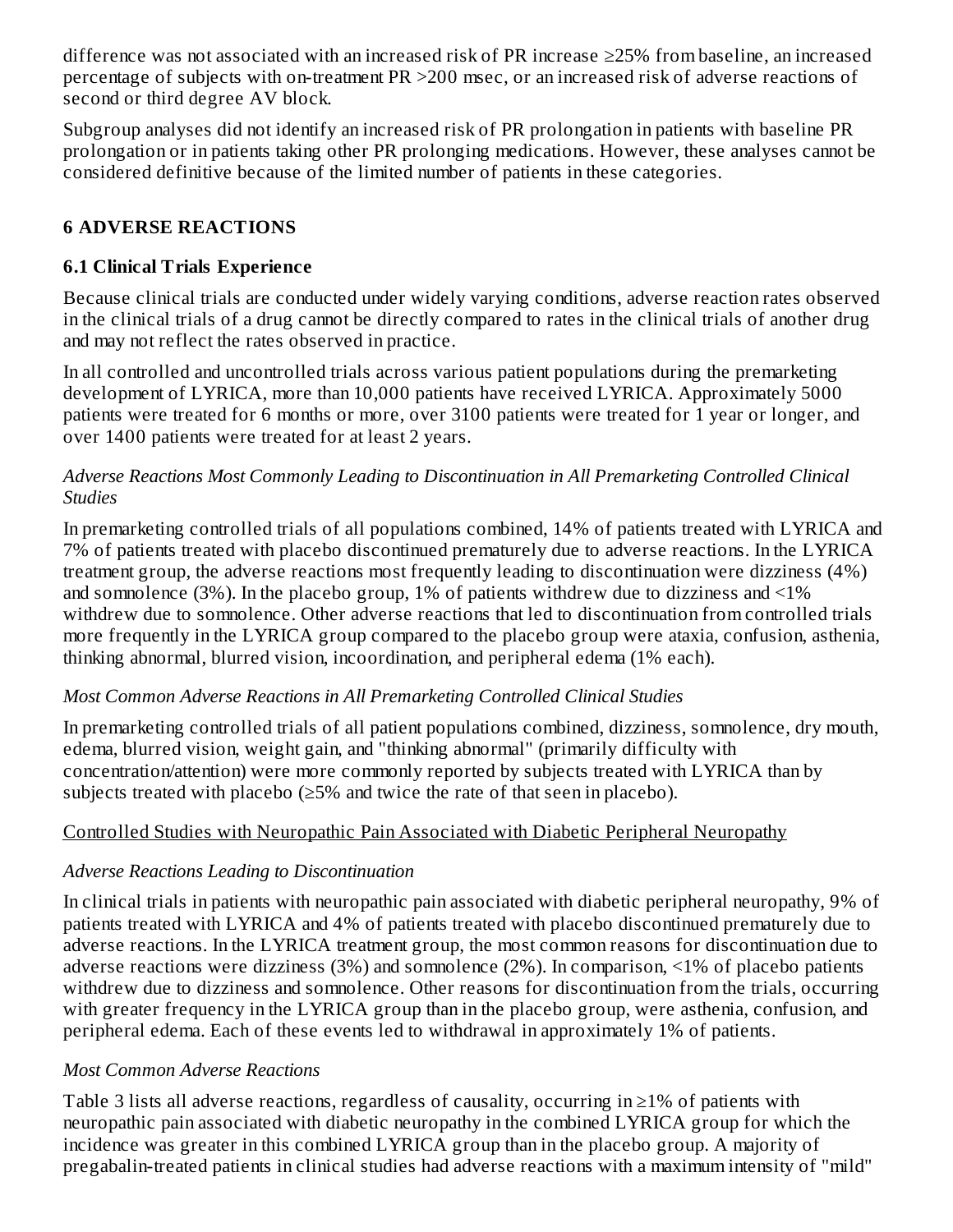difference was not associated with an increased risk of PR increase ≥25% from baseline, an increased percentage of subjects with on-treatment PR >200 msec, or an increased risk of adverse reactions of second or third degree AV block.

Subgroup analyses did not identify an increased risk of PR prolongation in patients with baseline PR prolongation or in patients taking other PR prolonging medications. However, these analyses cannot be considered definitive because of the limited number of patients in these categories.

## 6 ADVERSE REACTIONS

### 6.1 Clinical Trials Experience

Because clinical trials are conducted under widely varying conditions, adverse reaction rates observed in the clinical trials of a drug cannot be directly compared to rates in the clinical trials of another drug and may not reflect the rates observed in practice.

In all controlled and uncontrolled trials across various patient populations during the premarketing development of LYRICA, more than 10,000 patients have received LYRICA. Approximately 5000 patients were treated for 6 months or more, over 3100 patients were treated for 1 year or longer, and over 1400 patients were treated for at least 2 years.

*Adverse Reactions Most Commonly Leading to Discontinuation in All Premarketing Controlled Clinical Studies*

In premarketing controlled trials of all populations combined, 14% of patients treated with LYRICA and 7% of patients treated with placebo discontinued prematurely due to adverse reactions. In the LYRICA treatment group, the adverse reactions most frequently leading to discontinuation were dizziness (4%) and somnolence (3%). In the placebo group, 1% of patients withdrew due to dizziness and <1% withdrew due to somnolence. Other adverse reactions that led to discontinuation from controlled trials more frequently in the LYRICA group compared to the placebo group were ataxia, confusion, asthenia, thinking abnormal, blurred vision, incoordination, and peripheral edema (1% each).

*Most Common Adverse Reactions in All Premarketing Controlled Clinical Studies*

In premarketing controlled trials of all patient populations combined, dizziness, somnolence, dry mouth, edema, blurred vision, weight gain, and "thinking abnormal" (primarily difficulty with concentration/attention) were more commonly reported by subjects treated with LYRICA than by subjects treated with placebo (≥5% and twice the rate of that seen in placebo).

<u>Controlled Studies with Neuropathic Pain Associated with Diabetic Peripheral Neuropathy</u>

*Adverse Reactions Leading to Discontinuation*

In clinical trials in patients with neuropathic pain associated with diabetic peripheral neuropathy, 9% of patients treated with LYRICA and 4% of patients treated with placebo discontinued prematurely due to adverse reactions. In the LYRICA treatment group, the most common reasons for discontinuation due to adverse reactions were dizziness (3%) and somnolence (2%). In comparison, <1% of placebo patients withdrew due to dizziness and somnolence. Other reasons for discontinuation from the trials, occurring with greater frequency in the LYRICA group than in the placebo group, were asthenia, confusion, and peripheral edema. Each of these events led to withdrawal in approximately 1% of patients.

*Most Common Adverse Reactions*

Table 3 lists all adverse reactions, regardless of causality, occurring in ≥1% of patients with neuropathic pain associated with diabetic neuropathy in the combined LYRICA group for which the incidence was greater in this combined LYRICA group than in the placebo group. A majority of pregabalin-treated patients in clinical studies had adverse reactions with a maximum intensity of "mild"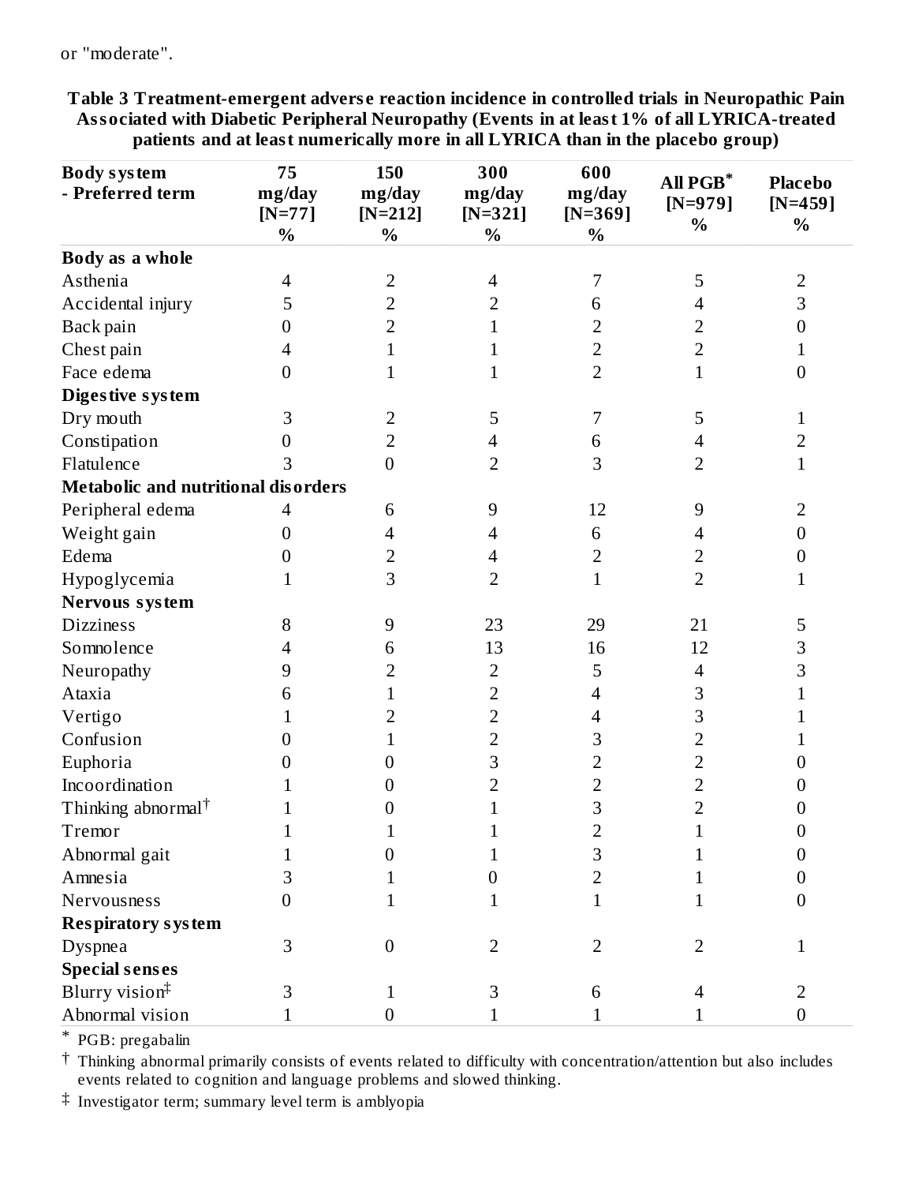or "moderate".

**Table 3 Treatment-emergent adverse reaction incidence in controlled trials in Neuropathic Pain Associated with Diabetic Peripheral Neuropathy (Events in at least 1% of all LYRICA-treated patients and at least numerically more in all LYRICA than in the placebo group)**

| Body system<br>- Preferred term | 75 mg/day [N=77] % | 150 mg/day [N=212] % | 300 mg/day [N=321] % | 600 mg/day [N=369] % | All PGB* [N=979] % | Placebo [N=459] % |
|---|---|---|---|---|---|---|
| **Body as a whole** | | | | | | |
| Asthenia | 4 | 2 | 4 | 7 | 5 | 2 |
| Accidental injury | 5 | 2 | 2 | 6 | 4 | 3 |
| Back pain | 0 | 2 | 1 | 2 | 2 | 0 |
| Chest pain | 4 | 1 | 1 | 2 | 2 | 1 |
| Face edema | 0 | 1 | 1 | 2 | 1 | 0 |
| **Digestive system** | | | | | | |
| Dry mouth | 3 | 2 | 5 | 7 | 5 | 1 |
| Constipation | 0 | 2 | 4 | 6 | 4 | 2 |
| Flatulence | 3 | 0 | 2 | 3 | 2 | 1 |
| **Metabolic and nutritional disorders** | | | | | | |
| Peripheral edema | 4 | 6 | 9 | 12 | 9 | 2 |
| Weight gain | 0 | 4 | 4 | 6 | 4 | 0 |
| Edema | 0 | 2 | 4 | 2 | 2 | 0 |
| Hypoglycemia | 1 | 3 | 2 | 1 | 2 | 1 |
| **Nervous system** | | | | | | |
| Dizziness | 8 | 9 | 23 | 29 | 21 | 5 |
| Somnolence | 4 | 6 | 13 | 16 | 12 | 3 |
| Neuropathy | 9 | 2 | 2 | 5 | 4 | 3 |
| Ataxia | 6 | 1 | 2 | 4 | 3 | 1 |
| Vertigo | 1 | 2 | 2 | 4 | 3 | 1 |
| Confusion | 0 | 1 | 2 | 3 | 2 | 1 |
| Euphoria | 0 | 0 | 3 | 2 | 2 | 0 |
| Incoordination | 1 | 0 | 2 | 2 | 2 | 0 |
| Thinking abnormal† | 1 | 0 | 1 | 3 | 2 | 0 |
| Tremor | 1 | 1 | 1 | 2 | 1 | 0 |
| Abnormal gait | 1 | 0 | 1 | 3 | 1 | 0 |
| Amnesia | 3 | 1 | 0 | 2 | 1 | 0 |
| Nervousness | 0 | 1 | 1 | 1 | 1 | 0 |
| **Respiratory system** | | | | | | |
| Dyspnea | 3 | 0 | 2 | 2 | 2 | 1 |
| **Special senses** | | | | | | |
| Blurry vision‡ | 3 | 1 | 3 | 6 | 4 | 2 |
| Abnormal vision | 1 | 0 | 1 | 1 | 1 | 0 |

\* PGB: pregabalin

† Thinking abnormal primarily consists of events related to difficulty with concentration/attention but also includes events related to cognition and language problems and slowed thinking.

‡ Investigator term; summary level term is amblyopia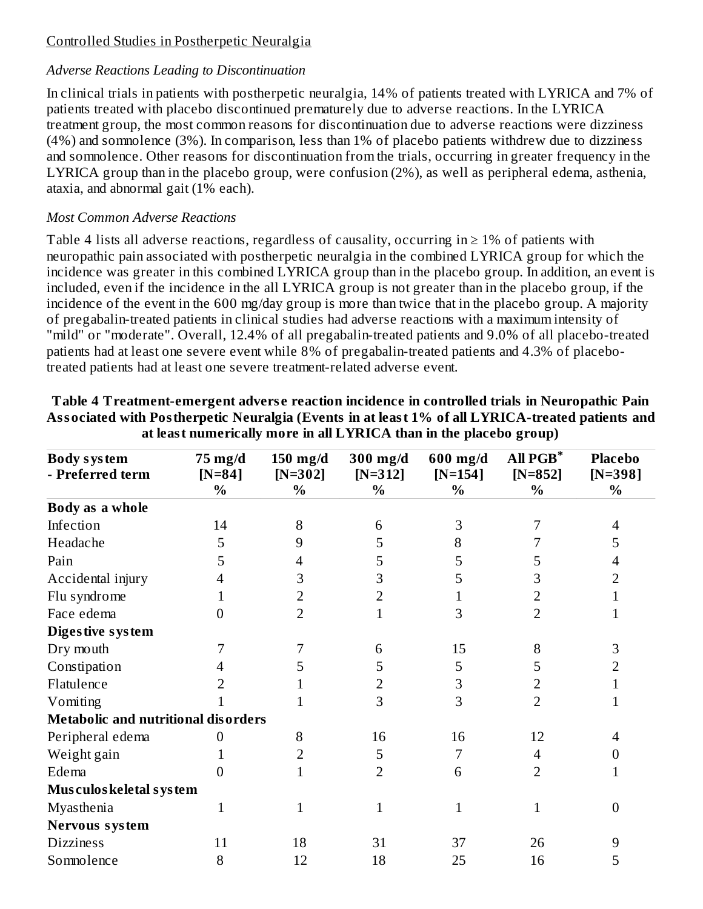Controlled Studies in Postherpetic Neuralgia

*Adverse Reactions Leading to Discontinuation*

In clinical trials in patients with postherpetic neuralgia, 14% of patients treated with LYRICA and 7% of patients treated with placebo discontinued prematurely due to adverse reactions. In the LYRICA treatment group, the most common reasons for discontinuation due to adverse reactions were dizziness (4%) and somnolence (3%). In comparison, less than 1% of placebo patients withdrew due to dizziness and somnolence. Other reasons for discontinuation from the trials, occurring in greater frequency in the LYRICA group than in the placebo group, were confusion (2%), as well as peripheral edema, asthenia, ataxia, and abnormal gait (1% each).

*Most Common Adverse Reactions*

Table 4 lists all adverse reactions, regardless of causality, occurring in ≥ 1% of patients with neuropathic pain associated with postherpetic neuralgia in the combined LYRICA group for which the incidence was greater in this combined LYRICA group than in the placebo group. In addition, an event is included, even if the incidence in the all LYRICA group is not greater than in the placebo group, if the incidence of the event in the 600 mg/day group is more than twice that in the placebo group. A majority of pregabalin-treated patients in clinical studies had adverse reactions with a maximum intensity of "mild" or "moderate". Overall, 12.4% of all pregabalin-treated patients and 9.0% of all placebo-treated patients had at least one severe event while 8% of pregabalin-treated patients and 4.3% of placebo-treated patients had at least one severe treatment-related adverse event.

**Table 4 Treatment-emergent adverse reaction incidence in controlled trials in Neuropathic Pain Associated with Postherpetic Neuralgia (Events in at least 1% of all LYRICA-treated patients and at least numerically more in all LYRICA than in the placebo group)**

| Body system - Preferred term | 75 mg/d [N=84] % | 150 mg/d [N=302] % | 300 mg/d [N=312] % | 600 mg/d [N=154] % | All PGB* [N=852] % | Placebo [N=398] % |
|---|---|---|---|---|---|---|
| **Body as a whole** | | | | | | |
| Infection | 14 | 8 | 6 | 3 | 7 | 4 |
| Headache | 5 | 9 | 5 | 8 | 7 | 5 |
| Pain | 5 | 4 | 5 | 5 | 5 | 4 |
| Accidental injury | 4 | 3 | 3 | 5 | 3 | 2 |
| Flu syndrome | 1 | 2 | 2 | 1 | 2 | 1 |
| Face edema | 0 | 2 | 1 | 3 | 2 | 1 |
| **Digestive system** | | | | | | |
| Dry mouth | 7 | 7 | 6 | 15 | 8 | 3 |
| Constipation | 4 | 5 | 5 | 5 | 5 | 2 |
| Flatulence | 2 | 1 | 2 | 3 | 2 | 1 |
| Vomiting | 1 | 1 | 3 | 3 | 2 | 1 |
| **Metabolic and nutritional disorders** | | | | | | |
| Peripheral edema | 0 | 8 | 16 | 16 | 12 | 4 |
| Weight gain | 1 | 2 | 5 | 7 | 4 | 0 |
| Edema | 0 | 1 | 2 | 6 | 2 | 1 |
| **Musculoskeletal system** | | | | | | |
| Myasthenia | 1 | 1 | 1 | 1 | 1 | 0 |
| **Nervous system** | | | | | | |
| Dizziness | 11 | 18 | 31 | 37 | 26 | 9 |
| Somnolence | 8 | 12 | 18 | 25 | 16 | 5 |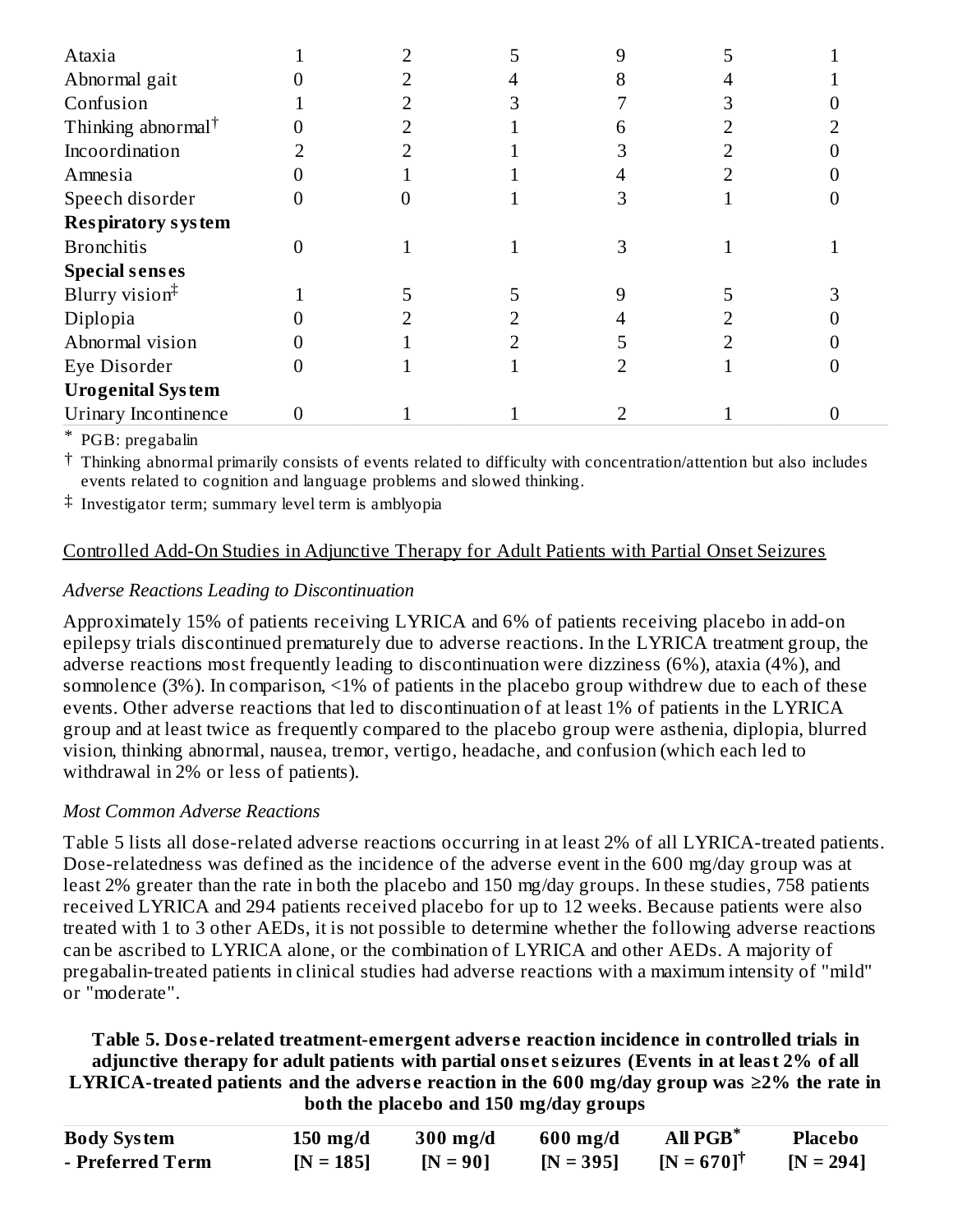| | | | | | | |
|---|---|---|---|---|---|---|
| Ataxia | 1 | 2 | 5 | 9 | 5 | 1 |
| Abnormal gait | 0 | 2 | 4 | 8 | 4 | 1 |
| Confusion | 1 | 2 | 3 | 7 | 3 | 0 |
| Thinking abnormal† | 0 | 2 | 1 | 6 | 2 | 2 |
| Incoordination | 2 | 2 | 1 | 3 | 2 | 0 |
| Amnesia | 0 | 1 | 1 | 4 | 2 | 0 |
| Speech disorder | 0 | 0 | 1 | 3 | 1 | 0 |
| **Respiratory system** | | | | | | |
| Bronchitis | 0 | 1 | 1 | 3 | 1 | 1 |
| **Special senses** | | | | | | |
| Blurry vision‡ | 1 | 5 | 5 | 9 | 5 | 3 |
| Diplopia | 0 | 2 | 2 | 4 | 2 | 0 |
| Abnormal vision | 0 | 1 | 2 | 5 | 2 | 0 |
| Eye Disorder | 0 | 1 | 1 | 2 | 1 | 0 |
| **Urogenital System** | | | | | | |
| Urinary Incontinence | 0 | 1 | 1 | 2 | 1 | 0 |

\* PGB: pregabalin

† Thinking abnormal primarily consists of events related to difficulty with concentration/attention but also includes events related to cognition and language problems and slowed thinking.

‡ Investigator term; summary level term is amblyopia

Controlled Add-On Studies in Adjunctive Therapy for Adult Patients with Partial Onset Seizures

*Adverse Reactions Leading to Discontinuation*

Approximately 15% of patients receiving LYRICA and 6% of patients receiving placebo in add-on epilepsy trials discontinued prematurely due to adverse reactions. In the LYRICA treatment group, the adverse reactions most frequently leading to discontinuation were dizziness (6%), ataxia (4%), and somnolence (3%). In comparison, <1% of patients in the placebo group withdrew due to each of these events. Other adverse reactions that led to discontinuation of at least 1% of patients in the LYRICA group and at least twice as frequently compared to the placebo group were asthenia, diplopia, blurred vision, thinking abnormal, nausea, tremor, vertigo, headache, and confusion (which each led to withdrawal in 2% or less of patients).

*Most Common Adverse Reactions*

Table 5 lists all dose-related adverse reactions occurring in at least 2% of all LYRICA-treated patients. Dose-relatedness was defined as the incidence of the adverse event in the 600 mg/day group was at least 2% greater than the rate in both the placebo and 150 mg/day groups. In these studies, 758 patients received LYRICA and 294 patients received placebo for up to 12 weeks. Because patients were also treated with 1 to 3 other AEDs, it is not possible to determine whether the following adverse reactions can be ascribed to LYRICA alone, or the combination of LYRICA and other AEDs. A majority of pregabalin-treated patients in clinical studies had adverse reactions with a maximum intensity of "mild" or "moderate".

**Table 5. Dose-related treatment-emergent adverse reaction incidence in controlled trials in adjunctive therapy for adult patients with partial onset seizures (Events in at least 2% of all LYRICA-treated patients and the adverse reaction in the 600 mg/day group was ≥2% the rate in both the placebo and 150 mg/day groups**

| Body System - Preferred Term | 150 mg/d [N = 185] | 300 mg/d [N = 90] | 600 mg/d [N = 395] | All PGB* [N = 670]† | Placebo [N = 294] |
|---|---|---|---|---|---|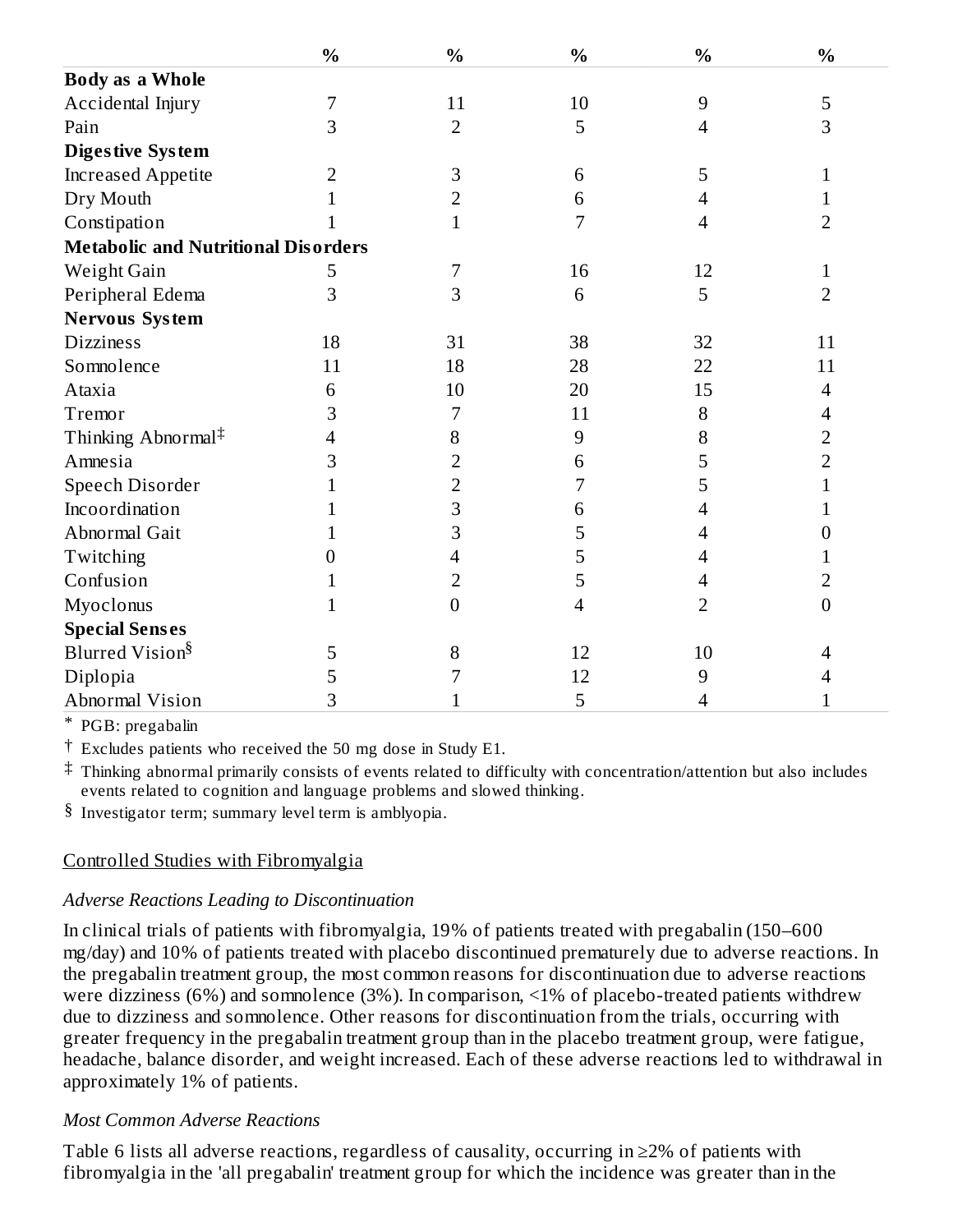| | % | % | % | % | % |
|---|---|---|---|---|---|
| **Body as a Whole** | | | | | |
| Accidental Injury | 7 | 11 | 10 | 9 | 5 |
| Pain | 3 | 2 | 5 | 4 | 3 |
| **Digestive System** | | | | | |
| Increased Appetite | 2 | 3 | 6 | 5 | 1 |
| Dry Mouth | 1 | 2 | 6 | 4 | 1 |
| Constipation | 1 | 1 | 7 | 4 | 2 |
| **Metabolic and Nutritional Disorders** | | | | | |
| Weight Gain | 5 | 7 | 16 | 12 | 1 |
| Peripheral Edema | 3 | 3 | 6 | 5 | 2 |
| **Nervous System** | | | | | |
| Dizziness | 18 | 31 | 38 | 32 | 11 |
| Somnolence | 11 | 18 | 28 | 22 | 11 |
| Ataxia | 6 | 10 | 20 | 15 | 4 |
| Tremor | 3 | 7 | 11 | 8 | 4 |
| Thinking Abnormal‡ | 4 | 8 | 9 | 8 | 2 |
| Amnesia | 3 | 2 | 6 | 5 | 2 |
| Speech Disorder | 1 | 2 | 7 | 5 | 1 |
| Incoordination | 1 | 3 | 6 | 4 | 1 |
| Abnormal Gait | 1 | 3 | 5 | 4 | 0 |
| Twitching | 0 | 4 | 5 | 4 | 1 |
| Confusion | 1 | 2 | 5 | 4 | 2 |
| Myoclonus | 1 | 0 | 4 | 2 | 0 |
| **Special Senses** | | | | | |
| Blurred Vision§ | 5 | 8 | 12 | 10 | 4 |
| Diplopia | 5 | 7 | 12 | 9 | 4 |
| Abnormal Vision | 3 | 1 | 5 | 4 | 1 |

\* PGB: pregabalin

† Excludes patients who received the 50 mg dose in Study E1.

‡ Thinking abnormal primarily consists of events related to difficulty with concentration/attention but also includes events related to cognition and language problems and slowed thinking.

§ Investigator term; summary level term is amblyopia.

<u>Controlled Studies with Fibromyalgia</u>

*Adverse Reactions Leading to Discontinuation*

In clinical trials of patients with fibromyalgia, 19% of patients treated with pregabalin (150–600 mg/day) and 10% of patients treated with placebo discontinued prematurely due to adverse reactions. In the pregabalin treatment group, the most common reasons for discontinuation due to adverse reactions were dizziness (6%) and somnolence (3%). In comparison, <1% of placebo-treated patients withdrew due to dizziness and somnolence. Other reasons for discontinuation from the trials, occurring with greater frequency in the pregabalin treatment group than in the placebo treatment group, were fatigue, headache, balance disorder, and weight increased. Each of these adverse reactions led to withdrawal in approximately 1% of patients.

*Most Common Adverse Reactions*

Table 6 lists all adverse reactions, regardless of causality, occurring in ≥2% of patients with fibromyalgia in the 'all pregabalin' treatment group for which the incidence was greater than in the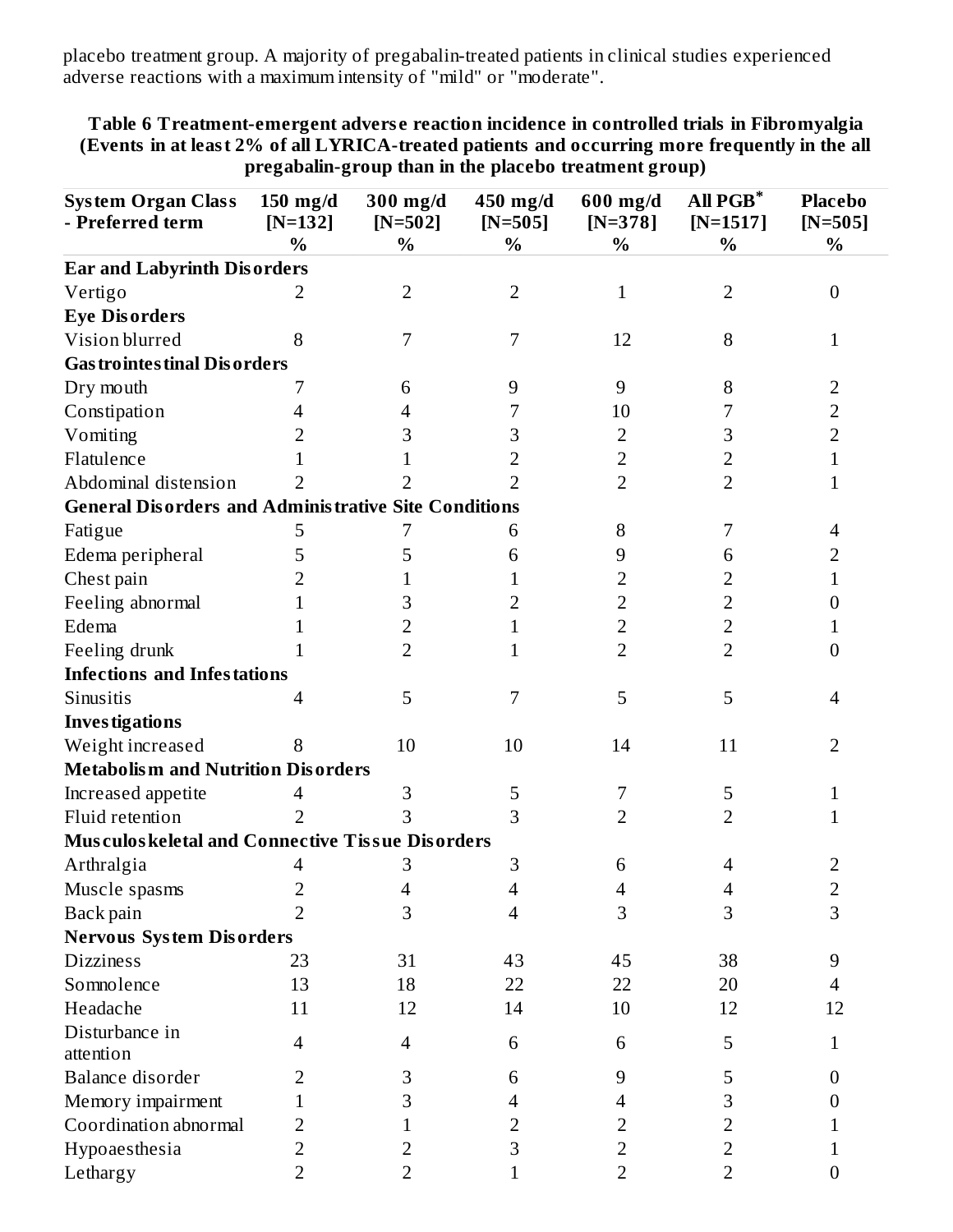placebo treatment group. A majority of pregabalin-treated patients in clinical studies experienced adverse reactions with a maximum intensity of "mild" or "moderate".

**Table 6 Treatment-emergent adverse reaction incidence in controlled trials in Fibromyalgia (Events in at least 2% of all LYRICA-treated patients and occurring more frequently in the all pregabalin-group than in the placebo treatment group)**

| System Organ Class - Preferred term | 150 mg/d [N=132] % | 300 mg/d [N=502] % | 450 mg/d [N=505] % | 600 mg/d [N=378] % | All PGB* [N=1517] % | Placebo [N=505] % |
|---|---|---|---|---|---|---|
| **Ear and Labyrinth Disorders** | | | | | | |
| Vertigo | 2 | 2 | 2 | 1 | 2 | 0 |
| **Eye Disorders** | | | | | | |
| Vision blurred | 8 | 7 | 7 | 12 | 8 | 1 |
| **Gastrointestinal Disorders** | | | | | | |
| Dry mouth | 7 | 6 | 9 | 9 | 8 | 2 |
| Constipation | 4 | 4 | 7 | 10 | 7 | 2 |
| Vomiting | 2 | 3 | 3 | 2 | 3 | 2 |
| Flatulence | 1 | 1 | 2 | 2 | 2 | 1 |
| Abdominal distension | 2 | 2 | 2 | 2 | 2 | 1 |
| **General Disorders and Administrative Site Conditions** | | | | | | |
| Fatigue | 5 | 7 | 6 | 8 | 7 | 4 |
| Edema peripheral | 5 | 5 | 6 | 9 | 6 | 2 |
| Chest pain | 2 | 1 | 1 | 2 | 2 | 1 |
| Feeling abnormal | 1 | 3 | 2 | 2 | 2 | 0 |
| Edema | 1 | 2 | 1 | 2 | 2 | 1 |
| Feeling drunk | 1 | 2 | 1 | 2 | 2 | 0 |
| **Infections and Infestations** | | | | | | |
| Sinusitis | 4 | 5 | 7 | 5 | 5 | 4 |
| **Investigations** | | | | | | |
| Weight increased | 8 | 10 | 10 | 14 | 11 | 2 |
| **Metabolism and Nutrition Disorders** | | | | | | |
| Increased appetite | 4 | 3 | 5 | 7 | 5 | 1 |
| Fluid retention | 2 | 3 | 3 | 2 | 2 | 1 |
| **Musculoskeletal and Connective Tissue Disorders** | | | | | | |
| Arthralgia | 4 | 3 | 3 | 6 | 4 | 2 |
| Muscle spasms | 2 | 4 | 4 | 4 | 4 | 2 |
| Back pain | 2 | 3 | 4 | 3 | 3 | 3 |
| **Nervous System Disorders** | | | | | | |
| Dizziness | 23 | 31 | 43 | 45 | 38 | 9 |
| Somnolence | 13 | 18 | 22 | 22 | 20 | 4 |
| Headache | 11 | 12 | 14 | 10 | 12 | 12 |
| Disturbance in attention | 4 | 4 | 6 | 6 | 5 | 1 |
| Balance disorder | 2 | 3 | 6 | 9 | 5 | 0 |
| Memory impairment | 1 | 3 | 4 | 4 | 3 | 0 |
| Coordination abnormal | 2 | 1 | 2 | 2 | 2 | 1 |
| Hypoaesthesia | 2 | 2 | 3 | 2 | 2 | 1 |
| Lethargy | 2 | 2 | 1 | 2 | 2 | 0 |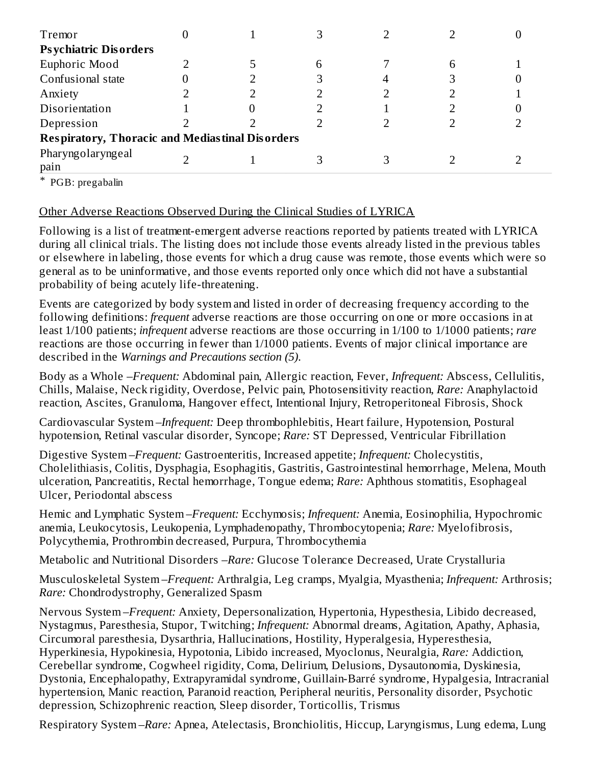| | | | | | | |
|---|---|---|---|---|---|---|
| Tremor | 0 | 1 | 3 | 2 | 2 | 0 |
| **Psychiatric Disorders** | | | | | | |
| Euphoric Mood | 2 | 5 | 6 | 7 | 6 | 1 |
| Confusional state | 0 | 2 | 3 | 4 | 3 | 0 |
| Anxiety | 2 | 2 | 2 | 2 | 2 | 1 |
| Disorientation | 1 | 0 | 2 | 1 | 2 | 0 |
| Depression | 2 | 2 | 2 | 2 | 2 | 2 |
| **Respiratory, Thoracic and Mediastinal Disorders** | | | | | | |
| Pharyngolaryngeal pain | 2 | 1 | 3 | 3 | 2 | 2 |

* PGB: pregabalin

Other Adverse Reactions Observed During the Clinical Studies of LYRICA

Following is a list of treatment-emergent adverse reactions reported by patients treated with LYRICA during all clinical trials. The listing does not include those events already listed in the previous tables or elsewhere in labeling, those events for which a drug cause was remote, those events which were so general as to be uninformative, and those events reported only once which did not have a substantial probability of being acutely life-threatening.

Events are categorized by body system and listed in order of decreasing frequency according to the following definitions: *frequent* adverse reactions are those occurring on one or more occasions in at least 1/100 patients; *infrequent* adverse reactions are those occurring in 1/100 to 1/1000 patients; *rare* reactions are those occurring in fewer than 1/1000 patients. Events of major clinical importance are described in the *Warnings and Precautions section (5)*.

Body as a Whole –*Frequent:* Abdominal pain, Allergic reaction, Fever, *Infrequent:* Abscess, Cellulitis, Chills, Malaise, Neck rigidity, Overdose, Pelvic pain, Photosensitivity reaction, *Rare:* Anaphylactoid reaction, Ascites, Granuloma, Hangover effect, Intentional Injury, Retroperitoneal Fibrosis, Shock

Cardiovascular System –*Infrequent:* Deep thrombophlebitis, Heart failure, Hypotension, Postural hypotension, Retinal vascular disorder, Syncope; *Rare:* ST Depressed, Ventricular Fibrillation

Digestive System –*Frequent:* Gastroenteritis, Increased appetite; *Infrequent:* Cholecystitis, Cholelithiasis, Colitis, Dysphagia, Esophagitis, Gastritis, Gastrointestinal hemorrhage, Melena, Mouth ulceration, Pancreatitis, Rectal hemorrhage, Tongue edema; *Rare:* Aphthous stomatitis, Esophageal Ulcer, Periodontal abscess

Hemic and Lymphatic System –*Frequent:* Ecchymosis; *Infrequent:* Anemia, Eosinophilia, Hypochromic anemia, Leukocytosis, Leukopenia, Lymphadenopathy, Thrombocytopenia; *Rare:* Myelofibrosis, Polycythemia, Prothrombin decreased, Purpura, Thrombocythemia

Metabolic and Nutritional Disorders –*Rare:* Glucose Tolerance Decreased, Urate Crystalluria

Musculoskeletal System –*Frequent:* Arthralgia, Leg cramps, Myalgia, Myasthenia; *Infrequent:* Arthrosis; *Rare:* Chondrodystrophy, Generalized Spasm

Nervous System –*Frequent:* Anxiety, Depersonalization, Hypertonia, Hypesthesia, Libido decreased, Nystagmus, Paresthesia, Stupor, Twitching; *Infrequent:* Abnormal dreams, Agitation, Apathy, Aphasia, Circumoral paresthesia, Dysarthria, Hallucinations, Hostility, Hyperalgesia, Hyperesthesia, Hyperkinesia, Hypokinesia, Hypotonia, Libido increased, Myoclonus, Neuralgia, *Rare:* Addiction, Cerebellar syndrome, Cogwheel rigidity, Coma, Delirium, Delusions, Dysautonomia, Dyskinesia, Dystonia, Encephalopathy, Extrapyramidal syndrome, Guillain-Barré syndrome, Hypalgesia, Intracranial hypertension, Manic reaction, Paranoid reaction, Peripheral neuritis, Personality disorder, Psychotic depression, Schizophrenic reaction, Sleep disorder, Torticollis, Trismus

Respiratory System –*Rare:* Apnea, Atelectasis, Bronchiolitis, Hiccup, Laryngismus, Lung edema, Lung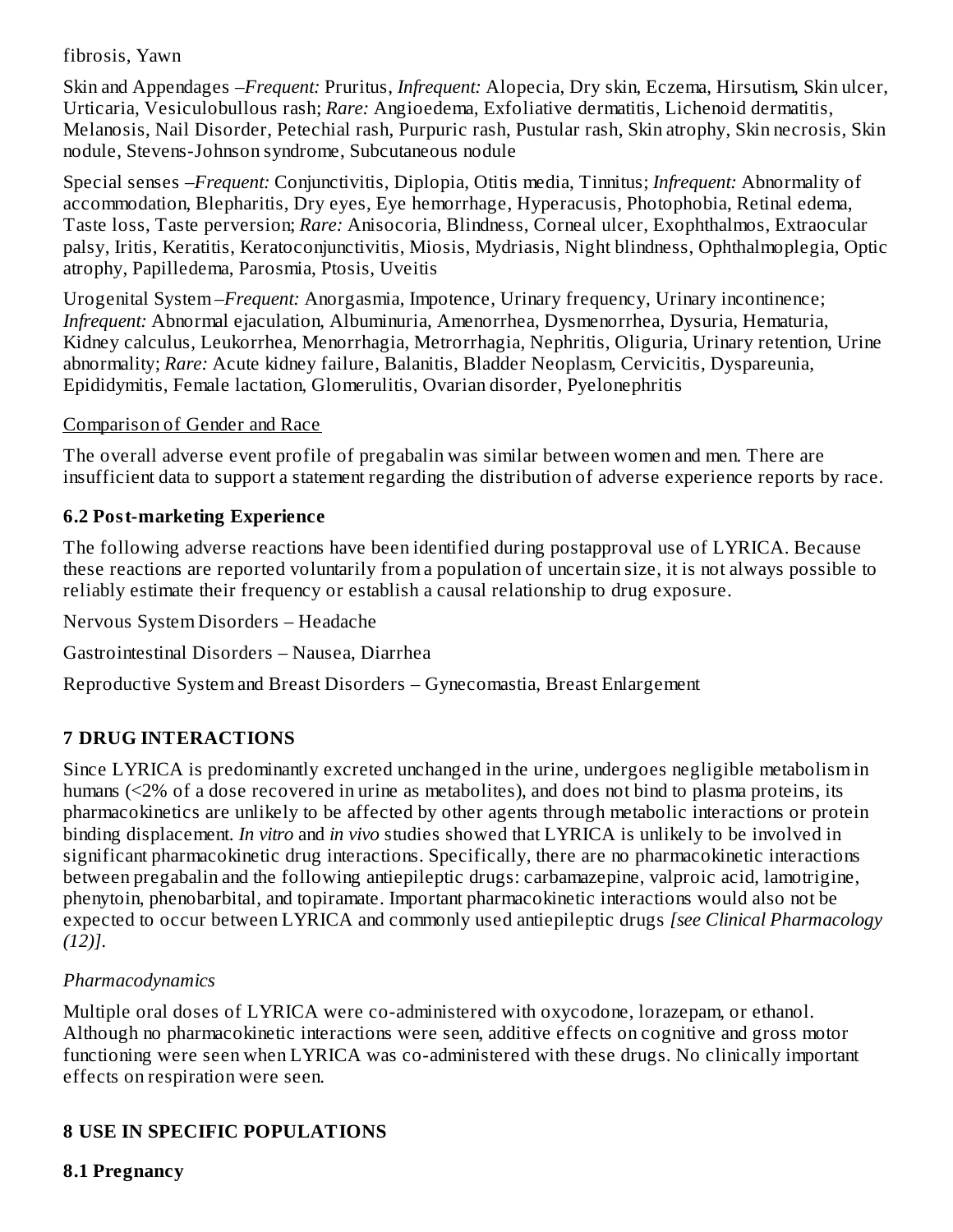fibrosis, Yawn

Skin and Appendages –*Frequent:* Pruritus, *Infrequent:* Alopecia, Dry skin, Eczema, Hirsutism, Skin ulcer, Urticaria, Vesiculobullous rash; *Rare:* Angioedema, Exfoliative dermatitis, Lichenoid dermatitis, Melanosis, Nail Disorder, Petechial rash, Purpuric rash, Pustular rash, Skin atrophy, Skin necrosis, Skin nodule, Stevens-Johnson syndrome, Subcutaneous nodule

Special senses –*Frequent:* Conjunctivitis, Diplopia, Otitis media, Tinnitus; *Infrequent:* Abnormality of accommodation, Blepharitis, Dry eyes, Eye hemorrhage, Hyperacusis, Photophobia, Retinal edema, Taste loss, Taste perversion; *Rare:* Anisocoria, Blindness, Corneal ulcer, Exophthalmos, Extraocular palsy, Iritis, Keratitis, Keratoconjunctivitis, Miosis, Mydriasis, Night blindness, Ophthalmoplegia, Optic atrophy, Papilledema, Parosmia, Ptosis, Uveitis

Urogenital System –*Frequent:* Anorgasmia, Impotence, Urinary frequency, Urinary incontinence; *Infrequent:* Abnormal ejaculation, Albuminuria, Amenorrhea, Dysmenorrhea, Dysuria, Hematuria, Kidney calculus, Leukorrhea, Menorrhagia, Metrorrhagia, Nephritis, Oliguria, Urinary retention, Urine abnormality; *Rare:* Acute kidney failure, Balanitis, Bladder Neoplasm, Cervicitis, Dyspareunia, Epididymitis, Female lactation, Glomerulitis, Ovarian disorder, Pyelonephritis

Comparison of Gender and Race

The overall adverse event profile of pregabalin was similar between women and men. There are insufficient data to support a statement regarding the distribution of adverse experience reports by race.

### 6.2 Post-marketing Experience

The following adverse reactions have been identified during postapproval use of LYRICA. Because these reactions are reported voluntarily from a population of uncertain size, it is not always possible to reliably estimate their frequency or establish a causal relationship to drug exposure.

Nervous System Disorders – Headache

Gastrointestinal Disorders – Nausea, Diarrhea

Reproductive System and Breast Disorders – Gynecomastia, Breast Enlargement

## 7 DRUG INTERACTIONS

Since LYRICA is predominantly excreted unchanged in the urine, undergoes negligible metabolism in humans (<2% of a dose recovered in urine as metabolites), and does not bind to plasma proteins, its pharmacokinetics are unlikely to be affected by other agents through metabolic interactions or protein binding displacement. *In vitro* and *in vivo* studies showed that LYRICA is unlikely to be involved in significant pharmacokinetic drug interactions. Specifically, there are no pharmacokinetic interactions between pregabalin and the following antiepileptic drugs: carbamazepine, valproic acid, lamotrigine, phenytoin, phenobarbital, and topiramate. Important pharmacokinetic interactions would also not be expected to occur between LYRICA and commonly used antiepileptic drugs *[see Clinical Pharmacology (12)]*.

*Pharmacodynamics*

Multiple oral doses of LYRICA were co-administered with oxycodone, lorazepam, or ethanol. Although no pharmacokinetic interactions were seen, additive effects on cognitive and gross motor functioning were seen when LYRICA was co-administered with these drugs. No clinically important effects on respiration were seen.

## 8 USE IN SPECIFIC POPULATIONS

### 8.1 Pregnancy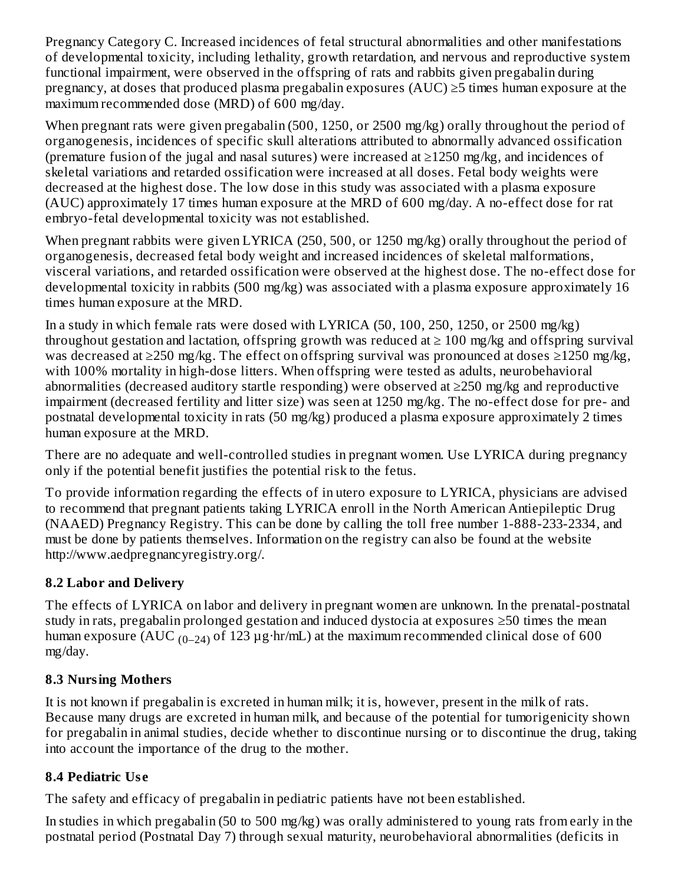Pregnancy Category C. Increased incidences of fetal structural abnormalities and other manifestations of developmental toxicity, including lethality, growth retardation, and nervous and reproductive system functional impairment, were observed in the offspring of rats and rabbits given pregabalin during pregnancy, at doses that produced plasma pregabalin exposures (AUC) ≥5 times human exposure at the maximum recommended dose (MRD) of 600 mg/day.

When pregnant rats were given pregabalin (500, 1250, or 2500 mg/kg) orally throughout the period of organogenesis, incidences of specific skull alterations attributed to abnormally advanced ossification (premature fusion of the jugal and nasal sutures) were increased at ≥1250 mg/kg, and incidences of skeletal variations and retarded ossification were increased at all doses. Fetal body weights were decreased at the highest dose. The low dose in this study was associated with a plasma exposure (AUC) approximately 17 times human exposure at the MRD of 600 mg/day. A no-effect dose for rat embryo-fetal developmental toxicity was not established.

When pregnant rabbits were given LYRICA (250, 500, or 1250 mg/kg) orally throughout the period of organogenesis, decreased fetal body weight and increased incidences of skeletal malformations, visceral variations, and retarded ossification were observed at the highest dose. The no-effect dose for developmental toxicity in rabbits (500 mg/kg) was associated with a plasma exposure approximately 16 times human exposure at the MRD.

In a study in which female rats were dosed with LYRICA (50, 100, 250, 1250, or 2500 mg/kg) throughout gestation and lactation, offspring growth was reduced at ≥ 100 mg/kg and offspring survival was decreased at ≥250 mg/kg. The effect on offspring survival was pronounced at doses ≥1250 mg/kg, with 100% mortality in high-dose litters. When offspring were tested as adults, neurobehavioral abnormalities (decreased auditory startle responding) were observed at ≥250 mg/kg and reproductive impairment (decreased fertility and litter size) was seen at 1250 mg/kg. The no-effect dose for pre- and postnatal developmental toxicity in rats (50 mg/kg) produced a plasma exposure approximately 2 times human exposure at the MRD.

There are no adequate and well-controlled studies in pregnant women. Use LYRICA during pregnancy only if the potential benefit justifies the potential risk to the fetus.

To provide information regarding the effects of in utero exposure to LYRICA, physicians are advised to recommend that pregnant patients taking LYRICA enroll in the North American Antiepileptic Drug (NAAED) Pregnancy Registry. This can be done by calling the toll free number 1-888-233-2334, and must be done by patients themselves. Information on the registry can also be found at the website http://www.aedpregnancyregistry.org/.

### 8.2 Labor and Delivery

The effects of LYRICA on labor and delivery in pregnant women are unknown. In the prenatal-postnatal study in rats, pregabalin prolonged gestation and induced dystocia at exposures ≥50 times the mean human exposure ($AUC_{(0–24)}$ of 123 µg·hr/mL) at the maximum recommended clinical dose of 600 mg/day.

### 8.3 Nursing Mothers

It is not known if pregabalin is excreted in human milk; it is, however, present in the milk of rats. Because many drugs are excreted in human milk, and because of the potential for tumorigenicity shown for pregabalin in animal studies, decide whether to discontinue nursing or to discontinue the drug, taking into account the importance of the drug to the mother.

### 8.4 Pediatric Use

The safety and efficacy of pregabalin in pediatric patients have not been established.

In studies in which pregabalin (50 to 500 mg/kg) was orally administered to young rats from early in the postnatal period (Postnatal Day 7) through sexual maturity, neurobehavioral abnormalities (deficits in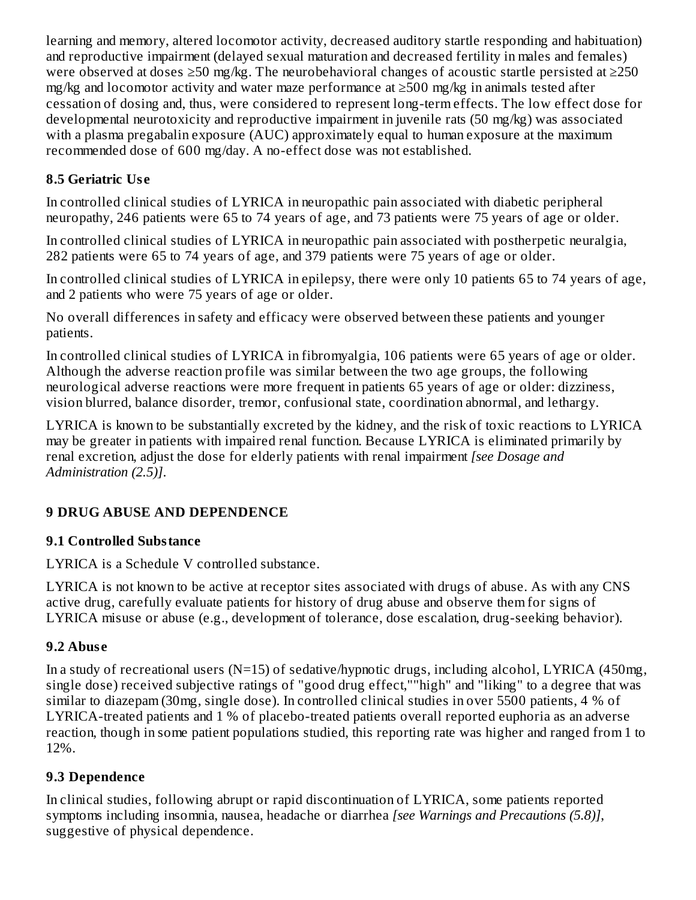learning and memory, altered locomotor activity, decreased auditory startle responding and habituation) and reproductive impairment (delayed sexual maturation and decreased fertility in males and females) were observed at doses ≥50 mg/kg. The neurobehavioral changes of acoustic startle persisted at ≥250 mg/kg and locomotor activity and water maze performance at ≥500 mg/kg in animals tested after cessation of dosing and, thus, were considered to represent long-term effects. The low effect dose for developmental neurotoxicity and reproductive impairment in juvenile rats (50 mg/kg) was associated with a plasma pregabalin exposure (AUC) approximately equal to human exposure at the maximum recommended dose of 600 mg/day. A no-effect dose was not established.

### 8.5 Geriatric Use

In controlled clinical studies of LYRICA in neuropathic pain associated with diabetic peripheral neuropathy, 246 patients were 65 to 74 years of age, and 73 patients were 75 years of age or older.

In controlled clinical studies of LYRICA in neuropathic pain associated with postherpetic neuralgia, 282 patients were 65 to 74 years of age, and 379 patients were 75 years of age or older.

In controlled clinical studies of LYRICA in epilepsy, there were only 10 patients 65 to 74 years of age, and 2 patients who were 75 years of age or older.

No overall differences in safety and efficacy were observed between these patients and younger patients.

In controlled clinical studies of LYRICA in fibromyalgia, 106 patients were 65 years of age or older. Although the adverse reaction profile was similar between the two age groups, the following neurological adverse reactions were more frequent in patients 65 years of age or older: dizziness, vision blurred, balance disorder, tremor, confusional state, coordination abnormal, and lethargy.

LYRICA is known to be substantially excreted by the kidney, and the risk of toxic reactions to LYRICA may be greater in patients with impaired renal function. Because LYRICA is eliminated primarily by renal excretion, adjust the dose for elderly patients with renal impairment *[see Dosage and Administration (2.5)]*.

## 9 DRUG ABUSE AND DEPENDENCE

### 9.1 Controlled Substance

LYRICA is a Schedule V controlled substance.

LYRICA is not known to be active at receptor sites associated with drugs of abuse. As with any CNS active drug, carefully evaluate patients for history of drug abuse and observe them for signs of LYRICA misuse or abuse (e.g., development of tolerance, dose escalation, drug-seeking behavior).

### 9.2 Abuse

In a study of recreational users (N=15) of sedative/hypnotic drugs, including alcohol, LYRICA (450mg, single dose) received subjective ratings of "good drug effect,""high" and "liking" to a degree that was similar to diazepam (30mg, single dose). In controlled clinical studies in over 5500 patients, 4 % of LYRICA-treated patients and 1 % of placebo-treated patients overall reported euphoria as an adverse reaction, though in some patient populations studied, this reporting rate was higher and ranged from 1 to 12%.

### 9.3 Dependence

In clinical studies, following abrupt or rapid discontinuation of LYRICA, some patients reported symptoms including insomnia, nausea, headache or diarrhea *[see Warnings and Precautions (5.8)]*, suggestive of physical dependence.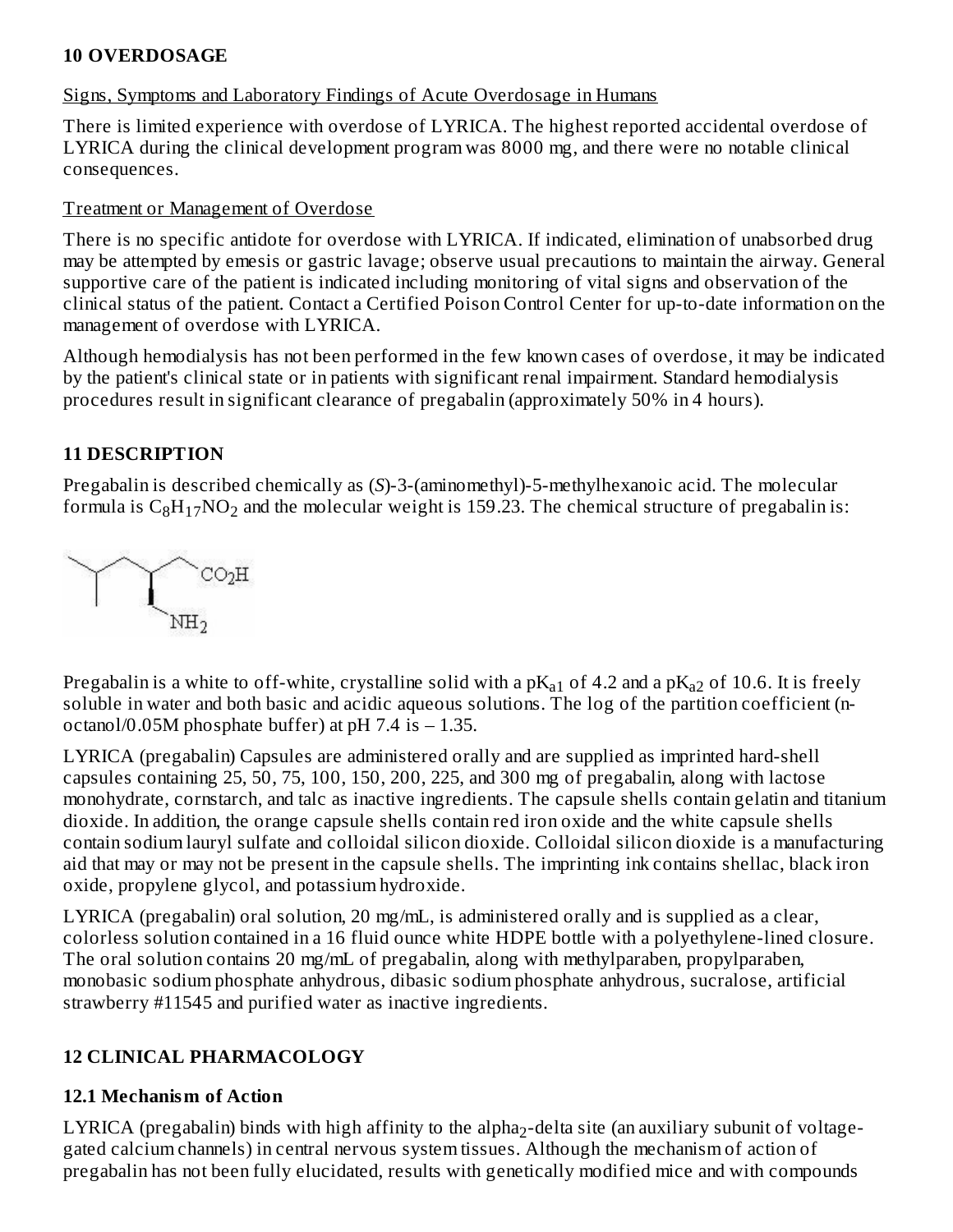## 10 OVERDOSAGE

Signs, Symptoms and Laboratory Findings of Acute Overdosage in Humans

There is limited experience with overdose of LYRICA. The highest reported accidental overdose of LYRICA during the clinical development program was 8000 mg, and there were no notable clinical consequences.

Treatment or Management of Overdose

There is no specific antidote for overdose with LYRICA. If indicated, elimination of unabsorbed drug may be attempted by emesis or gastric lavage; observe usual precautions to maintain the airway. General supportive care of the patient is indicated including monitoring of vital signs and observation of the clinical status of the patient. Contact a Certified Poison Control Center for up-to-date information on the management of overdose with LYRICA.

Although hemodialysis has not been performed in the few known cases of overdose, it may be indicated by the patient's clinical state or in patients with significant renal impairment. Standard hemodialysis procedures result in significant clearance of pregabalin (approximately 50% in 4 hours).

## 11 DESCRIPTION

Pregabalin is described chemically as (*S*)-3-(aminomethyl)-5-methylhexanoic acid. The molecular formula is $C_8H_{17}NO_2$ and the molecular weight is 159.23. The chemical structure of pregabalin is:

Pregabalin is a white to off-white, crystalline solid with a $pK_{a1}$ of 4.2 and a $pK_{a2}$ of 10.6. It is freely soluble in water and both basic and acidic aqueous solutions. The log of the partition coefficient (n-octanol/0.05M phosphate buffer) at pH 7.4 is – 1.35.

LYRICA (pregabalin) Capsules are administered orally and are supplied as imprinted hard-shell capsules containing 25, 50, 75, 100, 150, 200, 225, and 300 mg of pregabalin, along with lactose monohydrate, cornstarch, and talc as inactive ingredients. The capsule shells contain gelatin and titanium dioxide. In addition, the orange capsule shells contain red iron oxide and the white capsule shells contain sodium lauryl sulfate and colloidal silicon dioxide. Colloidal silicon dioxide is a manufacturing aid that may or may not be present in the capsule shells. The imprinting ink contains shellac, black iron oxide, propylene glycol, and potassium hydroxide.

LYRICA (pregabalin) oral solution, 20 mg/mL, is administered orally and is supplied as a clear, colorless solution contained in a 16 fluid ounce white HDPE bottle with a polyethylene-lined closure. The oral solution contains 20 mg/mL of pregabalin, along with methylparaben, propylparaben, monobasic sodium phosphate anhydrous, dibasic sodium phosphate anhydrous, sucralose, artificial strawberry #11545 and purified water as inactive ingredients.

## 12 CLINICAL PHARMACOLOGY

### 12.1 Mechanism of Action

LYRICA (pregabalin) binds with high affinity to the alpha$_2$-delta site (an auxiliary subunit of voltage-gated calcium channels) in central nervous system tissues. Although the mechanism of action of pregabalin has not been fully elucidated, results with genetically modified mice and with compounds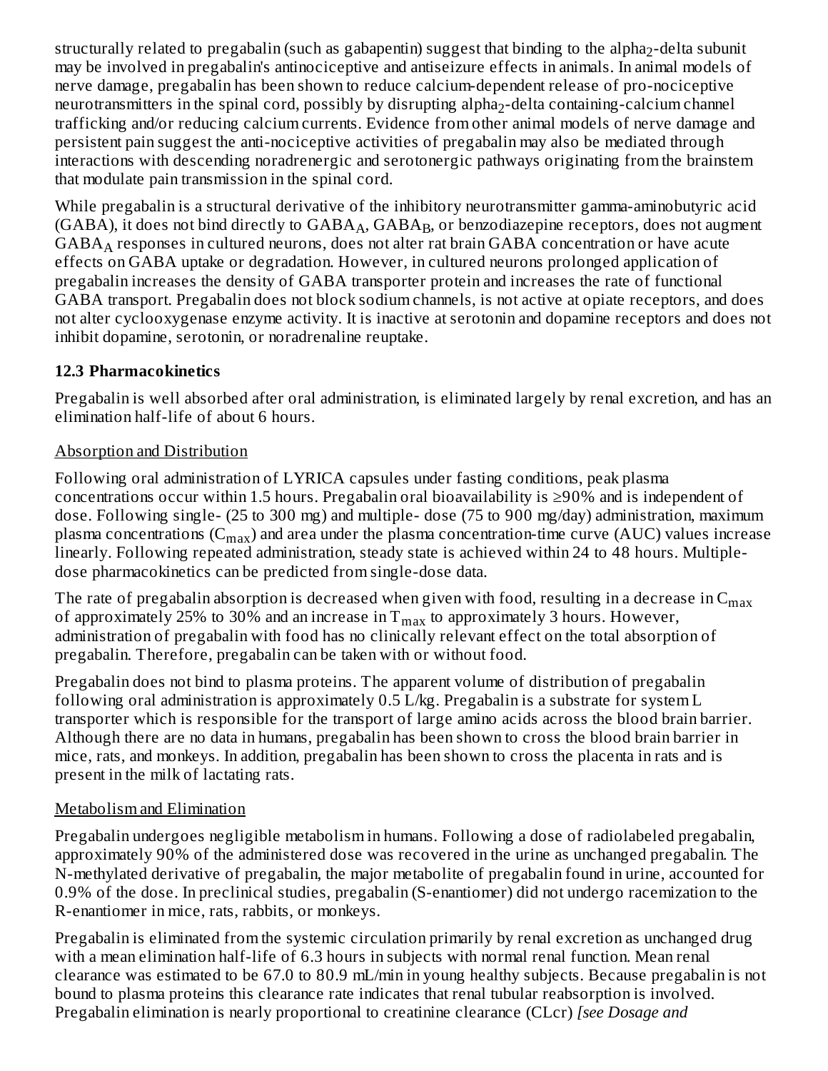structurally related to pregabalin (such as gabapentin) suggest that binding to the alpha$_2$-delta subunit may be involved in pregabalin's antinociceptive and antiseizure effects in animals. In animal models of nerve damage, pregabalin has been shown to reduce calcium-dependent release of pro-nociceptive neurotransmitters in the spinal cord, possibly by disrupting alpha$_2$-delta containing-calcium channel trafficking and/or reducing calcium currents. Evidence from other animal models of nerve damage and persistent pain suggest the anti-nociceptive activities of pregabalin may also be mediated through interactions with descending noradrenergic and serotonergic pathways originating from the brainstem that modulate pain transmission in the spinal cord.

While pregabalin is a structural derivative of the inhibitory neurotransmitter gamma-aminobutyric acid (GABA), it does not bind directly to GABA$_A$, GABA$_B$, or benzodiazepine receptors, does not augment GABA$_A$ responses in cultured neurons, does not alter rat brain GABA concentration or have acute effects on GABA uptake or degradation. However, in cultured neurons prolonged application of pregabalin increases the density of GABA transporter protein and increases the rate of functional GABA transport. Pregabalin does not block sodium channels, is not active at opiate receptors, and does not alter cyclooxygenase enzyme activity. It is inactive at serotonin and dopamine receptors and does not inhibit dopamine, serotonin, or noradrenaline reuptake.

### 12.3 Pharmacokinetics

Pregabalin is well absorbed after oral administration, is eliminated largely by renal excretion, and has an elimination half-life of about 6 hours.

Absorption and Distribution

Following oral administration of LYRICA capsules under fasting conditions, peak plasma concentrations occur within 1.5 hours. Pregabalin oral bioavailability is ≥90% and is independent of dose. Following single- (25 to 300 mg) and multiple- dose (75 to 900 mg/day) administration, maximum plasma concentrations ($C_{max}$) and area under the plasma concentration-time curve (AUC) values increase linearly. Following repeated administration, steady state is achieved within 24 to 48 hours. Multiple-dose pharmacokinetics can be predicted from single-dose data.

The rate of pregabalin absorption is decreased when given with food, resulting in a decrease in $C_{max}$ of approximately 25% to 30% and an increase in $T_{max}$ to approximately 3 hours. However, administration of pregabalin with food has no clinically relevant effect on the total absorption of pregabalin. Therefore, pregabalin can be taken with or without food.

Pregabalin does not bind to plasma proteins. The apparent volume of distribution of pregabalin following oral administration is approximately 0.5 L/kg. Pregabalin is a substrate for system L transporter which is responsible for the transport of large amino acids across the blood brain barrier. Although there are no data in humans, pregabalin has been shown to cross the blood brain barrier in mice, rats, and monkeys. In addition, pregabalin has been shown to cross the placenta in rats and is present in the milk of lactating rats.

Metabolism and Elimination

Pregabalin undergoes negligible metabolism in humans. Following a dose of radiolabeled pregabalin, approximately 90% of the administered dose was recovered in the urine as unchanged pregabalin. The N-methylated derivative of pregabalin, the major metabolite of pregabalin found in urine, accounted for 0.9% of the dose. In preclinical studies, pregabalin (S-enantiomer) did not undergo racemization to the R-enantiomer in mice, rats, rabbits, or monkeys.

Pregabalin is eliminated from the systemic circulation primarily by renal excretion as unchanged drug with a mean elimination half-life of 6.3 hours in subjects with normal renal function. Mean renal clearance was estimated to be 67.0 to 80.9 mL/min in young healthy subjects. Because pregabalin is not bound to plasma proteins this clearance rate indicates that renal tubular reabsorption is involved. Pregabalin elimination is nearly proportional to creatinine clearance (CLcr) *[see Dosage and*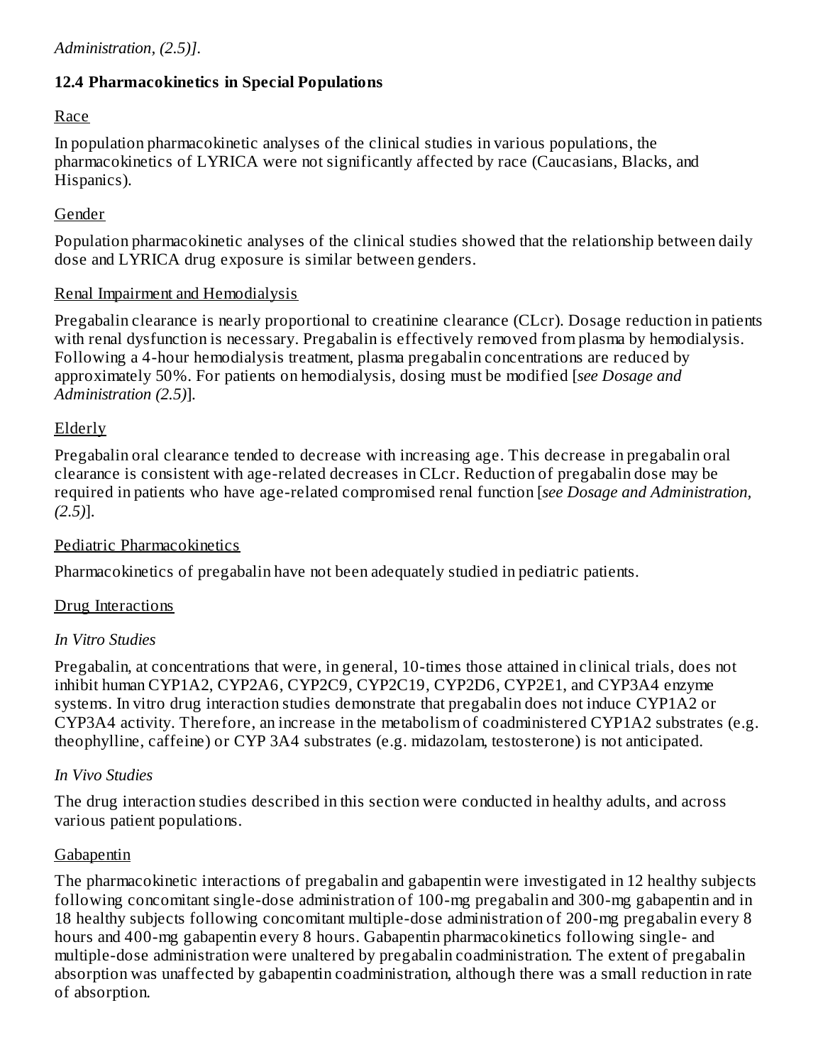*Administration, (2.5)]*.

### 12.4 Pharmacokinetics in Special Populations

Race

In population pharmacokinetic analyses of the clinical studies in various populations, the pharmacokinetics of LYRICA were not significantly affected by race (Caucasians, Blacks, and Hispanics).

Gender

Population pharmacokinetic analyses of the clinical studies showed that the relationship between daily dose and LYRICA drug exposure is similar between genders.

Renal Impairment and Hemodialysis

Pregabalin clearance is nearly proportional to creatinine clearance (CLcr). Dosage reduction in patients with renal dysfunction is necessary. Pregabalin is effectively removed from plasma by hemodialysis. Following a 4-hour hemodialysis treatment, plasma pregabalin concentrations are reduced by approximately 50%. For patients on hemodialysis, dosing must be modified [*see Dosage and Administration (2.5)*].

Elderly

Pregabalin oral clearance tended to decrease with increasing age. This decrease in pregabalin oral clearance is consistent with age-related decreases in CLcr. Reduction of pregabalin dose may be required in patients who have age-related compromised renal function [*see Dosage and Administration, (2.5)*].

Pediatric Pharmacokinetics

Pharmacokinetics of pregabalin have not been adequately studied in pediatric patients.

Drug Interactions

*In Vitro Studies*

Pregabalin, at concentrations that were, in general, 10-times those attained in clinical trials, does not inhibit human CYP1A2, CYP2A6, CYP2C9, CYP2C19, CYP2D6, CYP2E1, and CYP3A4 enzyme systems. In vitro drug interaction studies demonstrate that pregabalin does not induce CYP1A2 or CYP3A4 activity. Therefore, an increase in the metabolism of coadministered CYP1A2 substrates (e.g. theophylline, caffeine) or CYP 3A4 substrates (e.g. midazolam, testosterone) is not anticipated.

*In Vivo Studies*

The drug interaction studies described in this section were conducted in healthy adults, and across various patient populations.

Gabapentin

The pharmacokinetic interactions of pregabalin and gabapentin were investigated in 12 healthy subjects following concomitant single-dose administration of 100-mg pregabalin and 300-mg gabapentin and in 18 healthy subjects following concomitant multiple-dose administration of 200-mg pregabalin every 8 hours and 400-mg gabapentin every 8 hours. Gabapentin pharmacokinetics following single- and multiple-dose administration were unaltered by pregabalin coadministration. The extent of pregabalin absorption was unaffected by gabapentin coadministration, although there was a small reduction in rate of absorption.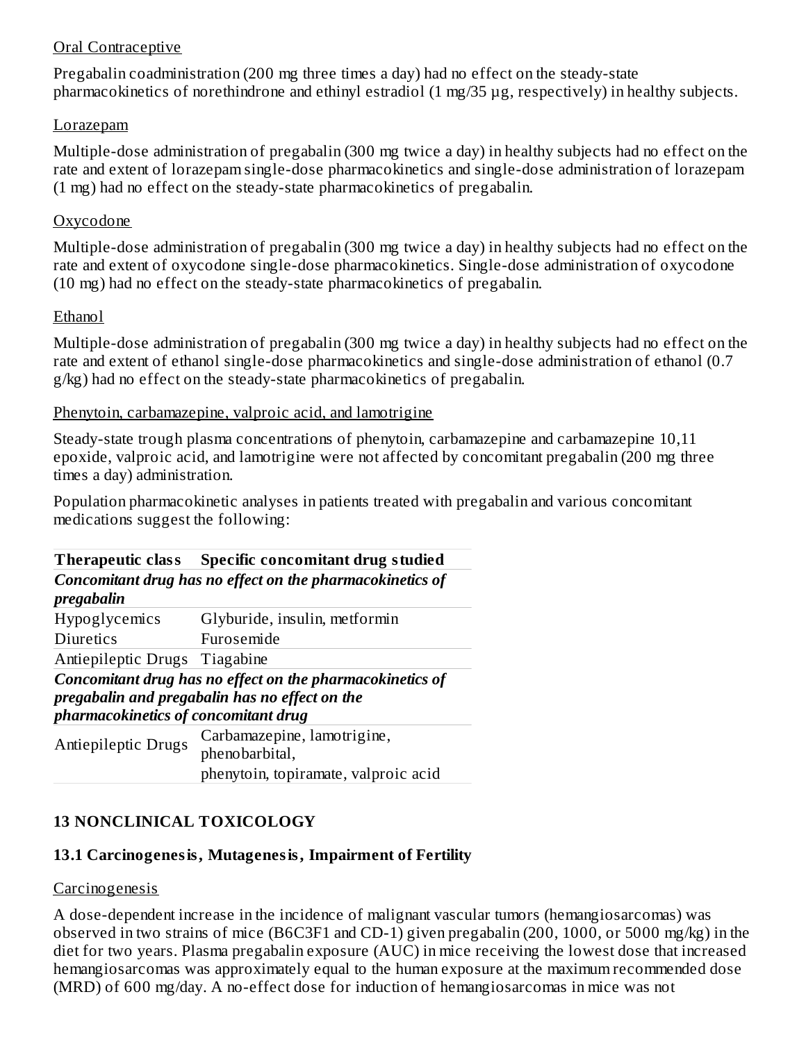Oral Contraceptive

Pregabalin coadministration (200 mg three times a day) had no effect on the steady-state pharmacokinetics of norethindrone and ethinyl estradiol (1 mg/35 µg, respectively) in healthy subjects.

Lorazepam

Multiple-dose administration of pregabalin (300 mg twice a day) in healthy subjects had no effect on the rate and extent of lorazepam single-dose pharmacokinetics and single-dose administration of lorazepam (1 mg) had no effect on the steady-state pharmacokinetics of pregabalin.

Oxycodone

Multiple-dose administration of pregabalin (300 mg twice a day) in healthy subjects had no effect on the rate and extent of oxycodone single-dose pharmacokinetics. Single-dose administration of oxycodone (10 mg) had no effect on the steady-state pharmacokinetics of pregabalin.

Ethanol

Multiple-dose administration of pregabalin (300 mg twice a day) in healthy subjects had no effect on the rate and extent of ethanol single-dose pharmacokinetics and single-dose administration of ethanol (0.7 g/kg) had no effect on the steady-state pharmacokinetics of pregabalin.

Phenytoin, carbamazepine, valproic acid, and lamotrigine

Steady-state trough plasma concentrations of phenytoin, carbamazepine and carbamazepine 10,11 epoxide, valproic acid, and lamotrigine were not affected by concomitant pregabalin (200 mg three times a day) administration.

Population pharmacokinetic analyses in patients treated with pregabalin and various concomitant medications suggest the following:

| Therapeutic class | Specific concomitant drug studied |
|---|---|
| ***Concomitant drug has no effect on the pharmacokinetics of pregabalin*** | |
| Hypoglycemics | Glyburide, insulin, metformin |
| Diuretics | Furosemide |
| Antiepileptic Drugs | Tiagabine |
| ***Concomitant drug has no effect on the pharmacokinetics of pregabalin and pregabalin has no effect on the pharmacokinetics of concomitant drug*** | |
| Antiepileptic Drugs | Carbamazepine, lamotrigine, phenobarbital, phenytoin, topiramate, valproic acid |

## 13 NONCLINICAL TOXICOLOGY

### 13.1 Carcinogenesis, Mutagenesis, Impairment of Fertility

Carcinogenesis

A dose-dependent increase in the incidence of malignant vascular tumors (hemangiosarcomas) was observed in two strains of mice (B6C3F1 and CD-1) given pregabalin (200, 1000, or 5000 mg/kg) in the diet for two years. Plasma pregabalin exposure (AUC) in mice receiving the lowest dose that increased hemangiosarcomas was approximately equal to the human exposure at the maximum recommended dose (MRD) of 600 mg/day. A no-effect dose for induction of hemangiosarcomas in mice was not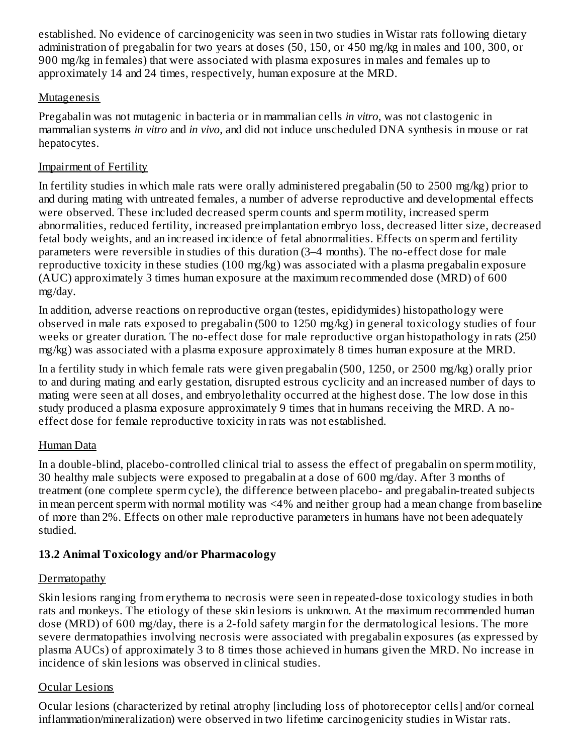established. No evidence of carcinogenicity was seen in two studies in Wistar rats following dietary administration of pregabalin for two years at doses (50, 150, or 450 mg/kg in males and 100, 300, or 900 mg/kg in females) that were associated with plasma exposures in males and females up to approximately 14 and 24 times, respectively, human exposure at the MRD.

Mutagenesis

Pregabalin was not mutagenic in bacteria or in mammalian cells *in vitro*, was not clastogenic in mammalian systems *in vitro* and *in vivo*, and did not induce unscheduled DNA synthesis in mouse or rat hepatocytes.

Impairment of Fertility

In fertility studies in which male rats were orally administered pregabalin (50 to 2500 mg/kg) prior to and during mating with untreated females, a number of adverse reproductive and developmental effects were observed. These included decreased sperm counts and sperm motility, increased sperm abnormalities, reduced fertility, increased preimplantation embryo loss, decreased litter size, decreased fetal body weights, and an increased incidence of fetal abnormalities. Effects on sperm and fertility parameters were reversible in studies of this duration (3–4 months). The no-effect dose for male reproductive toxicity in these studies (100 mg/kg) was associated with a plasma pregabalin exposure (AUC) approximately 3 times human exposure at the maximum recommended dose (MRD) of 600 mg/day.

In addition, adverse reactions on reproductive organ (testes, epididymides) histopathology were observed in male rats exposed to pregabalin (500 to 1250 mg/kg) in general toxicology studies of four weeks or greater duration. The no-effect dose for male reproductive organ histopathology in rats (250 mg/kg) was associated with a plasma exposure approximately 8 times human exposure at the MRD.

In a fertility study in which female rats were given pregabalin (500, 1250, or 2500 mg/kg) orally prior to and during mating and early gestation, disrupted estrous cyclicity and an increased number of days to mating were seen at all doses, and embryolethality occurred at the highest dose. The low dose in this study produced a plasma exposure approximately 9 times that in humans receiving the MRD. A no-effect dose for female reproductive toxicity in rats was not established.

Human Data

In a double-blind, placebo-controlled clinical trial to assess the effect of pregabalin on sperm motility, 30 healthy male subjects were exposed to pregabalin at a dose of 600 mg/day. After 3 months of treatment (one complete sperm cycle), the difference between placebo- and pregabalin-treated subjects in mean percent sperm with normal motility was <4% and neither group had a mean change from baseline of more than 2%. Effects on other male reproductive parameters in humans have not been adequately studied.

### 13.2 Animal Toxicology and/or Pharmacology

Dermatopathy

Skin lesions ranging from erythema to necrosis were seen in repeated-dose toxicology studies in both rats and monkeys. The etiology of these skin lesions is unknown. At the maximum recommended human dose (MRD) of 600 mg/day, there is a 2-fold safety margin for the dermatological lesions. The more severe dermatopathies involving necrosis were associated with pregabalin exposures (as expressed by plasma AUCs) of approximately 3 to 8 times those achieved in humans given the MRD. No increase in incidence of skin lesions was observed in clinical studies.

Ocular Lesions

Ocular lesions (characterized by retinal atrophy [including loss of photoreceptor cells] and/or corneal inflammation/mineralization) were observed in two lifetime carcinogenicity studies in Wistar rats.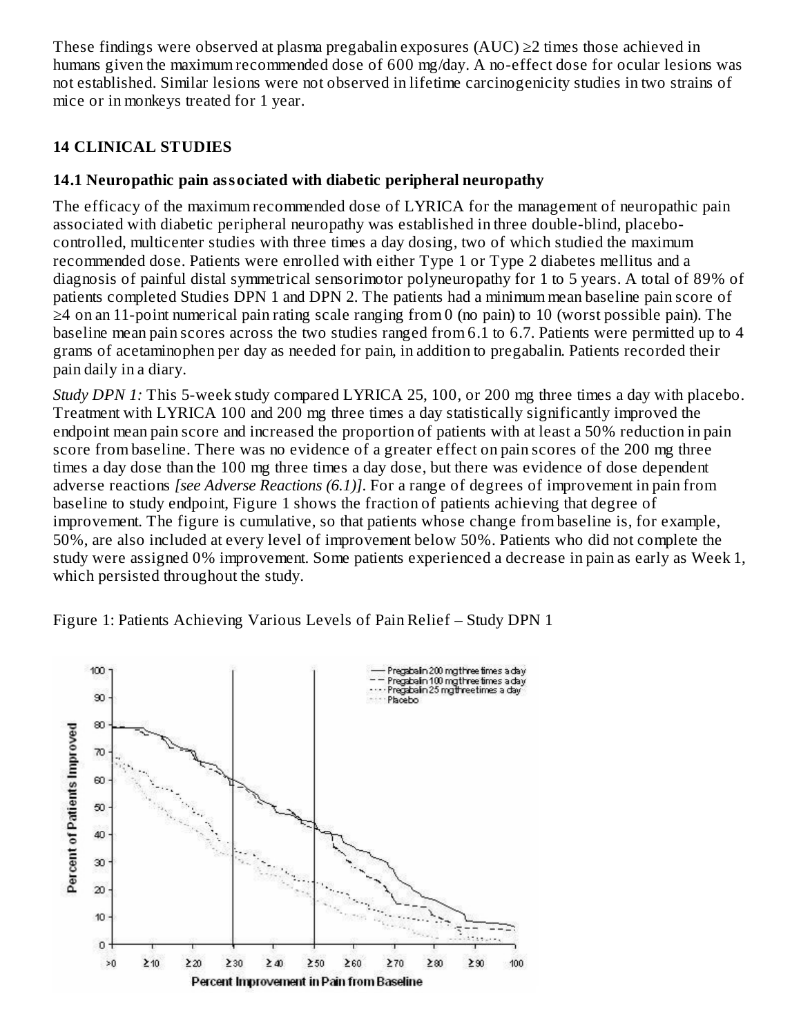These findings were observed at plasma pregabalin exposures (AUC) ≥2 times those achieved in humans given the maximum recommended dose of 600 mg/day. A no-effect dose for ocular lesions was not established. Similar lesions were not observed in lifetime carcinogenicity studies in two strains of mice or in monkeys treated for 1 year.

## 14 CLINICAL STUDIES

### 14.1 Neuropathic pain associated with diabetic peripheral neuropathy

The efficacy of the maximum recommended dose of LYRICA for the management of neuropathic pain associated with diabetic peripheral neuropathy was established in three double-blind, placebo-controlled, multicenter studies with three times a day dosing, two of which studied the maximum recommended dose. Patients were enrolled with either Type 1 or Type 2 diabetes mellitus and a diagnosis of painful distal symmetrical sensorimotor polyneuropathy for 1 to 5 years. A total of 89% of patients completed Studies DPN 1 and DPN 2. The patients had a minimum mean baseline pain score of ≥4 on an 11-point numerical pain rating scale ranging from 0 (no pain) to 10 (worst possible pain). The baseline mean pain scores across the two studies ranged from 6.1 to 6.7. Patients were permitted up to 4 grams of acetaminophen per day as needed for pain, in addition to pregabalin. Patients recorded their pain daily in a diary.

*Study DPN 1:* This 5-week study compared LYRICA 25, 100, or 200 mg three times a day with placebo. Treatment with LYRICA 100 and 200 mg three times a day statistically significantly improved the endpoint mean pain score and increased the proportion of patients with at least a 50% reduction in pain score from baseline. There was no evidence of a greater effect on pain scores of the 200 mg three times a day dose than the 100 mg three times a day dose, but there was evidence of dose dependent adverse reactions *[see Adverse Reactions (6.1)]*. For a range of degrees of improvement in pain from baseline to study endpoint, Figure 1 shows the fraction of patients achieving that degree of improvement. The figure is cumulative, so that patients whose change from baseline is, for example, 50%, are also included at every level of improvement below 50%. Patients who did not complete the study were assigned 0% improvement. Some patients experienced a decrease in pain as early as Week 1, which persisted throughout the study.

Figure 1: Patients Achieving Various Levels of Pain Relief – Study DPN 1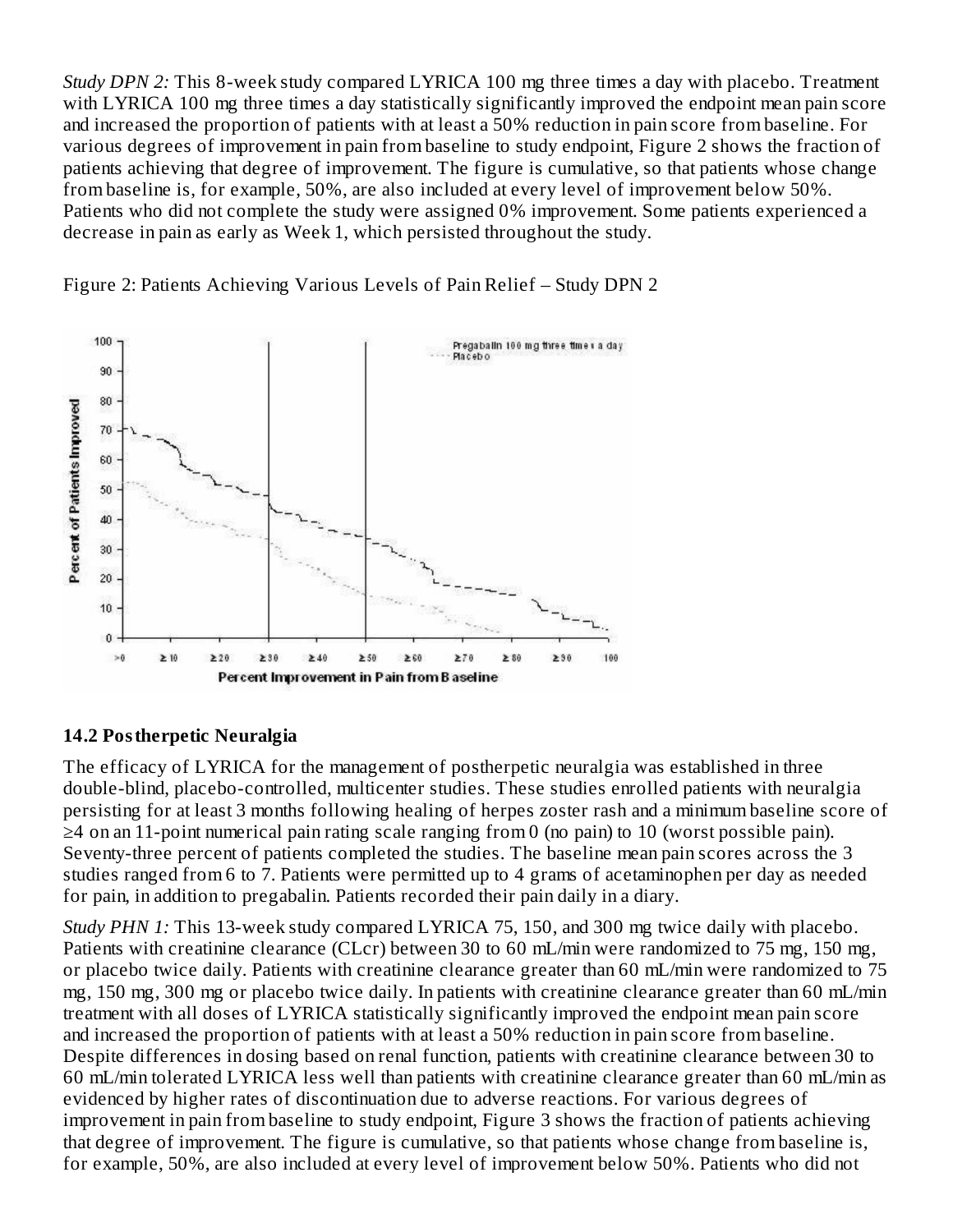*Study DPN 2:* This 8-week study compared LYRICA 100 mg three times a day with placebo. Treatment with LYRICA 100 mg three times a day statistically significantly improved the endpoint mean pain score and increased the proportion of patients with at least a 50% reduction in pain score from baseline. For various degrees of improvement in pain from baseline to study endpoint, Figure 2 shows the fraction of patients achieving that degree of improvement. The figure is cumulative, so that patients whose change from baseline is, for example, 50%, are also included at every level of improvement below 50%. Patients who did not complete the study were assigned 0% improvement. Some patients experienced a decrease in pain as early as Week 1, which persisted throughout the study.

Figure 2: Patients Achieving Various Levels of Pain Relief – Study DPN 2

## 14.2 Postherpetic Neuralgia

The efficacy of LYRICA for the management of postherpetic neuralgia was established in three double-blind, placebo-controlled, multicenter studies. These studies enrolled patients with neuralgia persisting for at least 3 months following healing of herpes zoster rash and a minimum baseline score of ≥4 on an 11-point numerical pain rating scale ranging from 0 (no pain) to 10 (worst possible pain). Seventy-three percent of patients completed the studies. The baseline mean pain scores across the 3 studies ranged from 6 to 7. Patients were permitted up to 4 grams of acetaminophen per day as needed for pain, in addition to pregabalin. Patients recorded their pain daily in a diary.

*Study PHN 1:* This 13-week study compared LYRICA 75, 150, and 300 mg twice daily with placebo. Patients with creatinine clearance (CLcr) between 30 to 60 mL/min were randomized to 75 mg, 150 mg, or placebo twice daily. Patients with creatinine clearance greater than 60 mL/min were randomized to 75 mg, 150 mg, 300 mg or placebo twice daily. In patients with creatinine clearance greater than 60 mL/min treatment with all doses of LYRICA statistically significantly improved the endpoint mean pain score and increased the proportion of patients with at least a 50% reduction in pain score from baseline. Despite differences in dosing based on renal function, patients with creatinine clearance between 30 to 60 mL/min tolerated LYRICA less well than patients with creatinine clearance greater than 60 mL/min as evidenced by higher rates of discontinuation due to adverse reactions. For various degrees of improvement in pain from baseline to study endpoint, Figure 3 shows the fraction of patients achieving that degree of improvement. The figure is cumulative, so that patients whose change from baseline is, for example, 50%, are also included at every level of improvement below 50%. Patients who did not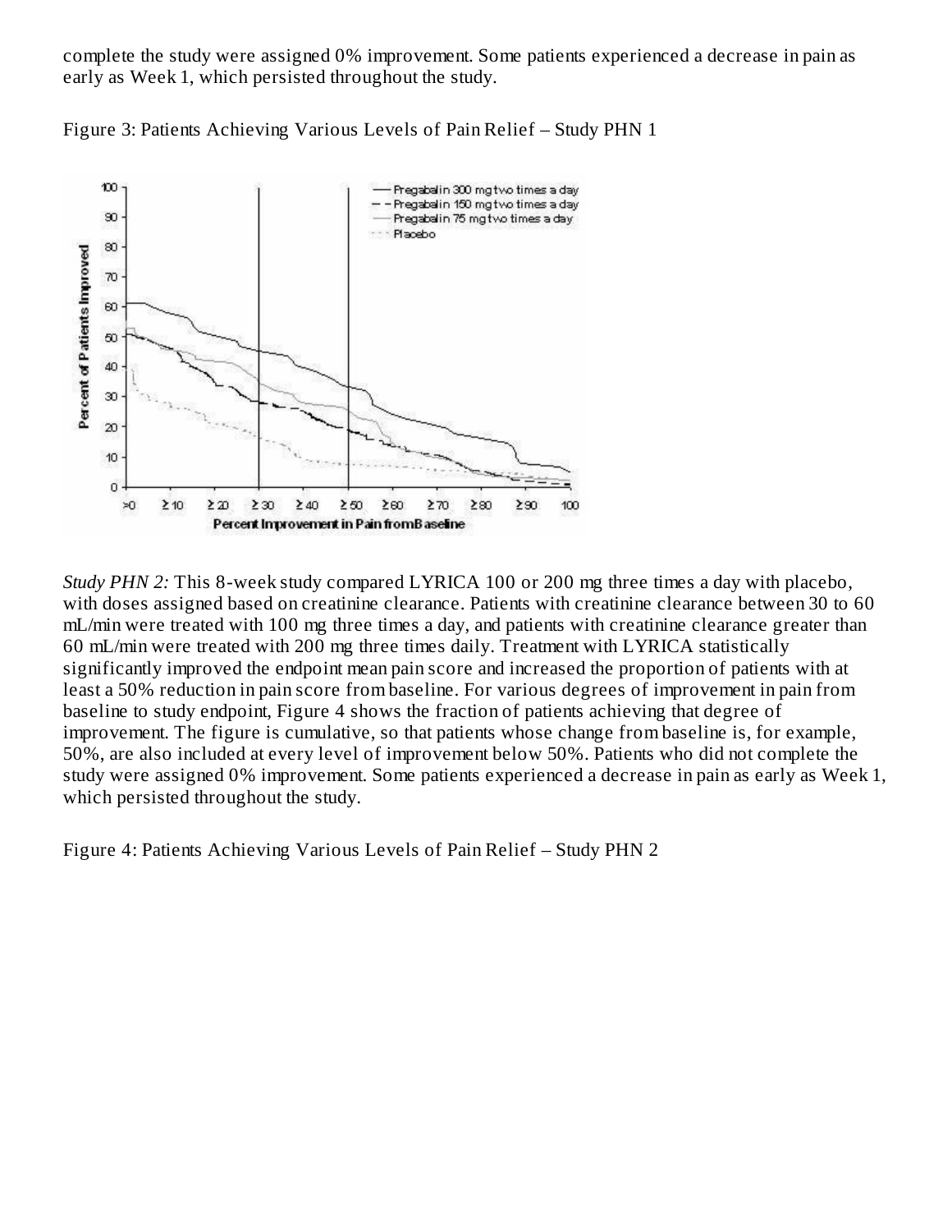complete the study were assigned 0% improvement. Some patients experienced a decrease in pain as early as Week 1, which persisted throughout the study.

Figure 3: Patients Achieving Various Levels of Pain Relief – Study PHN 1

*Study PHN 2:* This 8-week study compared LYRICA 100 or 200 mg three times a day with placebo, with doses assigned based on creatinine clearance. Patients with creatinine clearance between 30 to 60 mL/min were treated with 100 mg three times a day, and patients with creatinine clearance greater than 60 mL/min were treated with 200 mg three times daily. Treatment with LYRICA statistically significantly improved the endpoint mean pain score and increased the proportion of patients with at least a 50% reduction in pain score from baseline. For various degrees of improvement in pain from baseline to study endpoint, Figure 4 shows the fraction of patients achieving that degree of improvement. The figure is cumulative, so that patients whose change from baseline is, for example, 50%, are also included at every level of improvement below 50%. Patients who did not complete the study were assigned 0% improvement. Some patients experienced a decrease in pain as early as Week 1, which persisted throughout the study.

Figure 4: Patients Achieving Various Levels of Pain Relief – Study PHN 2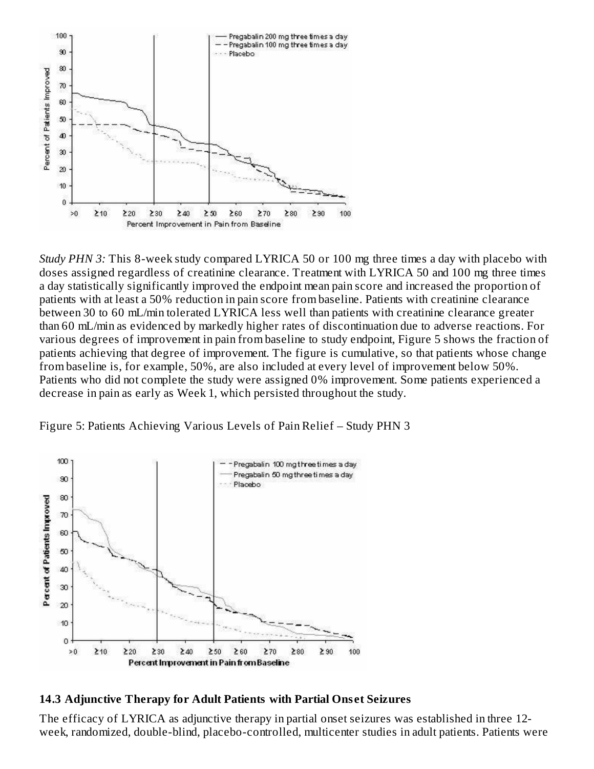*Study PHN 3:* This 8-week study compared LYRICA 50 or 100 mg three times a day with placebo with doses assigned regardless of creatinine clearance. Treatment with LYRICA 50 and 100 mg three times a day statistically significantly improved the endpoint mean pain score and increased the proportion of patients with at least a 50% reduction in pain score from baseline. Patients with creatinine clearance between 30 to 60 mL/min tolerated LYRICA less well than patients with creatinine clearance greater than 60 mL/min as evidenced by markedly higher rates of discontinuation due to adverse reactions. For various degrees of improvement in pain from baseline to study endpoint, Figure 5 shows the fraction of patients achieving that degree of improvement. The figure is cumulative, so that patients whose change from baseline is, for example, 50%, are also included at every level of improvement below 50%. Patients who did not complete the study were assigned 0% improvement. Some patients experienced a decrease in pain as early as Week 1, which persisted throughout the study.

Figure 5: Patients Achieving Various Levels of Pain Relief – Study PHN 3

### 14.3 Adjunctive Therapy for Adult Patients with Partial Onset Seizures

The efficacy of LYRICA as adjunctive therapy in partial onset seizures was established in three 12-week, randomized, double-blind, placebo-controlled, multicenter studies in adult patients. Patients were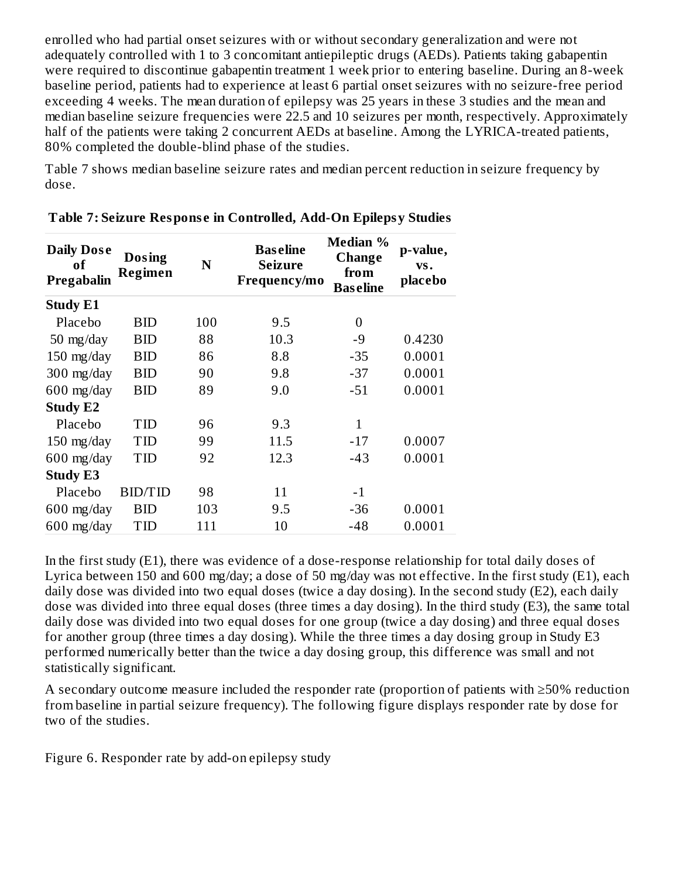enrolled who had partial onset seizures with or without secondary generalization and were not adequately controlled with 1 to 3 concomitant antiepileptic drugs (AEDs). Patients taking gabapentin were required to discontinue gabapentin treatment 1 week prior to entering baseline. During an 8-week baseline period, patients had to experience at least 6 partial onset seizures with no seizure-free period exceeding 4 weeks. The mean duration of epilepsy was 25 years in these 3 studies and the mean and median baseline seizure frequencies were 22.5 and 10 seizures per month, respectively. Approximately half of the patients were taking 2 concurrent AEDs at baseline. Among the LYRICA-treated patients, 80% completed the double-blind phase of the studies.

Table 7 shows median baseline seizure rates and median percent reduction in seizure frequency by dose.

**Table 7: Seizure Response in Controlled, Add-On Epilepsy Studies**

| Daily Dose of Pregabalin | Dosing Regimen | N | Baseline Seizure Frequency/mo | Median % Change from Baseline | p-value, vs. placebo |
|---|---|---|---|---|---|
| **Study E1** | | | | | |
| Placebo | BID | 100 | 9.5 | 0 | |
| 50 mg/day | BID | 88 | 10.3 | -9 | 0.4230 |
| 150 mg/day | BID | 86 | 8.8 | -35 | 0.0001 |
| 300 mg/day | BID | 90 | 9.8 | -37 | 0.0001 |
| 600 mg/day | BID | 89 | 9.0 | -51 | 0.0001 |
| **Study E2** | | | | | |
| Placebo | TID | 96 | 9.3 | 1 | |
| 150 mg/day | TID | 99 | 11.5 | -17 | 0.0007 |
| 600 mg/day | TID | 92 | 12.3 | -43 | 0.0001 |
| **Study E3** | | | | | |
| Placebo | BID/TID | 98 | 11 | -1 | |
| 600 mg/day | BID | 103 | 9.5 | -36 | 0.0001 |
| 600 mg/day | TID | 111 | 10 | -48 | 0.0001 |

In the first study (E1), there was evidence of a dose-response relationship for total daily doses of Lyrica between 150 and 600 mg/day; a dose of 50 mg/day was not effective. In the first study (E1), each daily dose was divided into two equal doses (twice a day dosing). In the second study (E2), each daily dose was divided into three equal doses (three times a day dosing). In the third study (E3), the same total daily dose was divided into two equal doses for one group (twice a day dosing) and three equal doses for another group (three times a day dosing). While the three times a day dosing group in Study E3 performed numerically better than the twice a day dosing group, this difference was small and not statistically significant.

A secondary outcome measure included the responder rate (proportion of patients with ≥50% reduction from baseline in partial seizure frequency). The following figure displays responder rate by dose for two of the studies.

Figure 6. Responder rate by add-on epilepsy study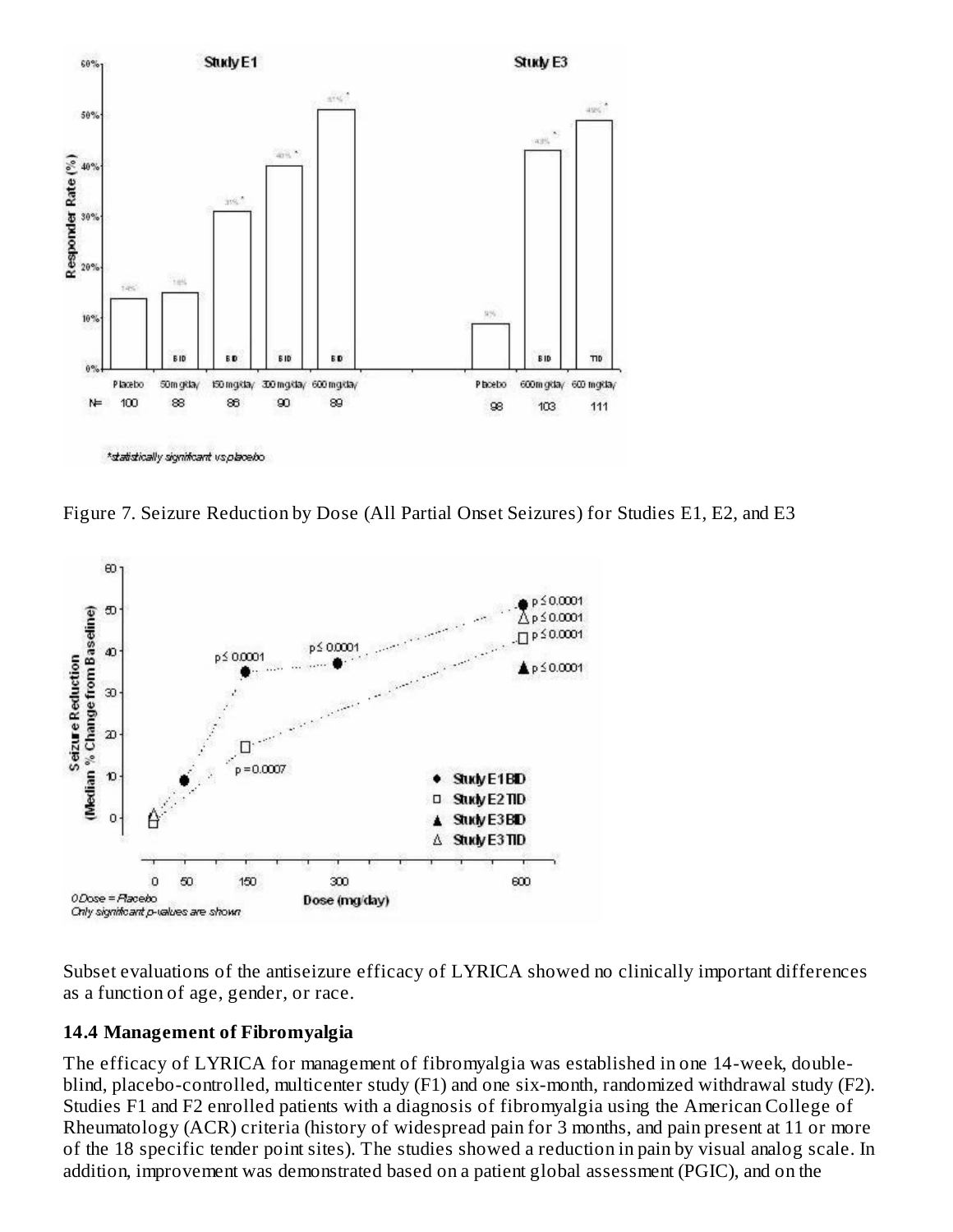Figure 7. Seizure Reduction by Dose (All Partial Onset Seizures) for Studies E1, E2, and E3

Subset evaluations of the antiseizure efficacy of LYRICA showed no clinically important differences as a function of age, gender, or race.

### 14.4 Management of Fibromyalgia

The efficacy of LYRICA for management of fibromyalgia was established in one 14-week, double-blind, placebo-controlled, multicenter study (F1) and one six-month, randomized withdrawal study (F2). Studies F1 and F2 enrolled patients with a diagnosis of fibromyalgia using the American College of Rheumatology (ACR) criteria (history of widespread pain for 3 months, and pain present at 11 or more of the 18 specific tender point sites). The studies showed a reduction in pain by visual analog scale. In addition, improvement was demonstrated based on a patient global assessment (PGIC), and on the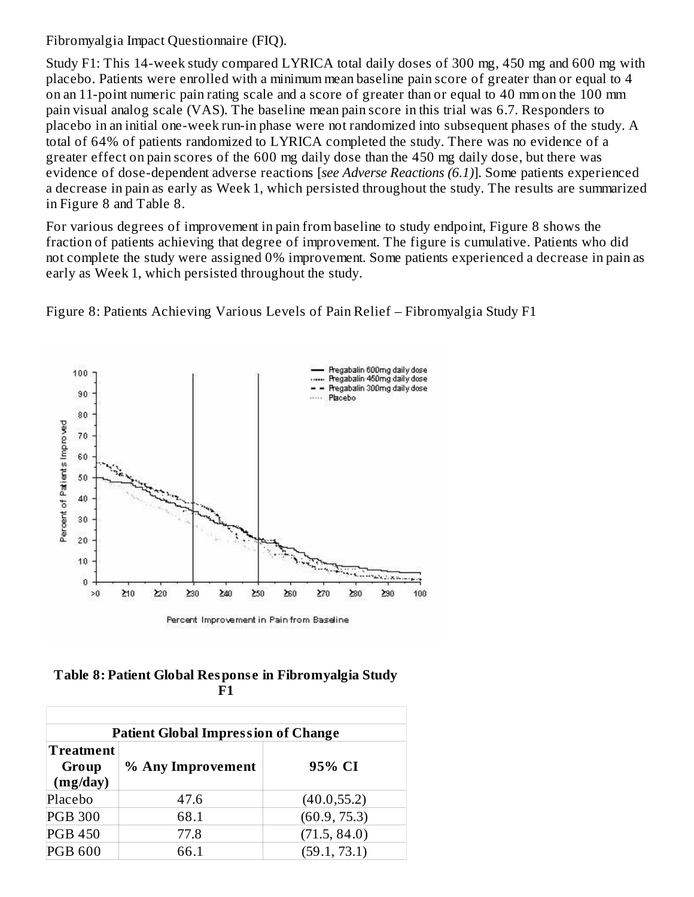Fibromyalgia Impact Questionnaire (FIQ).

Study F1: This 14-week study compared LYRICA total daily doses of 300 mg, 450 mg and 600 mg with placebo. Patients were enrolled with a minimum mean baseline pain score of greater than or equal to 4 on an 11-point numeric pain rating scale and a score of greater than or equal to 40 mm on the 100 mm pain visual analog scale (VAS). The baseline mean pain score in this trial was 6.7. Responders to placebo in an initial one-week run-in phase were not randomized into subsequent phases of the study. A total of 64% of patients randomized to LYRICA completed the study. There was no evidence of a greater effect on pain scores of the 600 mg daily dose than the 450 mg daily dose, but there was evidence of dose-dependent adverse reactions [*see Adverse Reactions (6.1)*]. Some patients experienced a decrease in pain as early as Week 1, which persisted throughout the study. The results are summarized in Figure 8 and Table 8.

For various degrees of improvement in pain from baseline to study endpoint, Figure 8 shows the fraction of patients achieving that degree of improvement. The figure is cumulative. Patients who did not complete the study were assigned 0% improvement. Some patients experienced a decrease in pain as early as Week 1, which persisted throughout the study.

Figure 8: Patients Achieving Various Levels of Pain Relief – Fibromyalgia Study F1

**Table 8: Patient Global Response in Fibromyalgia Study F1**

| Patient Global Impression of Change | | |
|---|---|---|
| **Treatment Group (mg/day)** | **% Any Improvement** | **95% CI** |
| Placebo | 47.6 | (40.0,55.2) |
| PGB 300 | 68.1 | (60.9, 75.3) |
| PGB 450 | 77.8 | (71.5, 84.0) |
| PGB 600 | 66.1 | (59.1, 73.1) |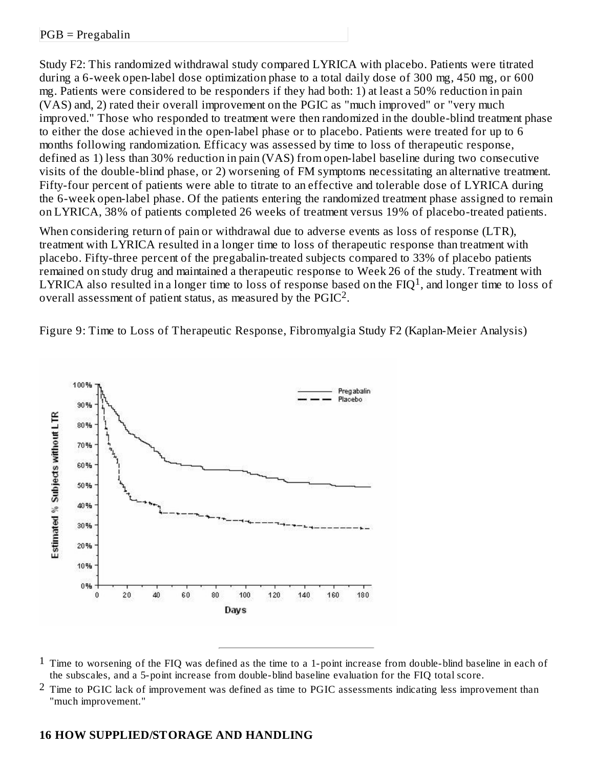PGB = Pregabalin

Study F2: This randomized withdrawal study compared LYRICA with placebo. Patients were titrated during a 6-week open-label dose optimization phase to a total daily dose of 300 mg, 450 mg, or 600 mg. Patients were considered to be responders if they had both: 1) at least a 50% reduction in pain (VAS) and, 2) rated their overall improvement on the PGIC as "much improved" or "very much improved." Those who responded to treatment were then randomized in the double-blind treatment phase to either the dose achieved in the open-label phase or to placebo. Patients were treated for up to 6 months following randomization. Efficacy was assessed by time to loss of therapeutic response, defined as 1) less than 30% reduction in pain (VAS) from open-label baseline during two consecutive visits of the double-blind phase, or 2) worsening of FM symptoms necessitating an alternative treatment. Fifty-four percent of patients were able to titrate to an effective and tolerable dose of LYRICA during the 6-week open-label phase. Of the patients entering the randomized treatment phase assigned to remain on LYRICA, 38% of patients completed 26 weeks of treatment versus 19% of placebo-treated patients.

When considering return of pain or withdrawal due to adverse events as loss of response (LTR), treatment with LYRICA resulted in a longer time to loss of therapeutic response than treatment with placebo. Fifty-three percent of the pregabalin-treated subjects compared to 33% of placebo patients remained on study drug and maintained a therapeutic response to Week 26 of the study. Treatment with LYRICA also resulted in a longer time to loss of response based on the FIQ[1], and longer time to loss of overall assessment of patient status, as measured by the PGIC[2].

Figure 9: Time to Loss of Therapeutic Response, Fibromyalgia Study F2 (Kaplan-Meier Analysis)

[1] Time to worsening of the FIQ was defined as the time to a 1-point increase from double-blind baseline in each of the subscales, and a 5-point increase from double-blind baseline evaluation for the FIQ total score.

[2] Time to PGIC lack of improvement was defined as time to PGIC assessments indicating less improvement than "much improvement."

## 16 HOW SUPPLIED/STORAGE AND HANDLING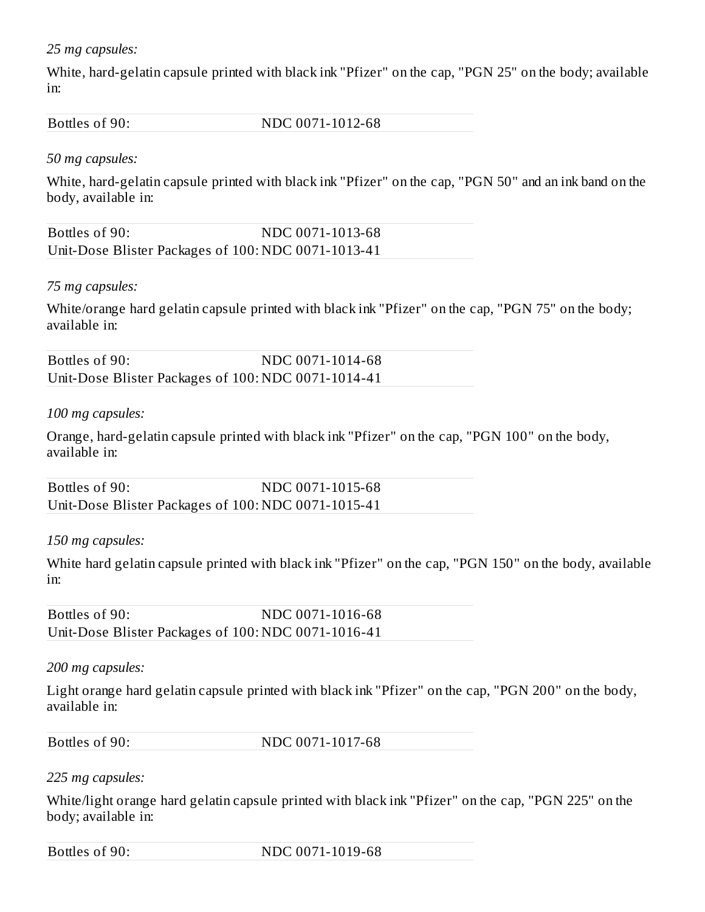*25 mg capsules:*

White, hard-gelatin capsule printed with black ink "Pfizer" on the cap, "PGN 25" on the body; available in:

| | |
|---|---|
| Bottles of 90: | NDC 0071-1012-68 |

*50 mg capsules:*

White, hard-gelatin capsule printed with black ink "Pfizer" on the cap, "PGN 50" and an ink band on the body, available in:

| | |
|---|---|
| Bottles of 90: | NDC 0071-1013-68 |
| Unit-Dose Blister Packages of 100: | NDC 0071-1013-41 |

*75 mg capsules:*

White/orange hard gelatin capsule printed with black ink "Pfizer" on the cap, "PGN 75" on the body; available in:

| | |
|---|---|
| Bottles of 90: | NDC 0071-1014-68 |
| Unit-Dose Blister Packages of 100: | NDC 0071-1014-41 |

*100 mg capsules:*

Orange, hard-gelatin capsule printed with black ink "Pfizer" on the cap, "PGN 100" on the body, available in:

| | |
|---|---|
| Bottles of 90: | NDC 0071-1015-68 |
| Unit-Dose Blister Packages of 100: | NDC 0071-1015-41 |

*150 mg capsules:*

White hard gelatin capsule printed with black ink "Pfizer" on the cap, "PGN 150" on the body, available in:

| | |
|---|---|
| Bottles of 90: | NDC 0071-1016-68 |
| Unit-Dose Blister Packages of 100: | NDC 0071-1016-41 |

*200 mg capsules:*

Light orange hard gelatin capsule printed with black ink "Pfizer" on the cap, "PGN 200" on the body, available in:

| | |
|---|---|
| Bottles of 90: | NDC 0071-1017-68 |

*225 mg capsules:*

White/light orange hard gelatin capsule printed with black ink "Pfizer" on the cap, "PGN 225" on the body; available in:

| | |
|---|---|
| Bottles of 90: | NDC 0071-1019-68 |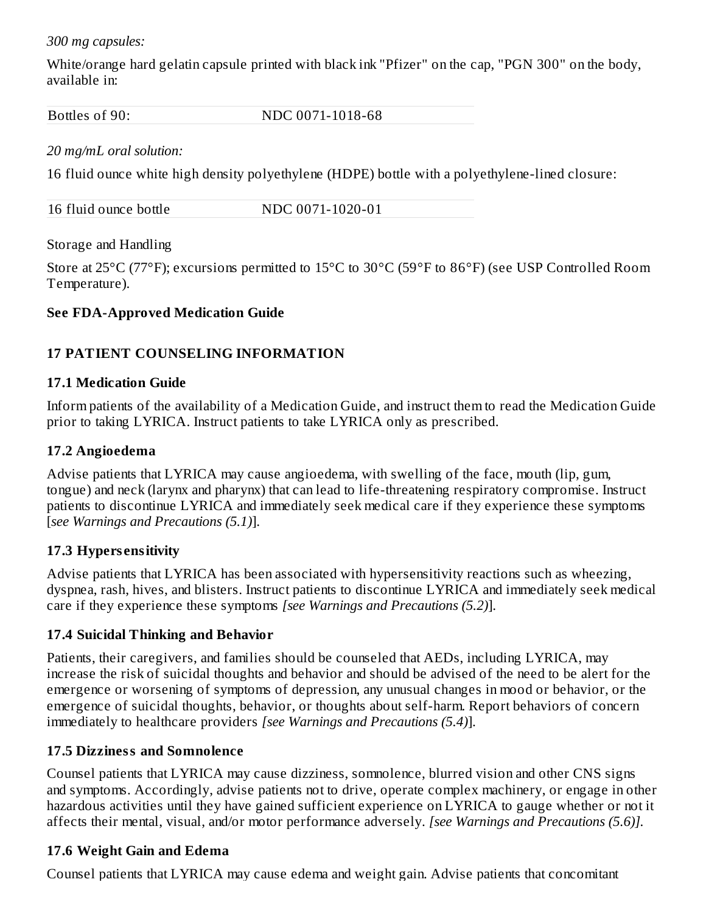*300 mg capsules:*

White/orange hard gelatin capsule printed with black ink "Pfizer" on the cap, "PGN 300" on the body, available in:

| Bottles of 90: | NDC 0071-1018-68 |
|---|---|

*20 mg/mL oral solution:*

16 fluid ounce white high density polyethylene (HDPE) bottle with a polyethylene-lined closure:

| 16 fluid ounce bottle | NDC 0071-1020-01 |
|---|---|

Storage and Handling

Store at 25°C (77°F); excursions permitted to 15°C to 30°C (59°F to 86°F) (see USP Controlled Room Temperature).

**See FDA-Approved Medication Guide**

## 17 PATIENT COUNSELING INFORMATION

### 17.1 Medication Guide

Inform patients of the availability of a Medication Guide, and instruct them to read the Medication Guide prior to taking LYRICA. Instruct patients to take LYRICA only as prescribed.

### 17.2 Angioedema

Advise patients that LYRICA may cause angioedema, with swelling of the face, mouth (lip, gum, tongue) and neck (larynx and pharynx) that can lead to life-threatening respiratory compromise. Instruct patients to discontinue LYRICA and immediately seek medical care if they experience these symptoms [*see Warnings and Precautions (5.1)*].

### 17.3 Hypersensitivity

Advise patients that LYRICA has been associated with hypersensitivity reactions such as wheezing, dyspnea, rash, hives, and blisters. Instruct patients to discontinue LYRICA and immediately seek medical care if they experience these symptoms *[see Warnings and Precautions (5.2)*].

### 17.4 Suicidal Thinking and Behavior

Patients, their caregivers, and families should be counseled that AEDs, including LYRICA, may increase the risk of suicidal thoughts and behavior and should be advised of the need to be alert for the emergence or worsening of symptoms of depression, any unusual changes in mood or behavior, or the emergence of suicidal thoughts, behavior, or thoughts about self-harm. Report behaviors of concern immediately to healthcare providers *[see Warnings and Precautions (5.4)*].

### 17.5 Dizziness and Somnolence

Counsel patients that LYRICA may cause dizziness, somnolence, blurred vision and other CNS signs and symptoms. Accordingly, advise patients not to drive, operate complex machinery, or engage in other hazardous activities until they have gained sufficient experience on LYRICA to gauge whether or not it affects their mental, visual, and/or motor performance adversely. *[see Warnings and Precautions (5.6)]*.

### 17.6 Weight Gain and Edema

Counsel patients that LYRICA may cause edema and weight gain. Advise patients that concomitant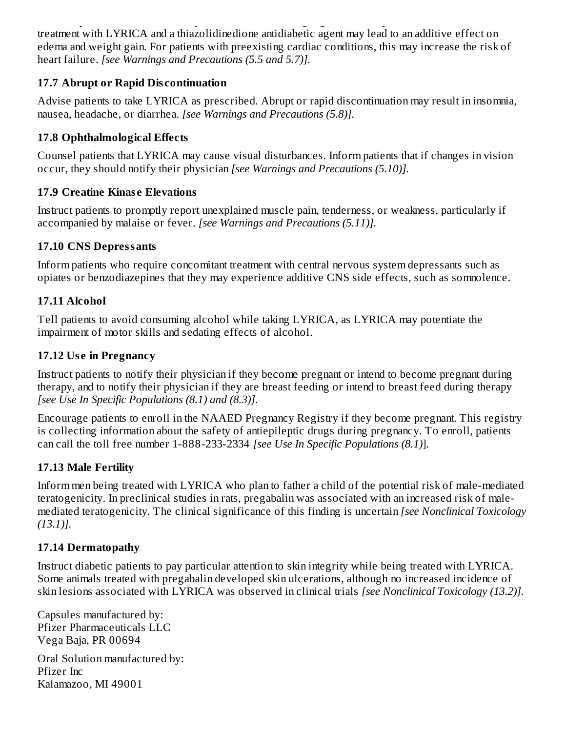treatment with LYRICA and a thiazolidinedione antidiabetic agent may lead to an additive effect on edema and weight gain. For patients with preexisting cardiac conditions, this may increase the risk of heart failure. *[see Warnings and Precautions (5.5 and 5.7)].*

### 17.7 Abrupt or Rapid Discontinuation

Advise patients to take LYRICA as prescribed. Abrupt or rapid discontinuation may result in insomnia, nausea, headache, or diarrhea. *[see Warnings and Precautions (5.8)].*

### 17.8 Ophthalmological Effects

Counsel patients that LYRICA may cause visual disturbances. Inform patients that if changes in vision occur, they should notify their physician *[see Warnings and Precautions (5.10)].*

### 17.9 Creatine Kinase Elevations

Instruct patients to promptly report unexplained muscle pain, tenderness, or weakness, particularly if accompanied by malaise or fever. *[see Warnings and Precautions (5.11)].*

### 17.10 CNS Depressants

Inform patients who require concomitant treatment with central nervous system depressants such as opiates or benzodiazepines that they may experience additive CNS side effects, such as somnolence.

### 17.11 Alcohol

Tell patients to avoid consuming alcohol while taking LYRICA, as LYRICA may potentiate the impairment of motor skills and sedating effects of alcohol.

### 17.12 Use in Pregnancy

Instruct patients to notify their physician if they become pregnant or intend to become pregnant during therapy, and to notify their physician if they are breast feeding or intend to breast feed during therapy *[see Use In Specific Populations (8.1) and (8.3)].*

Encourage patients to enroll in the NAAED Pregnancy Registry if they become pregnant. This registry is collecting information about the safety of antiepileptic drugs during pregnancy. To enroll, patients can call the toll free number 1-888-233-2334 *[see Use In Specific Populations (8.1)*].

### 17.13 Male Fertility

Inform men being treated with LYRICA who plan to father a child of the potential risk of male-mediated teratogenicity. In preclinical studies in rats, pregabalin was associated with an increased risk of male-mediated teratogenicity. The clinical significance of this finding is uncertain *[see Nonclinical Toxicology (13.1)].*

### 17.14 Dermatopathy

Instruct diabetic patients to pay particular attention to skin integrity while being treated with LYRICA. Some animals treated with pregabalin developed skin ulcerations, although no increased incidence of skin lesions associated with LYRICA was observed in clinical trials *[see Nonclinical Toxicology (13.2)].*

Capsules manufactured by:
Pfizer Pharmaceuticals LLC
Vega Baja, PR 00694

Oral Solution manufactured by:
Pfizer Inc
Kalamazoo, MI 49001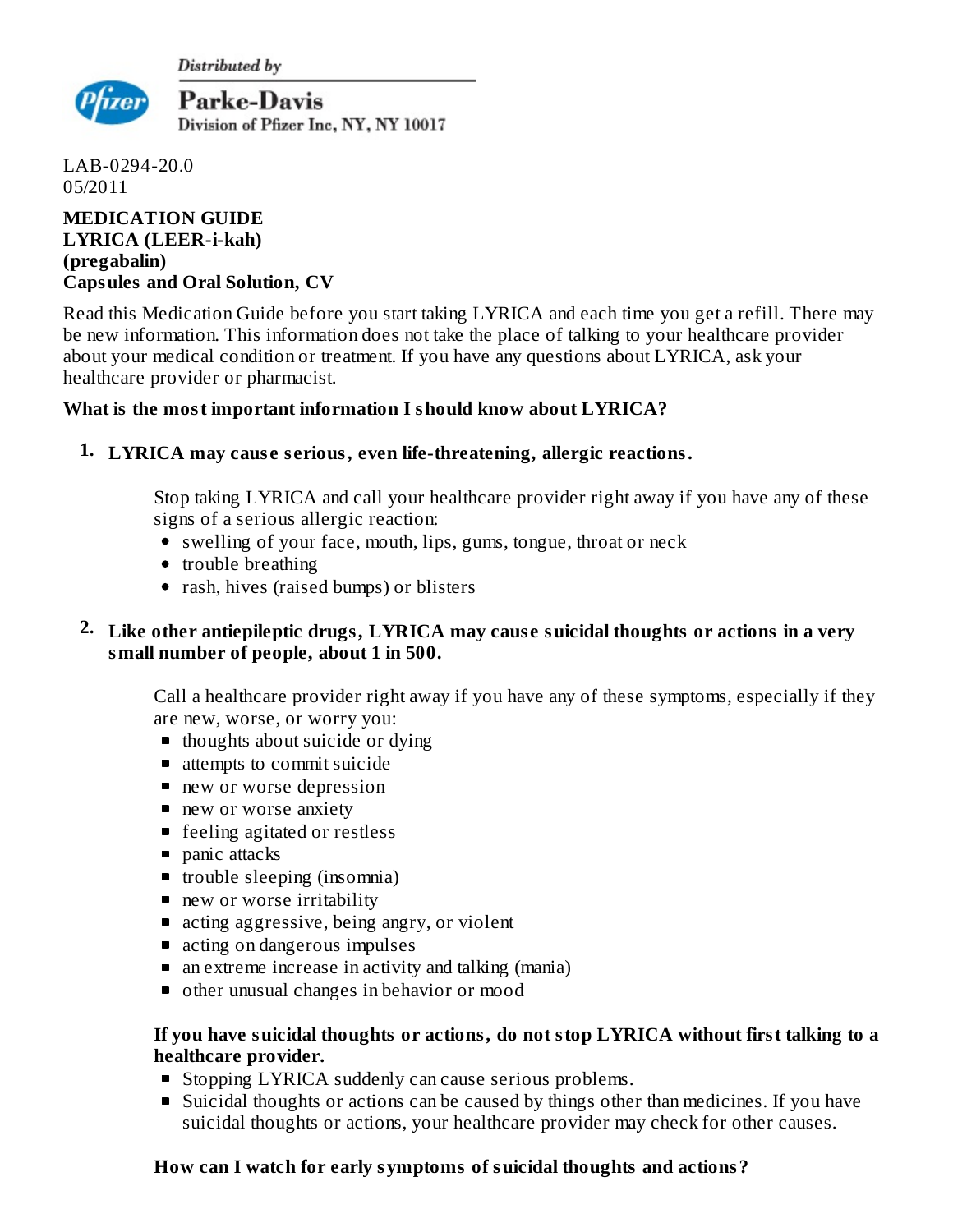Distributed by

**Parke-Davis**
Division of Pfizer Inc, NY, NY 10017

LAB-0294-20.0
05/2011

**MEDICATION GUIDE**
**LYRICA (LEER-i-kah)**
**(pregabalin)**
**Capsules and Oral Solution, CV**

Read this Medication Guide before you start taking LYRICA and each time you get a refill. There may be new information. This information does not take the place of talking to your healthcare provider about your medical condition or treatment. If you have any questions about LYRICA, ask your healthcare provider or pharmacist.

**What is the most important information I should know about LYRICA?**

1. **LYRICA may cause serious, even life-threatening, allergic reactions.**

   Stop taking LYRICA and call your healthcare provider right away if you have any of these signs of a serious allergic reaction:
   - swelling of your face, mouth, lips, gums, tongue, throat or neck
   - trouble breathing
   - rash, hives (raised bumps) or blisters

2. **Like other antiepileptic drugs, LYRICA may cause suicidal thoughts or actions in a very small number of people, about 1 in 500.**

   Call a healthcare provider right away if you have any of these symptoms, especially if they are new, worse, or worry you:
   - thoughts about suicide or dying
   - attempts to commit suicide
   - new or worse depression
   - new or worse anxiety
   - feeling agitated or restless
   - panic attacks
   - trouble sleeping (insomnia)
   - new or worse irritability
   - acting aggressive, being angry, or violent
   - acting on dangerous impulses
   - an extreme increase in activity and talking (mania)
   - other unusual changes in behavior or mood

   **If you have suicidal thoughts or actions, do not stop LYRICA without first talking to a healthcare provider.**
   - Stopping LYRICA suddenly can cause serious problems.
   - Suicidal thoughts or actions can be caused by things other than medicines. If you have suicidal thoughts or actions, your healthcare provider may check for other causes.

   **How can I watch for early symptoms of suicidal thoughts and actions?**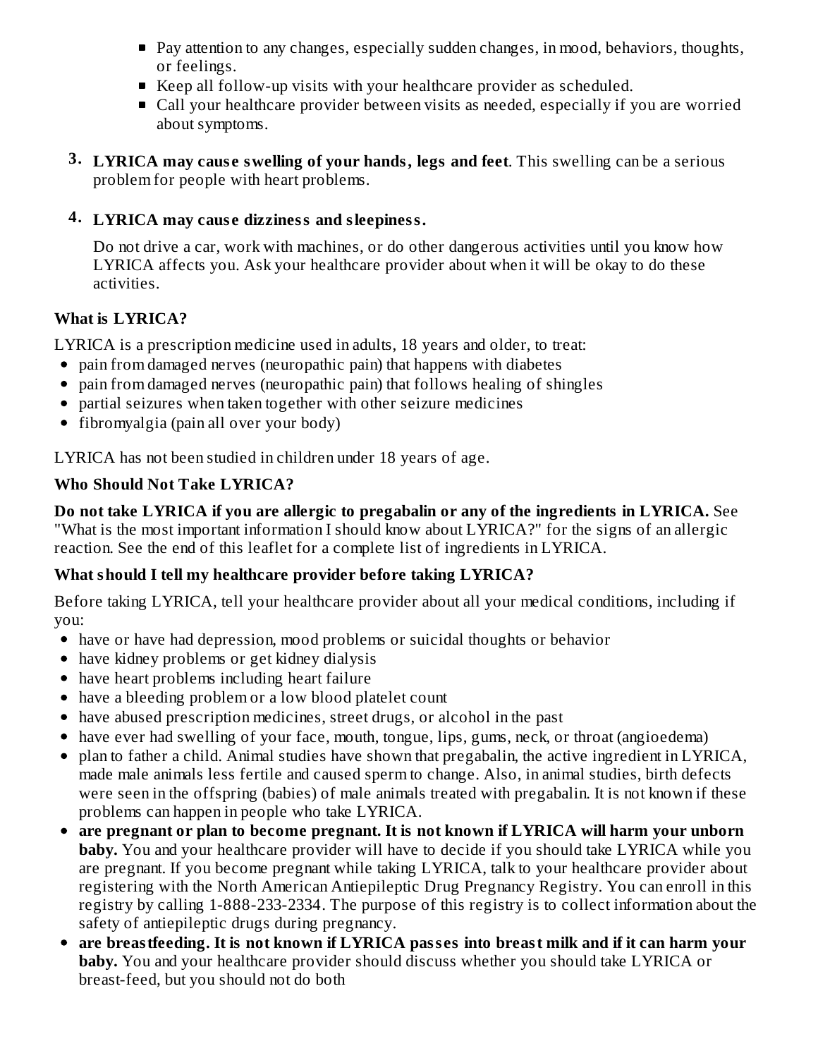- Pay attention to any changes, especially sudden changes, in mood, behaviors, thoughts, or feelings.
- Keep all follow-up visits with your healthcare provider as scheduled.
- Call your healthcare provider between visits as needed, especially if you are worried about symptoms.

3. **LYRICA may cause swelling of your hands, legs and feet**. This swelling can be a serious problem for people with heart problems.

4. **LYRICA may cause dizziness and sleepiness.**

   Do not drive a car, work with machines, or do other dangerous activities until you know how LYRICA affects you. Ask your healthcare provider about when it will be okay to do these activities.

**What is LYRICA?**

LYRICA is a prescription medicine used in adults, 18 years and older, to treat:

- pain from damaged nerves (neuropathic pain) that happens with diabetes
- pain from damaged nerves (neuropathic pain) that follows healing of shingles
- partial seizures when taken together with other seizure medicines
- fibromyalgia (pain all over your body)

LYRICA has not been studied in children under 18 years of age.

**Who Should Not Take LYRICA?**

**Do not take LYRICA if you are allergic to pregabalin or any of the ingredients in LYRICA.** See "What is the most important information I should know about LYRICA?" for the signs of an allergic reaction. See the end of this leaflet for a complete list of ingredients in LYRICA.

**What should I tell my healthcare provider before taking LYRICA?**

Before taking LYRICA, tell your healthcare provider about all your medical conditions, including if you:

- have or have had depression, mood problems or suicidal thoughts or behavior
- have kidney problems or get kidney dialysis
- have heart problems including heart failure
- have a bleeding problem or a low blood platelet count
- have abused prescription medicines, street drugs, or alcohol in the past
- have ever had swelling of your face, mouth, tongue, lips, gums, neck, or throat (angioedema)
- plan to father a child. Animal studies have shown that pregabalin, the active ingredient in LYRICA, made male animals less fertile and caused sperm to change. Also, in animal studies, birth defects were seen in the offspring (babies) of male animals treated with pregabalin. It is not known if these problems can happen in people who take LYRICA.
- **are pregnant or plan to become pregnant. It is not known if LYRICA will harm your unborn baby.** You and your healthcare provider will have to decide if you should take LYRICA while you are pregnant. If you become pregnant while taking LYRICA, talk to your healthcare provider about registering with the North American Antiepileptic Drug Pregnancy Registry. You can enroll in this registry by calling 1-888-233-2334. The purpose of this registry is to collect information about the safety of antiepileptic drugs during pregnancy.
- **are breastfeeding. It is not known if LYRICA passes into breast milk and if it can harm your baby.** You and your healthcare provider should discuss whether you should take LYRICA or breast-feed, but you should not do both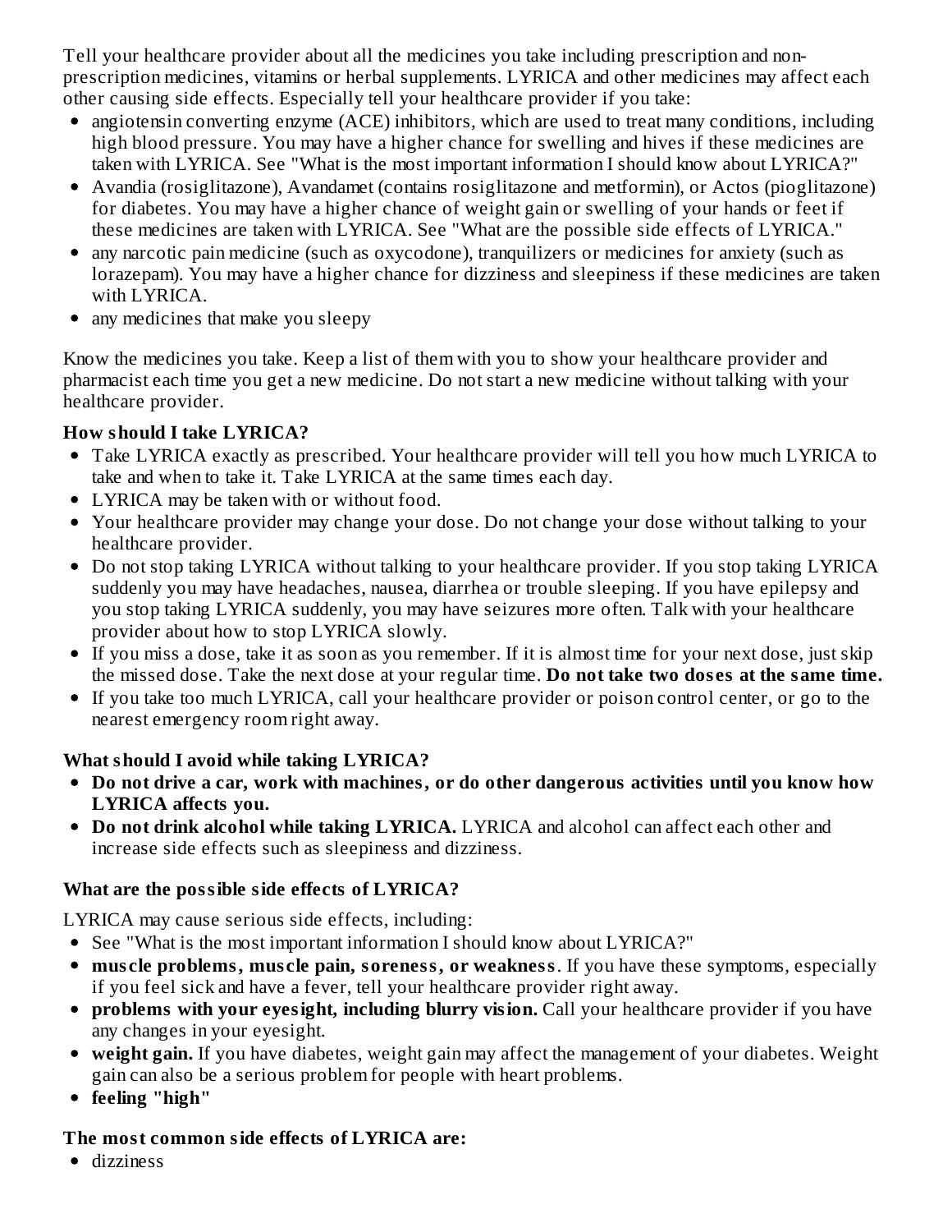Tell your healthcare provider about all the medicines you take including prescription and non-prescription medicines, vitamins or herbal supplements. LYRICA and other medicines may affect each other causing side effects. Especially tell your healthcare provider if you take:

- angiotensin converting enzyme (ACE) inhibitors, which are used to treat many conditions, including high blood pressure. You may have a higher chance for swelling and hives if these medicines are taken with LYRICA. See "What is the most important information I should know about LYRICA?"
- Avandia (rosiglitazone), Avandamet (contains rosiglitazone and metformin), or Actos (pioglitazone) for diabetes. You may have a higher chance of weight gain or swelling of your hands or feet if these medicines are taken with LYRICA. See "What are the possible side effects of LYRICA."
- any narcotic pain medicine (such as oxycodone), tranquilizers or medicines for anxiety (such as lorazepam). You may have a higher chance for dizziness and sleepiness if these medicines are taken with LYRICA.
- any medicines that make you sleepy

Know the medicines you take. Keep a list of them with you to show your healthcare provider and pharmacist each time you get a new medicine. Do not start a new medicine without talking with your healthcare provider.

**How should I take LYRICA?**

- Take LYRICA exactly as prescribed. Your healthcare provider will tell you how much LYRICA to take and when to take it. Take LYRICA at the same times each day.
- LYRICA may be taken with or without food.
- Your healthcare provider may change your dose. Do not change your dose without talking to your healthcare provider.
- Do not stop taking LYRICA without talking to your healthcare provider. If you stop taking LYRICA suddenly you may have headaches, nausea, diarrhea or trouble sleeping. If you have epilepsy and you stop taking LYRICA suddenly, you may have seizures more often. Talk with your healthcare provider about how to stop LYRICA slowly.
- If you miss a dose, take it as soon as you remember. If it is almost time for your next dose, just skip the missed dose. Take the next dose at your regular time. **Do not take two doses at the same time.**
- If you take too much LYRICA, call your healthcare provider or poison control center, or go to the nearest emergency room right away.

**What should I avoid while taking LYRICA?**

- **Do not drive a car, work with machines, or do other dangerous activities until you know how LYRICA affects you.**
- **Do not drink alcohol while taking LYRICA.** LYRICA and alcohol can affect each other and increase side effects such as sleepiness and dizziness.

**What are the possible side effects of LYRICA?**

LYRICA may cause serious side effects, including:

- See "What is the most important information I should know about LYRICA?"
- **muscle problems, muscle pain, soreness, or weakness**. If you have these symptoms, especially if you feel sick and have a fever, tell your healthcare provider right away.
- **problems with your eyesight, including blurry vision.** Call your healthcare provider if you have any changes in your eyesight.
- **weight gain.** If you have diabetes, weight gain may affect the management of your diabetes. Weight gain can also be a serious problem for people with heart problems.
- **feeling "high"**

**The most common side effects of LYRICA are:**

- dizziness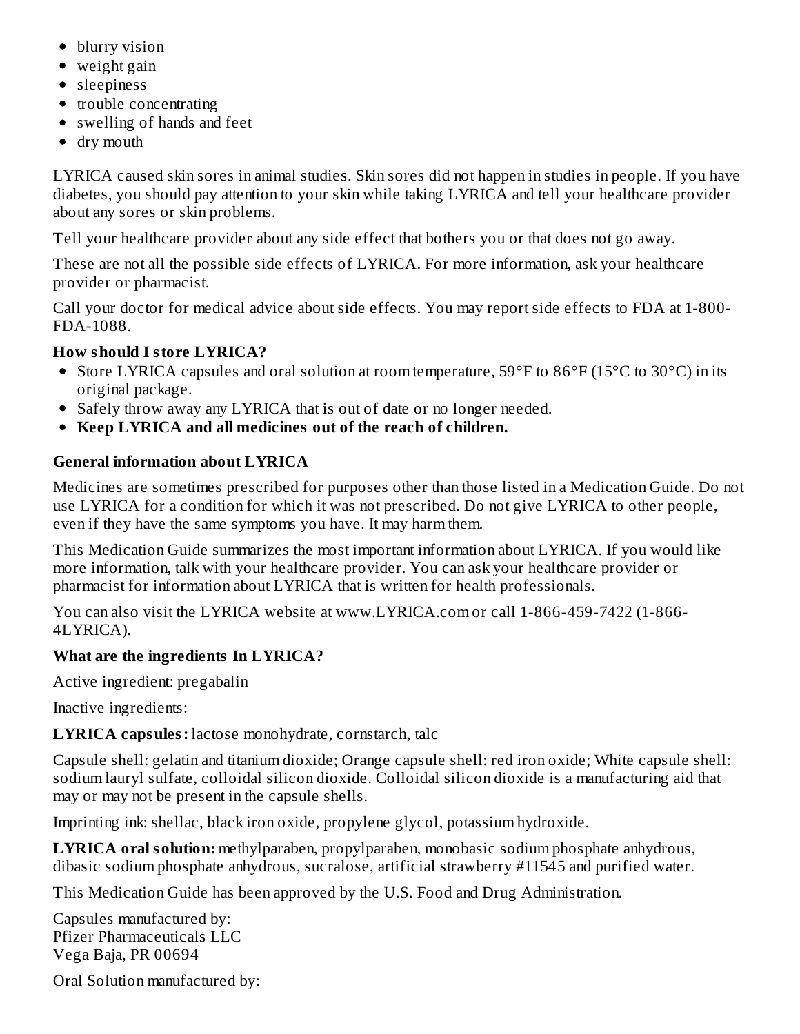- blurry vision
- weight gain
- sleepiness
- trouble concentrating
- swelling of hands and feet
- dry mouth

LYRICA caused skin sores in animal studies. Skin sores did not happen in studies in people. If you have diabetes, you should pay attention to your skin while taking LYRICA and tell your healthcare provider about any sores or skin problems.

Tell your healthcare provider about any side effect that bothers you or that does not go away.

These are not all the possible side effects of LYRICA. For more information, ask your healthcare provider or pharmacist.

Call your doctor for medical advice about side effects. You may report side effects to FDA at 1-800-FDA-1088.

**How should I store LYRICA?**

- Store LYRICA capsules and oral solution at room temperature, 59°F to 86°F (15°C to 30°C) in its original package.
- Safely throw away any LYRICA that is out of date or no longer needed.
- **Keep LYRICA and all medicines out of the reach of children.**

**General information about LYRICA**

Medicines are sometimes prescribed for purposes other than those listed in a Medication Guide. Do not use LYRICA for a condition for which it was not prescribed. Do not give LYRICA to other people, even if they have the same symptoms you have. It may harm them.

This Medication Guide summarizes the most important information about LYRICA. If you would like more information, talk with your healthcare provider. You can ask your healthcare provider or pharmacist for information about LYRICA that is written for health professionals.

You can also visit the LYRICA website at www.LYRICA.com or call 1-866-459-7422 (1-866-4LYRICA).

**What are the ingredients In LYRICA?**

Active ingredient: pregabalin

Inactive ingredients:

**LYRICA capsules:** lactose monohydrate, cornstarch, talc

Capsule shell: gelatin and titanium dioxide; Orange capsule shell: red iron oxide; White capsule shell: sodium lauryl sulfate, colloidal silicon dioxide. Colloidal silicon dioxide is a manufacturing aid that may or may not be present in the capsule shells.

Imprinting ink: shellac, black iron oxide, propylene glycol, potassium hydroxide.

**LYRICA oral solution:** methylparaben, propylparaben, monobasic sodium phosphate anhydrous, dibasic sodium phosphate anhydrous, sucralose, artificial strawberry #11545 and purified water.

This Medication Guide has been approved by the U.S. Food and Drug Administration.

Capsules manufactured by:
Pfizer Pharmaceuticals LLC
Vega Baja, PR 00694

Oral Solution manufactured by: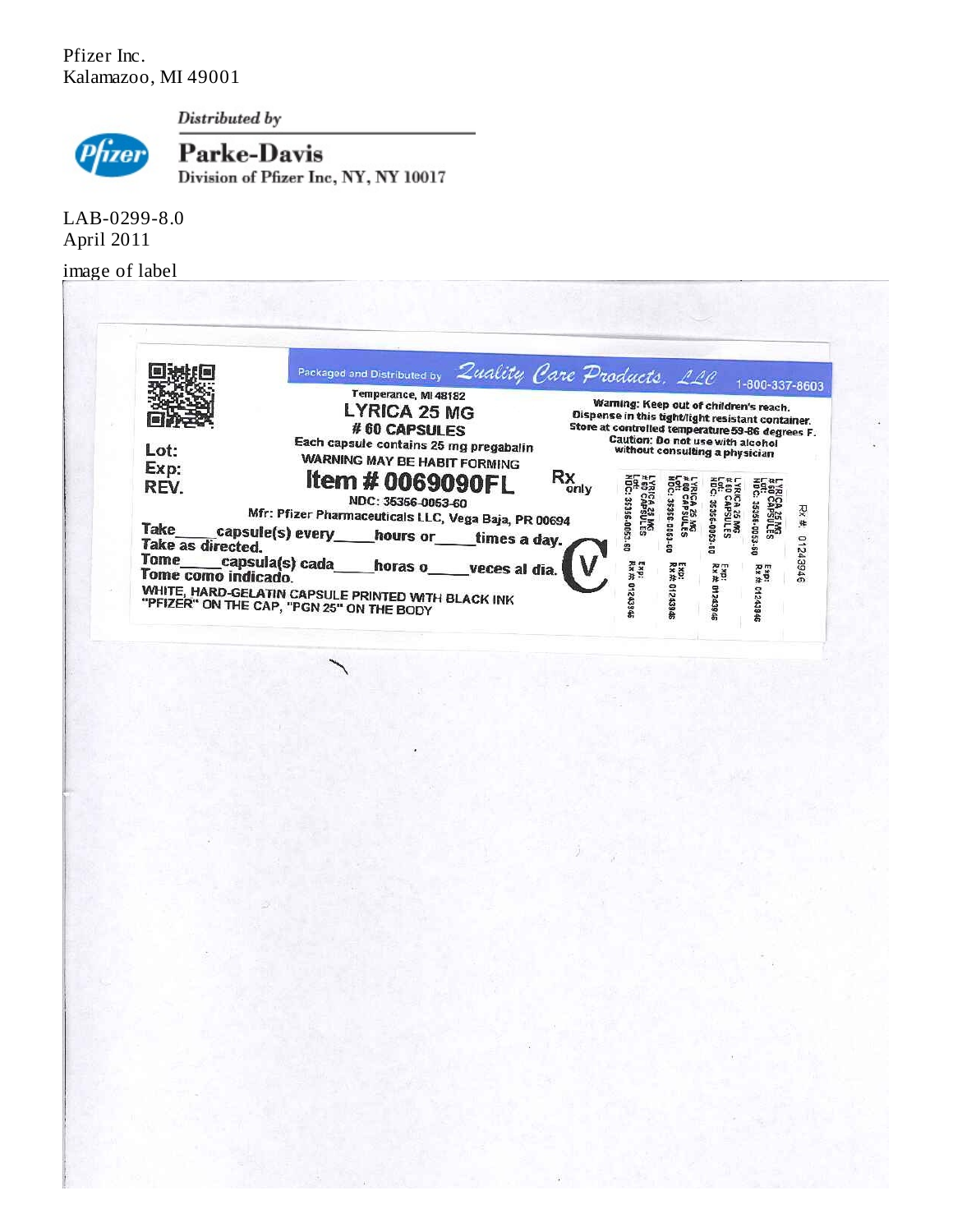Pfizer Inc.
Kalamazoo, MI 49001

*Distributed by*

**Parke-Davis**
Division of Pfizer Inc, NY, NY 10017

LAB-0299-8.0
April 2011

image of label

Packaged and Distributed by Quality Care Products, LLC 1-800-337-8603

Temperance, MI 48182

LYRICA 25 MG

# 60 CAPSULES

Each capsule contains 25 mg pregabalin

WARNING MAY BE HABIT FORMING

Item # 0069090FL

Rx only

NDC: 35356-0053-60

Mfr: Pfizer Pharmaceuticals LLC, Vega Baja, PR 00694

Lot:
Exp:
REV.

Take_____capsule(s) every_____hours or_____times a day.
Take as directed.
Tome_____capsula(s) cada_____horas o_____veces al dia.
Tome como indicado.

WHITE, HARD-GELATIN CAPSULE PRINTED WITH BLACK INK "PFIZER" ON THE CAP, "PGN 25" ON THE BODY

Warning: Keep out of children's reach.
Dispense in this tight/light resistant container.
Store at controlled temperature 59-86 degrees F.
Caution: Do not use with alcohol without consulting a physician

CV

LYRICA 25 MG
# 60 CAPSULES
Lot:
NDC: 35356-0053-60
Exp:
Rx # 01243946

Rx # 01243946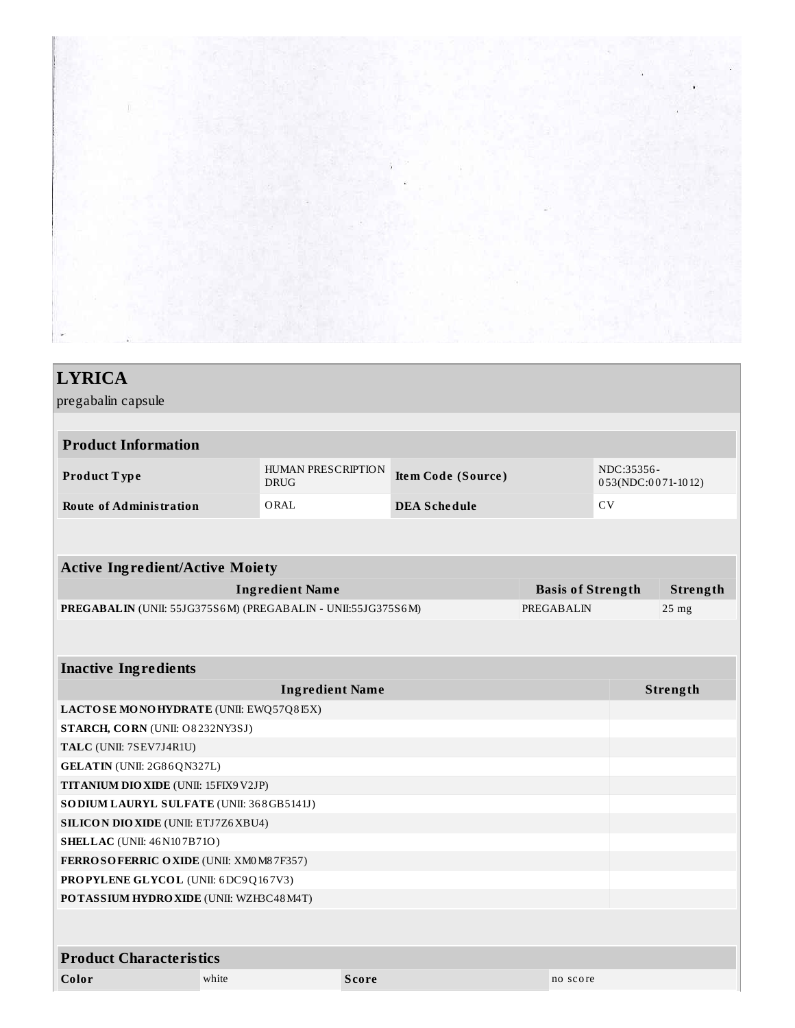# LYRICA

pregabalin capsule

| Product Information | | | |
|---|---|---|---|
| **Product Type** | HUMAN PRESCRIPTION DRUG | **Item Code (Source)** | NDC:35356-053(NDC:0071-1012) |
| **Route of Administration** | ORAL | **DEA Schedule** | CV |

| Active Ingredient/Active Moiety | | |
|---|---|---|
| **Ingredient Name** | **Basis of Strength** | **Strength** |
| **PREGABALIN** (UNII: 55JG375S6M) (PREGABALIN - UNII:55JG375S6M) | PREGABALIN | 25 mg |

| Inactive Ingredients | |
|---|---|
| **Ingredient Name** | **Strength** |
| **LACTOSE MONOHYDRATE** (UNII: EWQ57Q8I5X) | |
| **STARCH, CORN** (UNII: O8232NY3SJ) | |
| **TALC** (UNII: 7SEV7J4R1U) | |
| **GELATIN** (UNII: 2G86QN327L) | |
| **TITANIUM DIOXIDE** (UNII: 15FIX9V2JP) | |
| **SODIUM LAURYL SULFATE** (UNII: 368GB5141J) | |
| **SILICON DIOXIDE** (UNII: ETJ7Z6XBU4) | |
| **SHELLAC** (UNII: 46N107B71O) | |
| **FERROSOFERRIC OXIDE** (UNII: XM0M87F357) | |
| **PROPYLENE GLYCOL** (UNII: 6DC9Q167V3) | |
| **POTASSIUM HYDROXIDE** (UNII: WZH3C48M4T) | |

| Product Characteristics | | | |
|---|---|---|---|
| **Color** | white | **Score** | no score |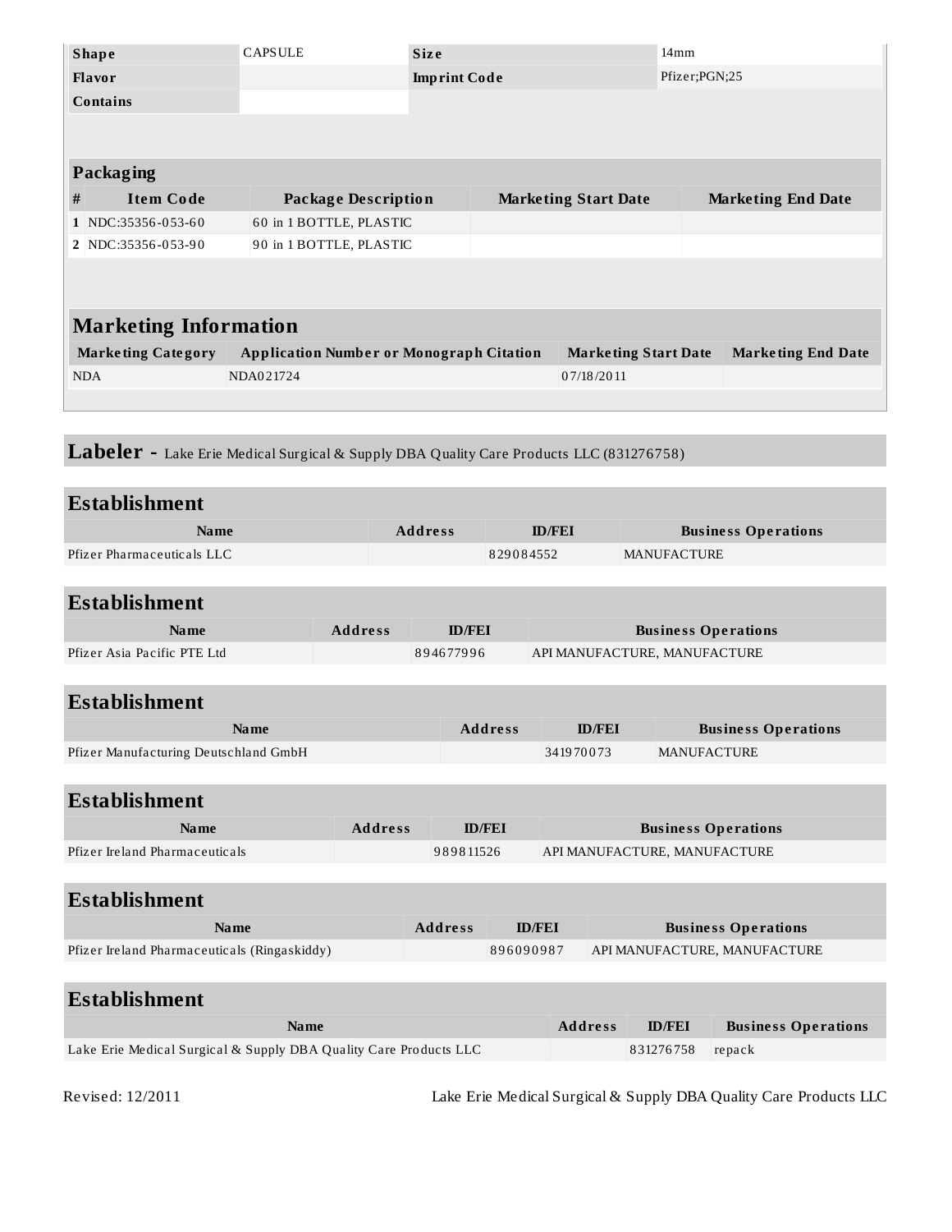| | | | |
|---|---|---|---|
| **Shape** | CAPSULE | **Size** | 14mm |
| **Flavor** | | **Imprint Code** | Pfizer;PGN;25 |
| **Contains** | | | |

## Packaging

| # | Item Code | Package Description | Marketing Start Date | Marketing End Date |
|---|---|---|---|---|
| 1 | NDC:35356-053-60 | 60 in 1 BOTTLE, PLASTIC | | |
| 2 | NDC:35356-053-90 | 90 in 1 BOTTLE, PLASTIC | | |

## Marketing Information

| Marketing Category | Application Number or Monograph Citation | Marketing Start Date | Marketing End Date |
|---|---|---|---|
| NDA | NDA021724 | 07/18/2011 | |

## Labeler - Lake Erie Medical Surgical & Supply DBA Quality Care Products LLC (831276758)

## Establishment

| Name | Address | ID/FEI | Business Operations |
|---|---|---|---|
| Pfizer Pharmaceuticals LLC | | 829084552 | MANUFACTURE |

## Establishment

| Name | Address | ID/FEI | Business Operations |
|---|---|---|---|
| Pfizer Asia Pacific PTE Ltd | | 894677996 | API MANUFACTURE, MANUFACTURE |

## Establishment

| Name | Address | ID/FEI | Business Operations |
|---|---|---|---|
| Pfizer Manufacturing Deutschland GmbH | | 341970073 | MANUFACTURE |

## Establishment

| Name | Address | ID/FEI | Business Operations |
|---|---|---|---|
| Pfizer Ireland Pharmaceuticals | | 989811526 | API MANUFACTURE, MANUFACTURE |

## Establishment

| Name | Address | ID/FEI | Business Operations |
|---|---|---|---|
| Pfizer Ireland Pharmaceuticals (Ringaskiddy) | | 896090987 | API MANUFACTURE, MANUFACTURE |

## Establishment

| Name | Address | ID/FEI | Business Operations |
|---|---|---|---|
| Lake Erie Medical Surgical & Supply DBA Quality Care Products LLC | | 831276758 | repack |

Revised: 12/2011

Lake Erie Medical Surgical & Supply DBA Quality Care Products LLC